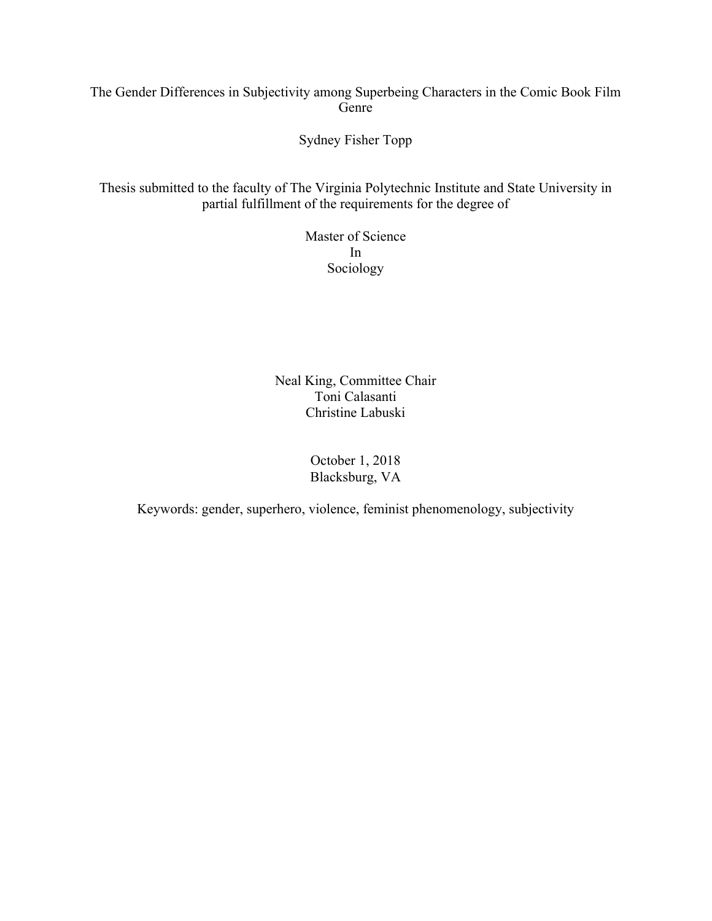# The Gender Differences in Subjectivity among Superbeing Characters in the Comic Book Film Genre

Sydney Fisher Topp

Thesis submitted to the faculty of The Virginia Polytechnic Institute and State University in partial fulfillment of the requirements for the degree of

Master of Science
In
Sociology

Neal King, Committee Chair
Toni Calasanti
Christine Labuski

October 1, 2018
Blacksburg, VA

Keywords: gender, superhero, violence, feminist phenomenology, subjectivity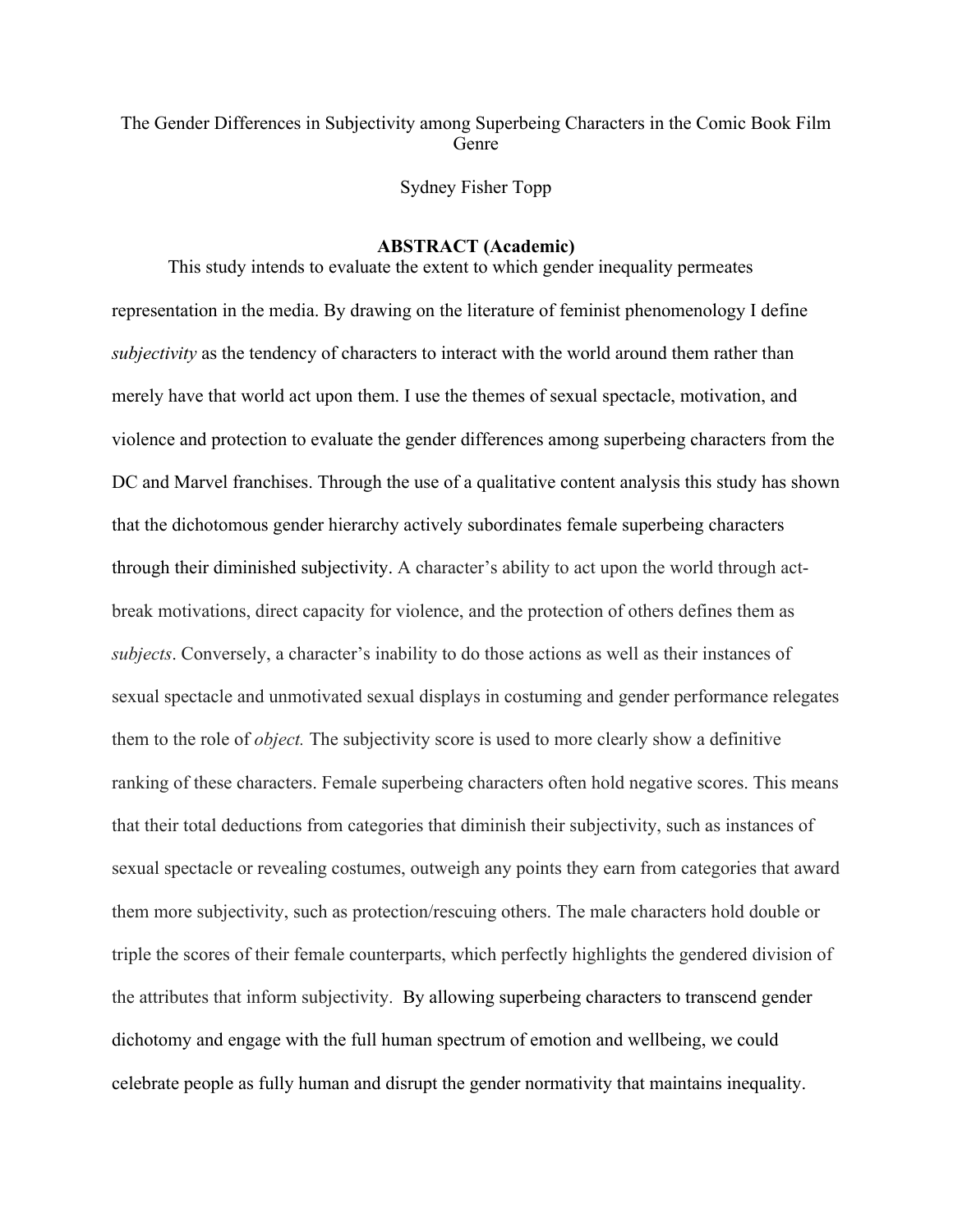# The Gender Differences in Subjectivity among Superbeing Characters in the Comic Book Film Genre

Sydney Fisher Topp

## ABSTRACT (Academic)

This study intends to evaluate the extent to which gender inequality permeates representation in the media. By drawing on the literature of feminist phenomenology I define *subjectivity* as the tendency of characters to interact with the world around them rather than merely have that world act upon them. I use the themes of sexual spectacle, motivation, and violence and protection to evaluate the gender differences among superbeing characters from the DC and Marvel franchises. Through the use of a qualitative content analysis this study has shown that the dichotomous gender hierarchy actively subordinates female superbeing characters through their diminished subjectivity. A character's ability to act upon the world through act-break motivations, direct capacity for violence, and the protection of others defines them as *subjects*. Conversely, a character's inability to do those actions as well as their instances of sexual spectacle and unmotivated sexual displays in costuming and gender performance relegates them to the role of *object.* The subjectivity score is used to more clearly show a definitive ranking of these characters. Female superbeing characters often hold negative scores. This means that their total deductions from categories that diminish their subjectivity, such as instances of sexual spectacle or revealing costumes, outweigh any points they earn from categories that award them more subjectivity, such as protection/rescuing others. The male characters hold double or triple the scores of their female counterparts, which perfectly highlights the gendered division of the attributes that inform subjectivity. By allowing superbeing characters to transcend gender dichotomy and engage with the full human spectrum of emotion and wellbeing, we could celebrate people as fully human and disrupt the gender normativity that maintains inequality.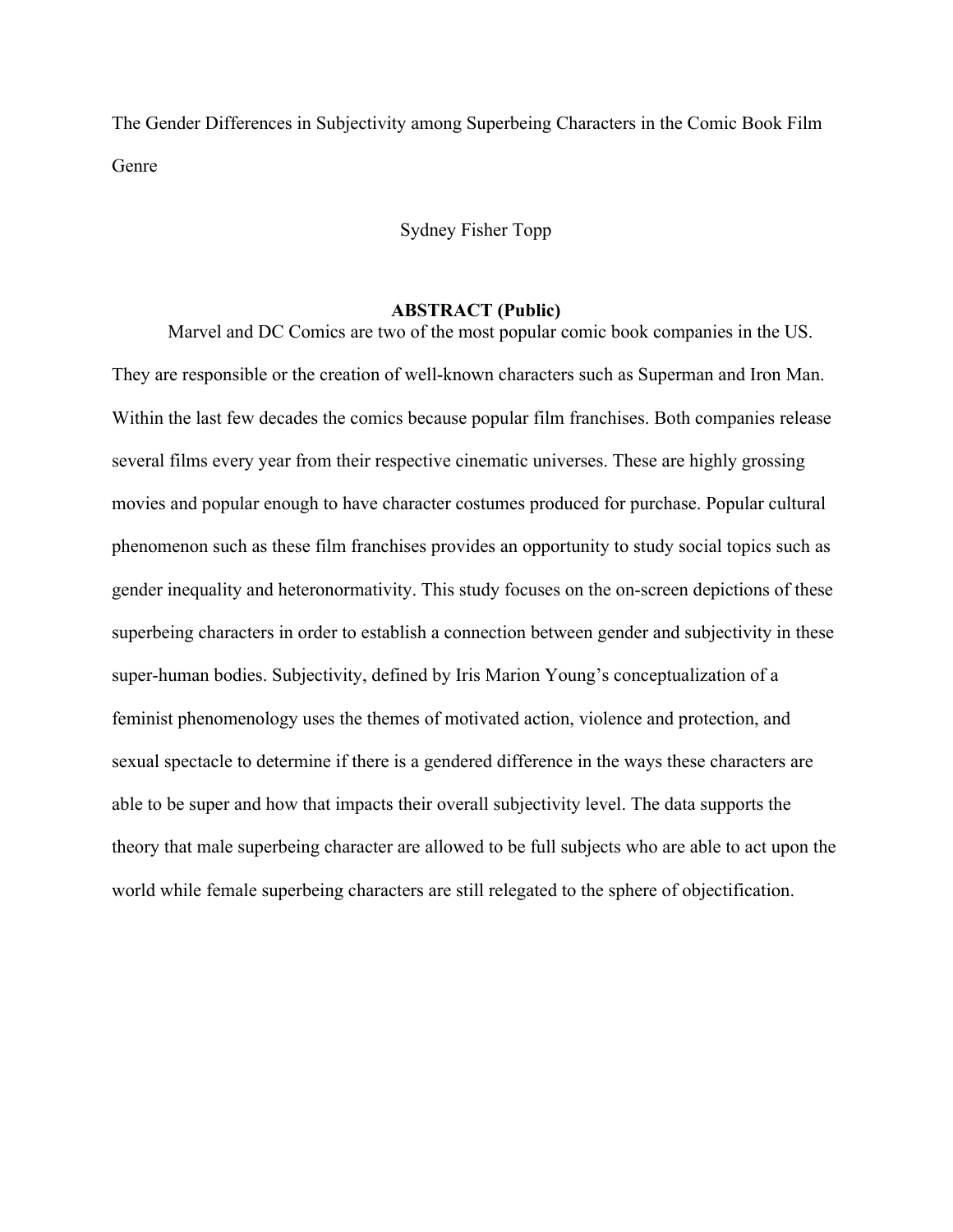The Gender Differences in Subjectivity among Superbeing Characters in the Comic Book Film Genre

Sydney Fisher Topp

## ABSTRACT (Public)

Marvel and DC Comics are two of the most popular comic book companies in the US. They are responsible or the creation of well-known characters such as Superman and Iron Man. Within the last few decades the comics because popular film franchises. Both companies release several films every year from their respective cinematic universes. These are highly grossing movies and popular enough to have character costumes produced for purchase. Popular cultural phenomenon such as these film franchises provides an opportunity to study social topics such as gender inequality and heteronormativity. This study focuses on the on-screen depictions of these superbeing characters in order to establish a connection between gender and subjectivity in these super-human bodies. Subjectivity, defined by Iris Marion Young's conceptualization of a feminist phenomenology uses the themes of motivated action, violence and protection, and sexual spectacle to determine if there is a gendered difference in the ways these characters are able to be super and how that impacts their overall subjectivity level. The data supports the theory that male superbeing character are allowed to be full subjects who are able to act upon the world while female superbeing characters are still relegated to the sphere of objectification.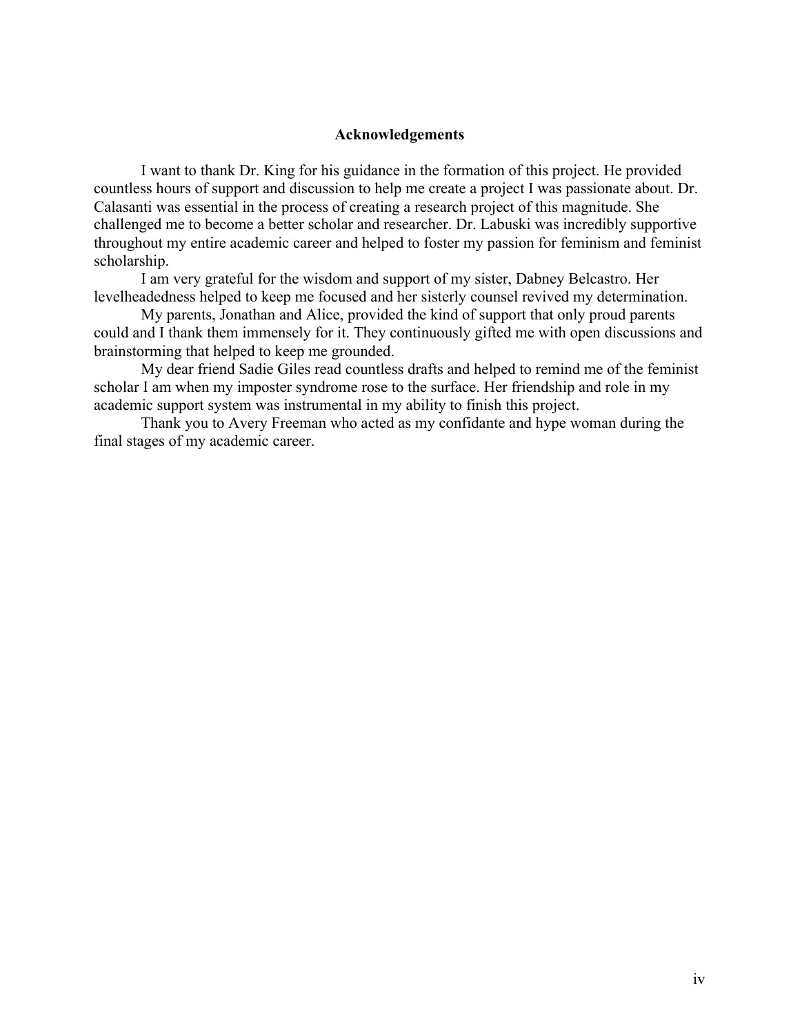# Acknowledgements

I want to thank Dr. King for his guidance in the formation of this project. He provided countless hours of support and discussion to help me create a project I was passionate about. Dr. Calasanti was essential in the process of creating a research project of this magnitude. She challenged me to become a better scholar and researcher. Dr. Labuski was incredibly supportive throughout my entire academic career and helped to foster my passion for feminism and feminist scholarship.

I am very grateful for the wisdom and support of my sister, Dabney Belcastro. Her levelheadedness helped to keep me focused and her sisterly counsel revived my determination.

My parents, Jonathan and Alice, provided the kind of support that only proud parents could and I thank them immensely for it. They continuously gifted me with open discussions and brainstorming that helped to keep me grounded.

My dear friend Sadie Giles read countless drafts and helped to remind me of the feminist scholar I am when my imposter syndrome rose to the surface. Her friendship and role in my academic support system was instrumental in my ability to finish this project.

Thank you to Avery Freeman who acted as my confidante and hype woman during the final stages of my academic career.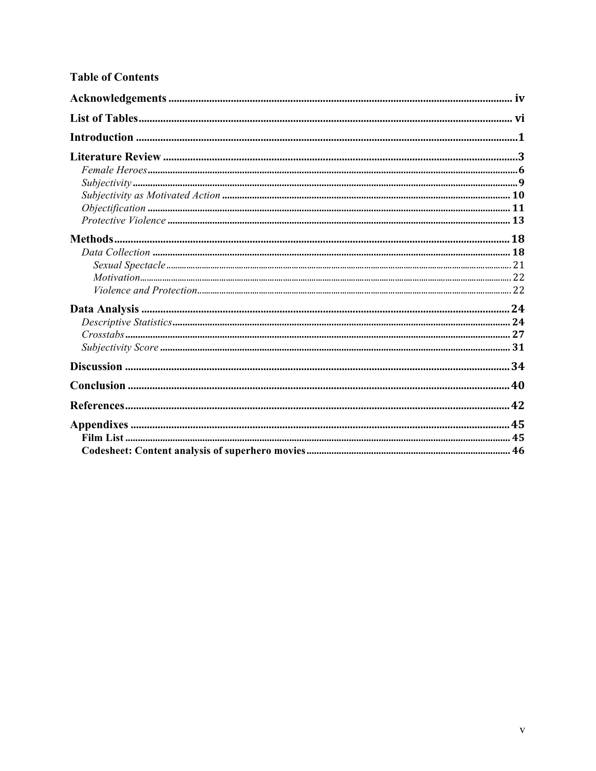**Table of Contents**

**Acknowledgements** ........................................................................................................ iv

**List of Tables** ................................................................................................................ vi

**Introduction** ................................................................................................................... 1

**Literature Review** ......................................................................................................... 3

*Female Heroes* ................................................................................................................ 6

*Subjectivity* ..................................................................................................................... 9

*Subjectivity as Motivated Action* ................................................................................. 10

*Objectification* ............................................................................................................. 11

*Protective Violence* ...................................................................................................... 13

**Methods** ....................................................................................................................... 18

*Data Collection* ............................................................................................................ 18

*Sexual Spectacle* ........................................................................................................... 21

*Motivation* .................................................................................................................... 22

*Violence and Protection* ............................................................................................... 22

**Data Analysis** .............................................................................................................. 24

*Descriptive Statistics* .................................................................................................... 24

*Crosstabs* ..................................................................................................................... 27

*Subjectivity Score* ........................................................................................................ 31

**Discussion** .................................................................................................................. 34

**Conclusion** .................................................................................................................. 40

**References** .................................................................................................................. 42

**Appendixes** ................................................................................................................. 45

**Film List** ..................................................................................................................... 45

**Codesheet: Content analysis of superhero movies** ................................................... 46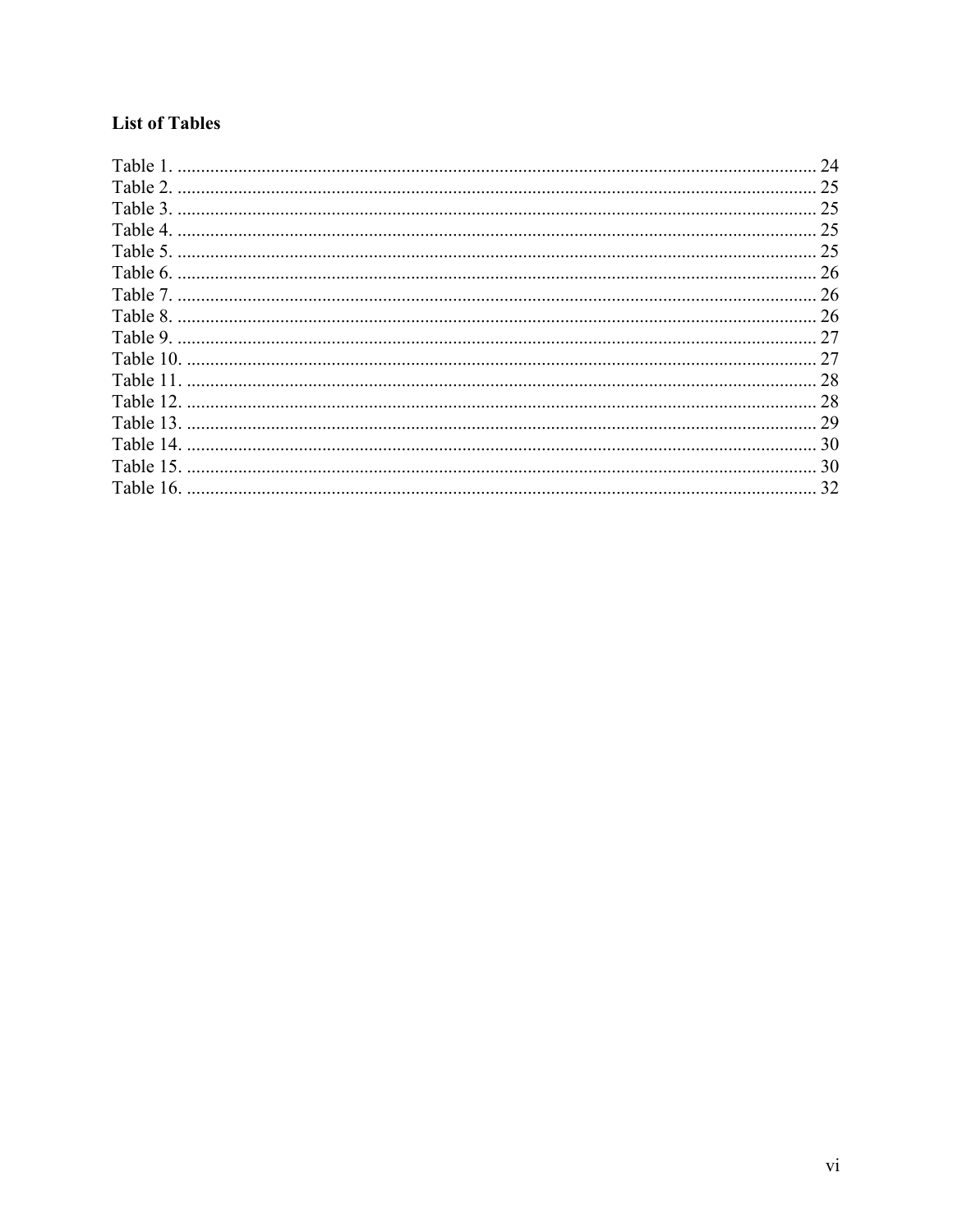## List of Tables

Table 1. ........................................................................................................................................ 24
Table 2. ........................................................................................................................................ 25
Table 3. ........................................................................................................................................ 25
Table 4. ........................................................................................................................................ 25
Table 5. ........................................................................................................................................ 25
Table 6. ........................................................................................................................................ 26
Table 7. ........................................................................................................................................ 26
Table 8. ........................................................................................................................................ 26
Table 9. ........................................................................................................................................ 27
Table 10. ...................................................................................................................................... 27
Table 11. ...................................................................................................................................... 28
Table 12. ...................................................................................................................................... 28
Table 13. ...................................................................................................................................... 29
Table 14. ...................................................................................................................................... 30
Table 15. ...................................................................................................................................... 30
Table 16. ...................................................................................................................................... 32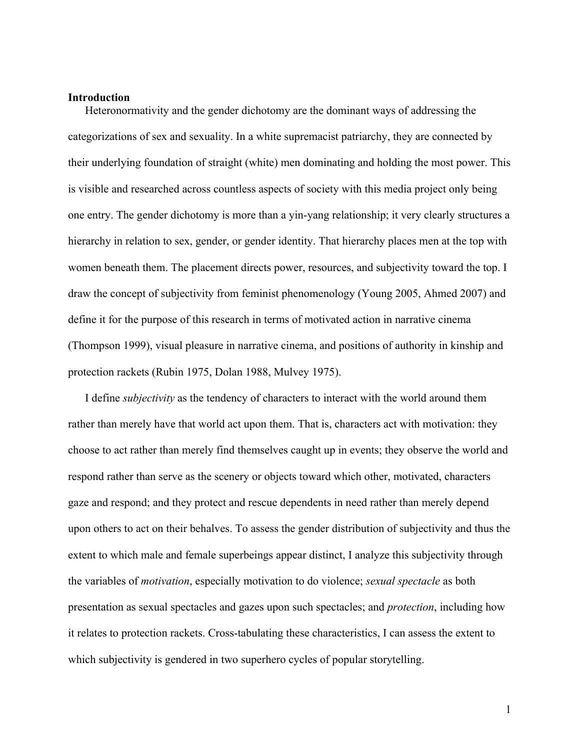**Introduction**

Heteronormativity and the gender dichotomy are the dominant ways of addressing the categorizations of sex and sexuality. In a white supremacist patriarchy, they are connected by their underlying foundation of straight (white) men dominating and holding the most power. This is visible and researched across countless aspects of society with this media project only being one entry. The gender dichotomy is more than a yin-yang relationship; it very clearly structures a hierarchy in relation to sex, gender, or gender identity. That hierarchy places men at the top with women beneath them. The placement directs power, resources, and subjectivity toward the top. I draw the concept of subjectivity from feminist phenomenology (Young 2005, Ahmed 2007) and define it for the purpose of this research in terms of motivated action in narrative cinema (Thompson 1999), visual pleasure in narrative cinema, and positions of authority in kinship and protection rackets (Rubin 1975, Dolan 1988, Mulvey 1975).

I define *subjectivity* as the tendency of characters to interact with the world around them rather than merely have that world act upon them. That is, characters act with motivation: they choose to act rather than merely find themselves caught up in events; they observe the world and respond rather than serve as the scenery or objects toward which other, motivated, characters gaze and respond; and they protect and rescue dependents in need rather than merely depend upon others to act on their behalves. To assess the gender distribution of subjectivity and thus the extent to which male and female superbeings appear distinct, I analyze this subjectivity through the variables of *motivation*, especially motivation to do violence; *sexual spectacle* as both presentation as sexual spectacles and gazes upon such spectacles; and *protection*, including how it relates to protection rackets. Cross-tabulating these characteristics, I can assess the extent to which subjectivity is gendered in two superhero cycles of popular storytelling.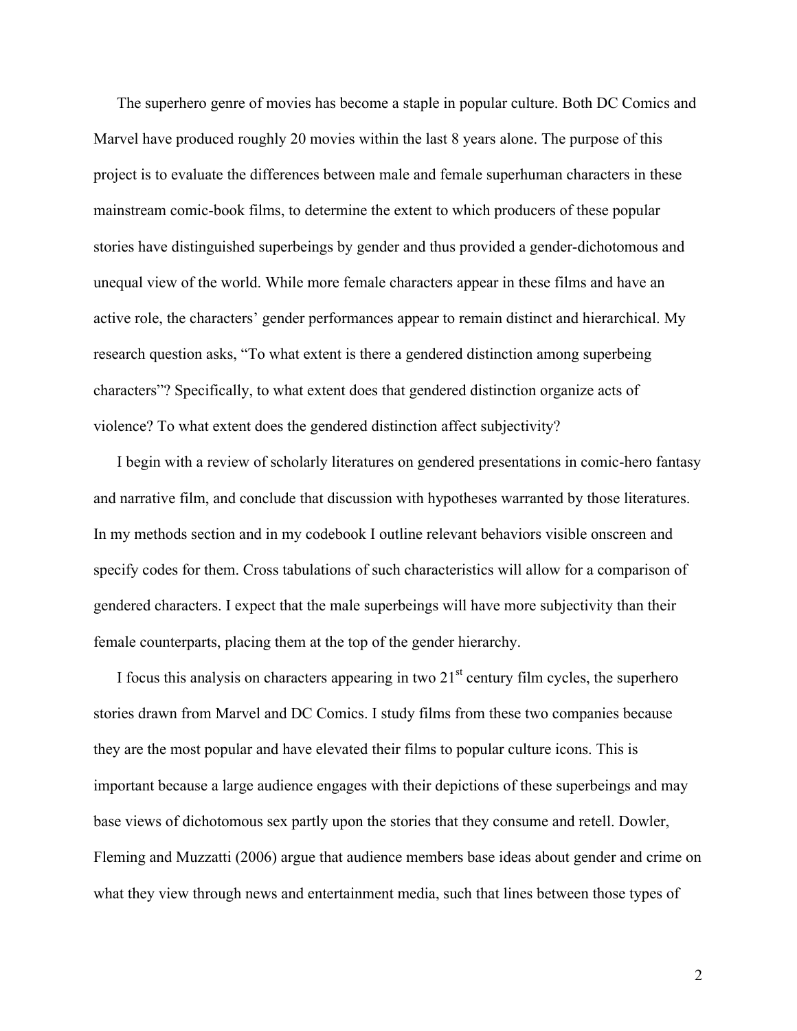The superhero genre of movies has become a staple in popular culture. Both DC Comics and Marvel have produced roughly 20 movies within the last 8 years alone. The purpose of this project is to evaluate the differences between male and female superhuman characters in these mainstream comic-book films, to determine the extent to which producers of these popular stories have distinguished superbeings by gender and thus provided a gender-dichotomous and unequal view of the world. While more female characters appear in these films and have an active role, the characters' gender performances appear to remain distinct and hierarchical. My research question asks, "To what extent is there a gendered distinction among superbeing characters"? Specifically, to what extent does that gendered distinction organize acts of violence? To what extent does the gendered distinction affect subjectivity?

I begin with a review of scholarly literatures on gendered presentations in comic-hero fantasy and narrative film, and conclude that discussion with hypotheses warranted by those literatures. In my methods section and in my codebook I outline relevant behaviors visible onscreen and specify codes for them. Cross tabulations of such characteristics will allow for a comparison of gendered characters. I expect that the male superbeings will have more subjectivity than their female counterparts, placing them at the top of the gender hierarchy.

I focus this analysis on characters appearing in two 21st century film cycles, the superhero stories drawn from Marvel and DC Comics. I study films from these two companies because they are the most popular and have elevated their films to popular culture icons. This is important because a large audience engages with their depictions of these superbeings and may base views of dichotomous sex partly upon the stories that they consume and retell. Dowler, Fleming and Muzzatti (2006) argue that audience members base ideas about gender and crime on what they view through news and entertainment media, such that lines between those types of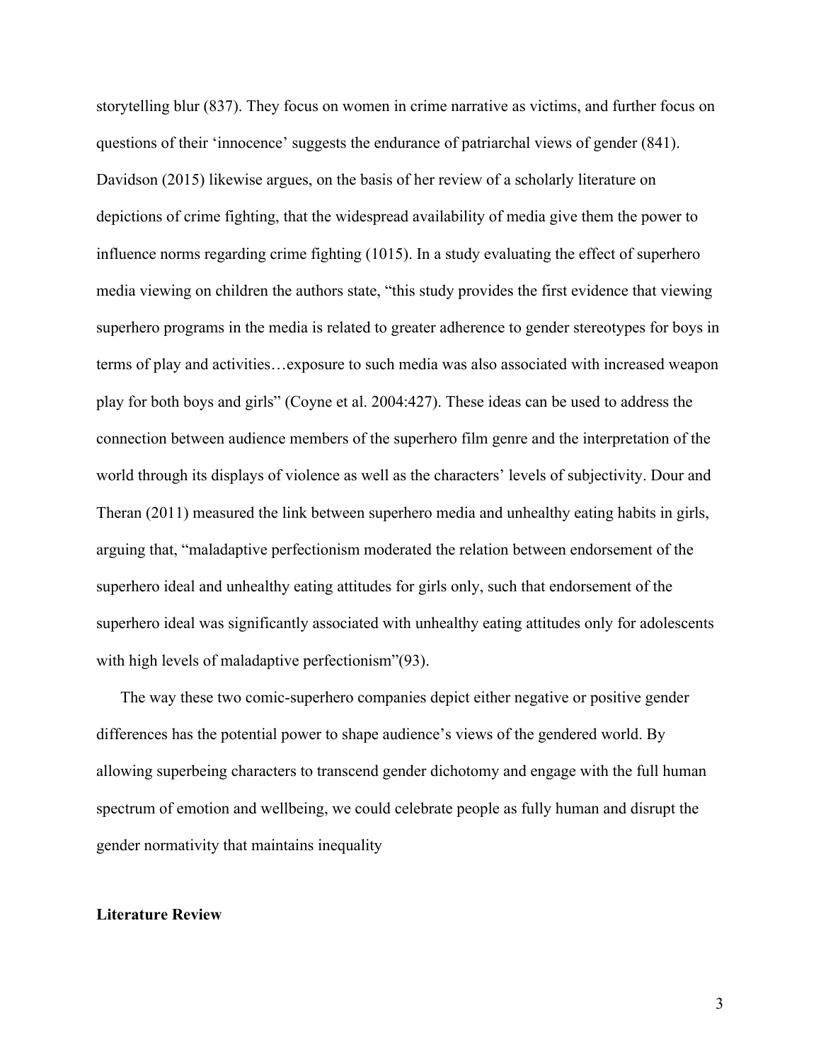storytelling blur (837). They focus on women in crime narrative as victims, and further focus on questions of their 'innocence' suggests the endurance of patriarchal views of gender (841). Davidson (2015) likewise argues, on the basis of her review of a scholarly literature on depictions of crime fighting, that the widespread availability of media give them the power to influence norms regarding crime fighting (1015). In a study evaluating the effect of superhero media viewing on children the authors state, "this study provides the first evidence that viewing superhero programs in the media is related to greater adherence to gender stereotypes for boys in terms of play and activities…exposure to such media was also associated with increased weapon play for both boys and girls" (Coyne et al. 2004:427). These ideas can be used to address the connection between audience members of the superhero film genre and the interpretation of the world through its displays of violence as well as the characters' levels of subjectivity. Dour and Theran (2011) measured the link between superhero media and unhealthy eating habits in girls, arguing that, "maladaptive perfectionism moderated the relation between endorsement of the superhero ideal and unhealthy eating attitudes for girls only, such that endorsement of the superhero ideal was significantly associated with unhealthy eating attitudes only for adolescents with high levels of maladaptive perfectionism"(93).

The way these two comic-superhero companies depict either negative or positive gender differences has the potential power to shape audience's views of the gendered world. By allowing superbeing characters to transcend gender dichotomy and engage with the full human spectrum of emotion and wellbeing, we could celebrate people as fully human and disrupt the gender normativity that maintains inequality

**Literature Review**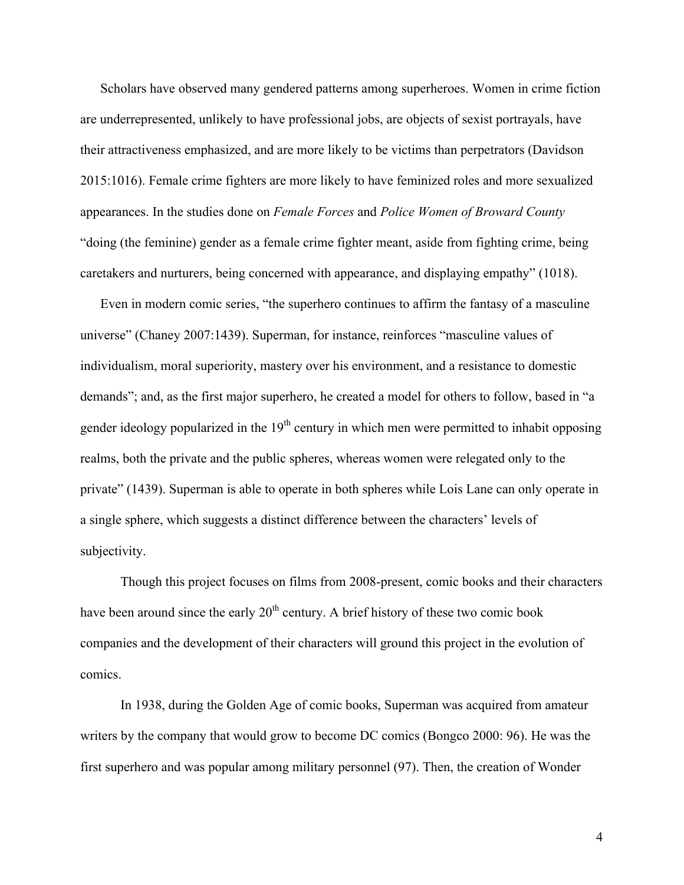Scholars have observed many gendered patterns among superheroes. Women in crime fiction are underrepresented, unlikely to have professional jobs, are objects of sexist portrayals, have their attractiveness emphasized, and are more likely to be victims than perpetrators (Davidson 2015:1016). Female crime fighters are more likely to have feminized roles and more sexualized appearances. In the studies done on *Female Forces* and *Police Women of Broward County* "doing (the feminine) gender as a female crime fighter meant, aside from fighting crime, being caretakers and nurturers, being concerned with appearance, and displaying empathy" (1018).

Even in modern comic series, "the superhero continues to affirm the fantasy of a masculine universe" (Chaney 2007:1439). Superman, for instance, reinforces "masculine values of individualism, moral superiority, mastery over his environment, and a resistance to domestic demands"; and, as the first major superhero, he created a model for others to follow, based in "a gender ideology popularized in the 19th century in which men were permitted to inhabit opposing realms, both the private and the public spheres, whereas women were relegated only to the private" (1439). Superman is able to operate in both spheres while Lois Lane can only operate in a single sphere, which suggests a distinct difference between the characters' levels of subjectivity.

Though this project focuses on films from 2008-present, comic books and their characters have been around since the early 20th century. A brief history of these two comic book companies and the development of their characters will ground this project in the evolution of comics.

In 1938, during the Golden Age of comic books, Superman was acquired from amateur writers by the company that would grow to become DC comics (Bongco 2000: 96). He was the first superhero and was popular among military personnel (97). Then, the creation of Wonder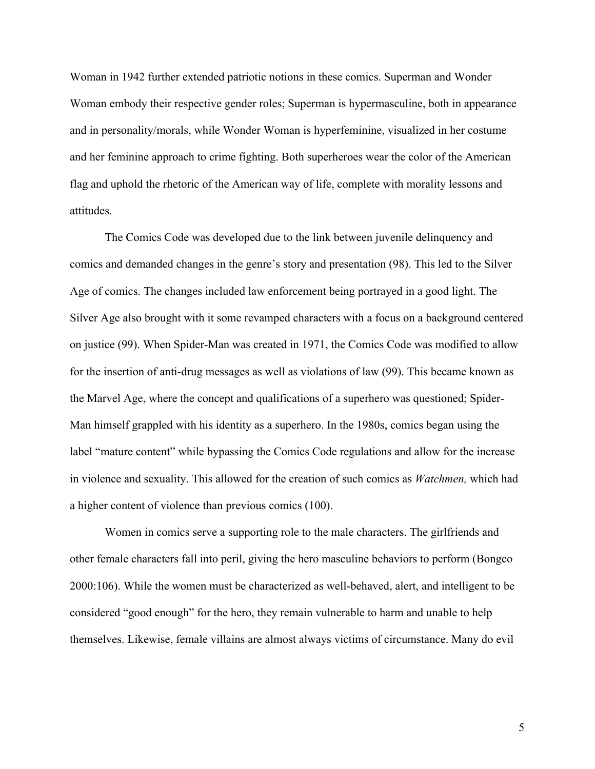Woman in 1942 further extended patriotic notions in these comics. Superman and Wonder Woman embody their respective gender roles; Superman is hypermasculine, both in appearance and in personality/morals, while Wonder Woman is hyperfeminine, visualized in her costume and her feminine approach to crime fighting. Both superheroes wear the color of the American flag and uphold the rhetoric of the American way of life, complete with morality lessons and attitudes.

The Comics Code was developed due to the link between juvenile delinquency and comics and demanded changes in the genre's story and presentation (98). This led to the Silver Age of comics. The changes included law enforcement being portrayed in a good light. The Silver Age also brought with it some revamped characters with a focus on a background centered on justice (99). When Spider-Man was created in 1971, the Comics Code was modified to allow for the insertion of anti-drug messages as well as violations of law (99). This became known as the Marvel Age, where the concept and qualifications of a superhero was questioned; Spider-Man himself grappled with his identity as a superhero. In the 1980s, comics began using the label "mature content" while bypassing the Comics Code regulations and allow for the increase in violence and sexuality. This allowed for the creation of such comics as *Watchmen,* which had a higher content of violence than previous comics (100).

Women in comics serve a supporting role to the male characters. The girlfriends and other female characters fall into peril, giving the hero masculine behaviors to perform (Bongco 2000:106). While the women must be characterized as well-behaved, alert, and intelligent to be considered "good enough" for the hero, they remain vulnerable to harm and unable to help themselves. Likewise, female villains are almost always victims of circumstance. Many do evil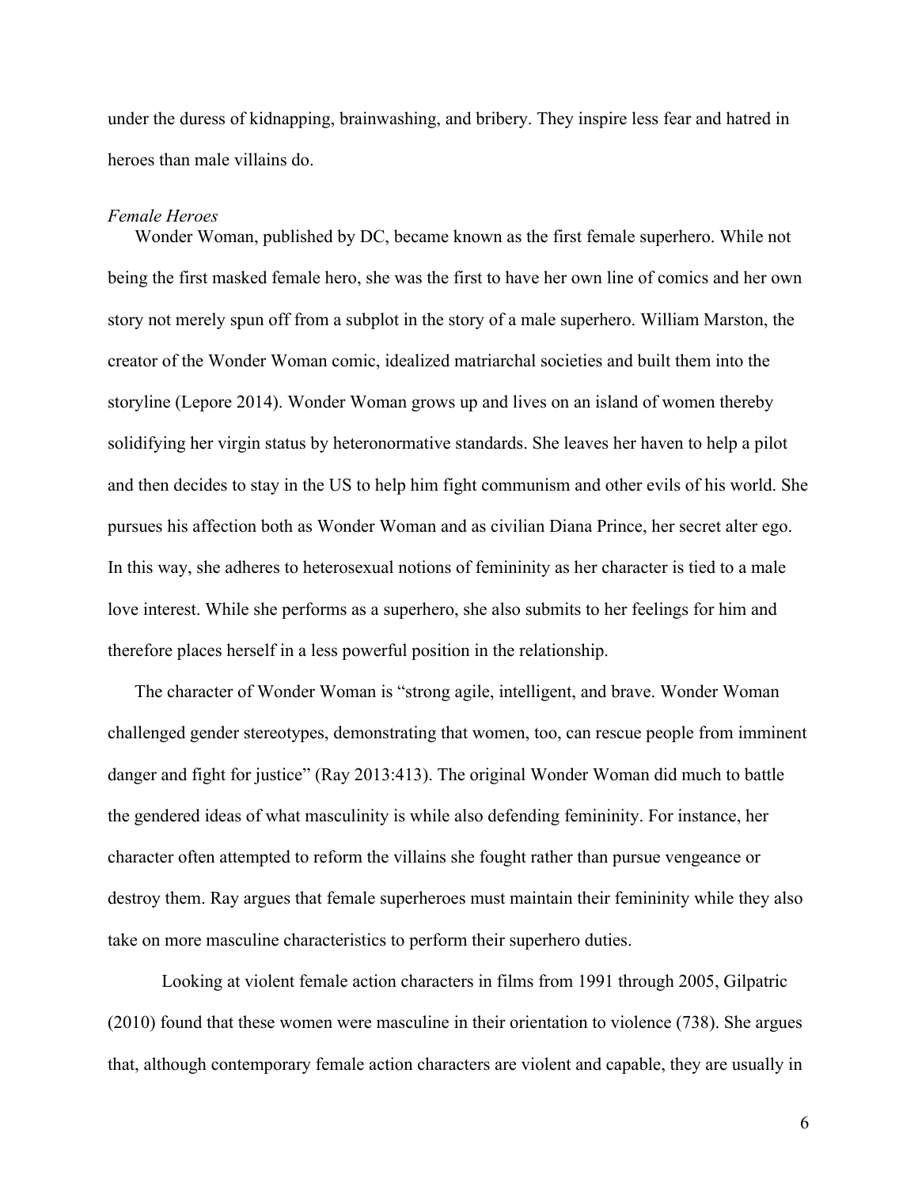under the duress of kidnapping, brainwashing, and bribery. They inspire less fear and hatred in heroes than male villains do.

*Female Heroes*

Wonder Woman, published by DC, became known as the first female superhero. While not being the first masked female hero, she was the first to have her own line of comics and her own story not merely spun off from a subplot in the story of a male superhero. William Marston, the creator of the Wonder Woman comic, idealized matriarchal societies and built them into the storyline (Lepore 2014). Wonder Woman grows up and lives on an island of women thereby solidifying her virgin status by heteronormative standards. She leaves her haven to help a pilot and then decides to stay in the US to help him fight communism and other evils of his world. She pursues his affection both as Wonder Woman and as civilian Diana Prince, her secret alter ego. In this way, she adheres to heterosexual notions of femininity as her character is tied to a male love interest. While she performs as a superhero, she also submits to her feelings for him and therefore places herself in a less powerful position in the relationship.

The character of Wonder Woman is "strong agile, intelligent, and brave. Wonder Woman challenged gender stereotypes, demonstrating that women, too, can rescue people from imminent danger and fight for justice" (Ray 2013:413). The original Wonder Woman did much to battle the gendered ideas of what masculinity is while also defending femininity. For instance, her character often attempted to reform the villains she fought rather than pursue vengeance or destroy them. Ray argues that female superheroes must maintain their femininity while they also take on more masculine characteristics to perform their superhero duties.

Looking at violent female action characters in films from 1991 through 2005, Gilpatric (2010) found that these women were masculine in their orientation to violence (738). She argues that, although contemporary female action characters are violent and capable, they are usually in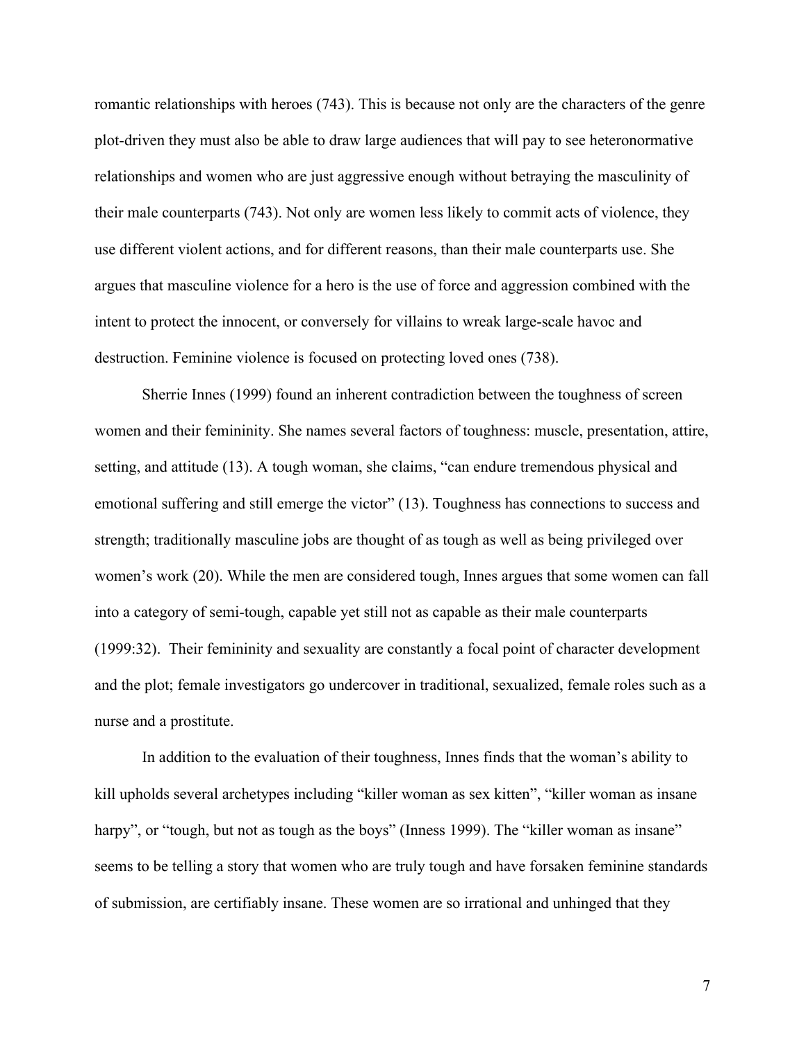romantic relationships with heroes (743). This is because not only are the characters of the genre plot-driven they must also be able to draw large audiences that will pay to see heteronormative relationships and women who are just aggressive enough without betraying the masculinity of their male counterparts (743). Not only are women less likely to commit acts of violence, they use different violent actions, and for different reasons, than their male counterparts use. She argues that masculine violence for a hero is the use of force and aggression combined with the intent to protect the innocent, or conversely for villains to wreak large-scale havoc and destruction. Feminine violence is focused on protecting loved ones (738).

Sherrie Innes (1999) found an inherent contradiction between the toughness of screen women and their femininity. She names several factors of toughness: muscle, presentation, attire, setting, and attitude (13). A tough woman, she claims, "can endure tremendous physical and emotional suffering and still emerge the victor" (13). Toughness has connections to success and strength; traditionally masculine jobs are thought of as tough as well as being privileged over women's work (20). While the men are considered tough, Innes argues that some women can fall into a category of semi-tough, capable yet still not as capable as their male counterparts (1999:32). Their femininity and sexuality are constantly a focal point of character development and the plot; female investigators go undercover in traditional, sexualized, female roles such as a nurse and a prostitute.

In addition to the evaluation of their toughness, Innes finds that the woman's ability to kill upholds several archetypes including "killer woman as sex kitten", "killer woman as insane harpy", or "tough, but not as tough as the boys" (Inness 1999). The "killer woman as insane" seems to be telling a story that women who are truly tough and have forsaken feminine standards of submission, are certifiably insane. These women are so irrational and unhinged that they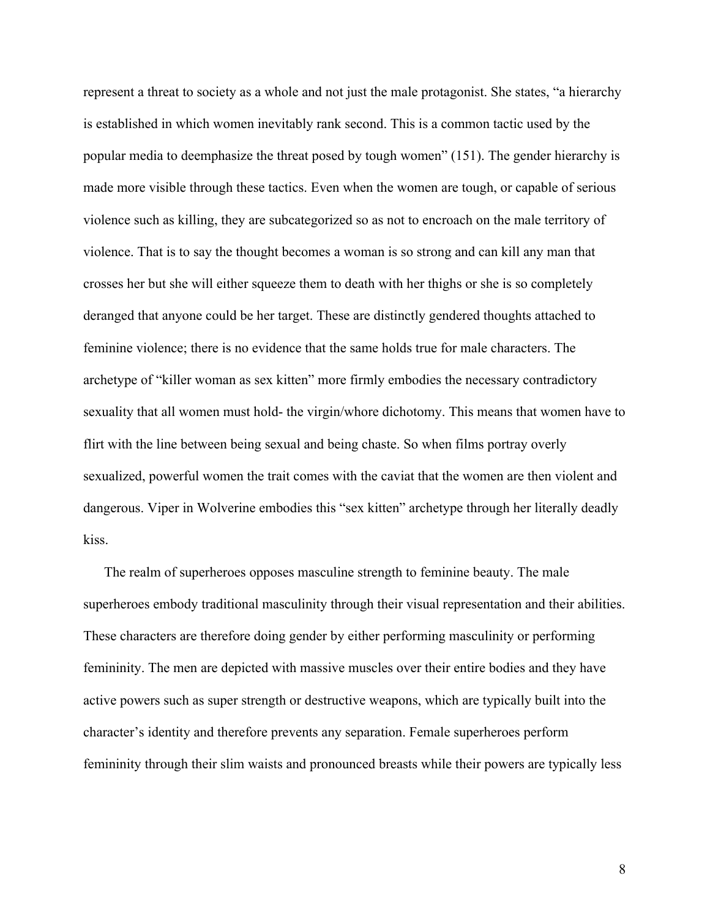represent a threat to society as a whole and not just the male protagonist. She states, "a hierarchy is established in which women inevitably rank second. This is a common tactic used by the popular media to deemphasize the threat posed by tough women" (151). The gender hierarchy is made more visible through these tactics. Even when the women are tough, or capable of serious violence such as killing, they are subcategorized so as not to encroach on the male territory of violence. That is to say the thought becomes a woman is so strong and can kill any man that crosses her but she will either squeeze them to death with her thighs or she is so completely deranged that anyone could be her target. These are distinctly gendered thoughts attached to feminine violence; there is no evidence that the same holds true for male characters. The archetype of "killer woman as sex kitten" more firmly embodies the necessary contradictory sexuality that all women must hold- the virgin/whore dichotomy. This means that women have to flirt with the line between being sexual and being chaste. So when films portray overly sexualized, powerful women the trait comes with the caviat that the women are then violent and dangerous. Viper in Wolverine embodies this "sex kitten" archetype through her literally deadly kiss.

The realm of superheroes opposes masculine strength to feminine beauty. The male superheroes embody traditional masculinity through their visual representation and their abilities. These characters are therefore doing gender by either performing masculinity or performing femininity. The men are depicted with massive muscles over their entire bodies and they have active powers such as super strength or destructive weapons, which are typically built into the character's identity and therefore prevents any separation. Female superheroes perform femininity through their slim waists and pronounced breasts while their powers are typically less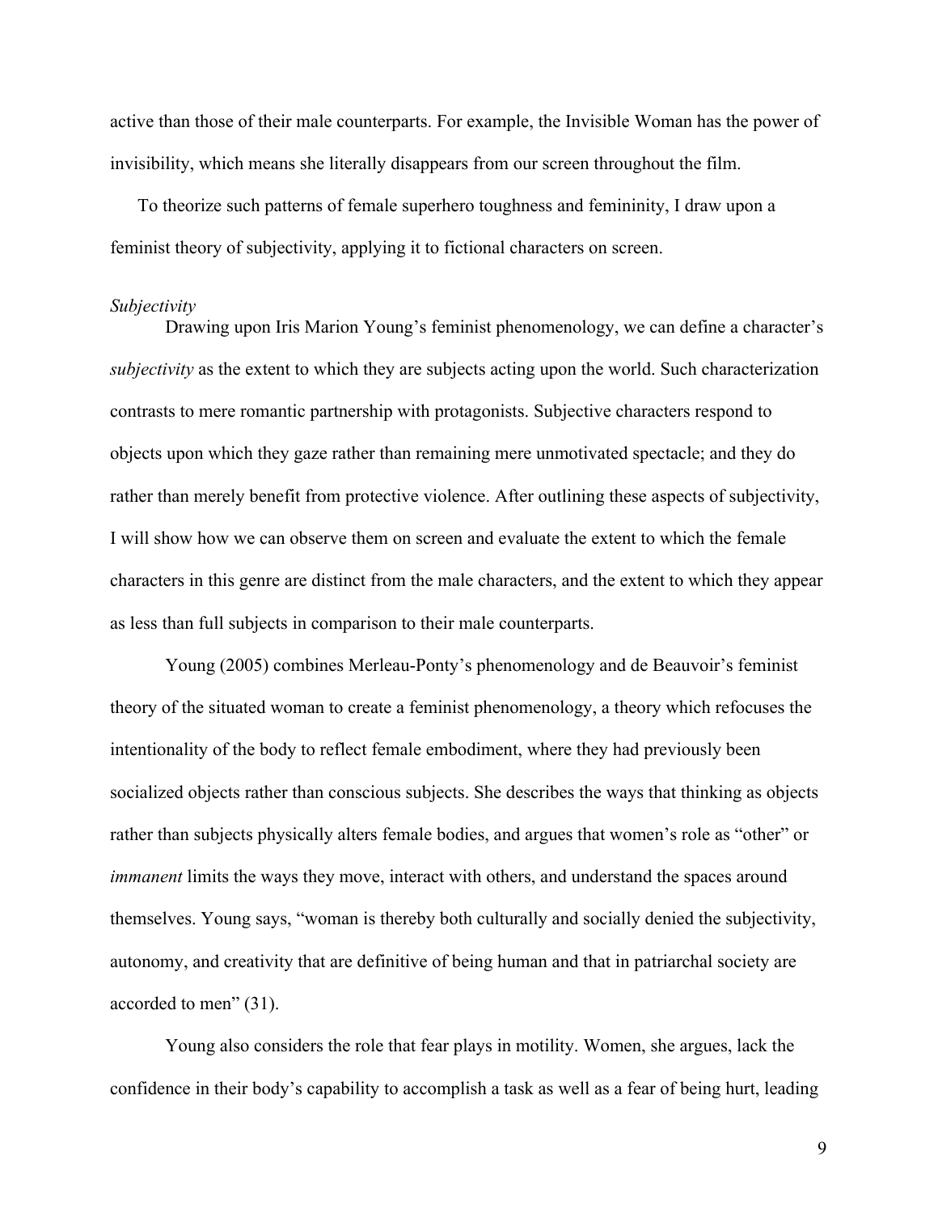active than those of their male counterparts. For example, the Invisible Woman has the power of invisibility, which means she literally disappears from our screen throughout the film.

To theorize such patterns of female superhero toughness and femininity, I draw upon a feminist theory of subjectivity, applying it to fictional characters on screen.

*Subjectivity*

Drawing upon Iris Marion Young's feminist phenomenology, we can define a character's *subjectivity* as the extent to which they are subjects acting upon the world. Such characterization contrasts to mere romantic partnership with protagonists. Subjective characters respond to objects upon which they gaze rather than remaining mere unmotivated spectacle; and they do rather than merely benefit from protective violence. After outlining these aspects of subjectivity, I will show how we can observe them on screen and evaluate the extent to which the female characters in this genre are distinct from the male characters, and the extent to which they appear as less than full subjects in comparison to their male counterparts.

Young (2005) combines Merleau-Ponty's phenomenology and de Beauvoir's feminist theory of the situated woman to create a feminist phenomenology, a theory which refocuses the intentionality of the body to reflect female embodiment, where they had previously been socialized objects rather than conscious subjects. She describes the ways that thinking as objects rather than subjects physically alters female bodies, and argues that women's role as "other" or *immanent* limits the ways they move, interact with others, and understand the spaces around themselves. Young says, "woman is thereby both culturally and socially denied the subjectivity, autonomy, and creativity that are definitive of being human and that in patriarchal society are accorded to men" (31).

Young also considers the role that fear plays in motility. Women, she argues, lack the confidence in their body's capability to accomplish a task as well as a fear of being hurt, leading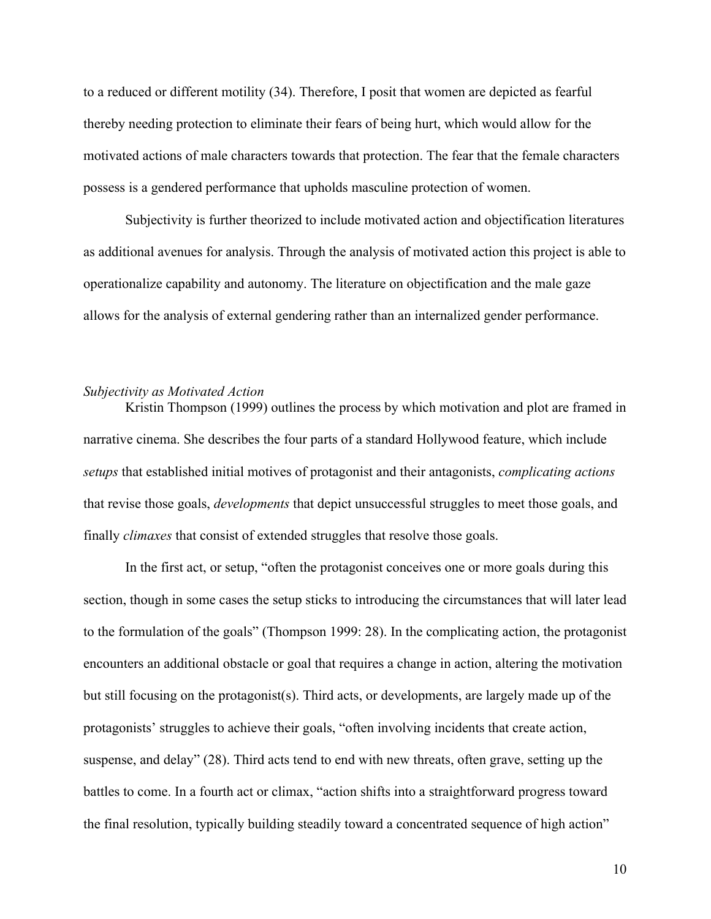to a reduced or different motility (34). Therefore, I posit that women are depicted as fearful thereby needing protection to eliminate their fears of being hurt, which would allow for the motivated actions of male characters towards that protection. The fear that the female characters possess is a gendered performance that upholds masculine protection of women.

Subjectivity is further theorized to include motivated action and objectification literatures as additional avenues for analysis. Through the analysis of motivated action this project is able to operationalize capability and autonomy. The literature on objectification and the male gaze allows for the analysis of external gendering rather than an internalized gender performance.

### *Subjectivity as Motivated Action*

Kristin Thompson (1999) outlines the process by which motivation and plot are framed in narrative cinema. She describes the four parts of a standard Hollywood feature, which include *setups* that established initial motives of protagonist and their antagonists, *complicating actions* that revise those goals, *developments* that depict unsuccessful struggles to meet those goals, and finally *climaxes* that consist of extended struggles that resolve those goals.

In the first act, or setup, "often the protagonist conceives one or more goals during this section, though in some cases the setup sticks to introducing the circumstances that will later lead to the formulation of the goals" (Thompson 1999: 28). In the complicating action, the protagonist encounters an additional obstacle or goal that requires a change in action, altering the motivation but still focusing on the protagonist(s). Third acts, or developments, are largely made up of the protagonists' struggles to achieve their goals, "often involving incidents that create action, suspense, and delay" (28). Third acts tend to end with new threats, often grave, setting up the battles to come. In a fourth act or climax, "action shifts into a straightforward progress toward the final resolution, typically building steadily toward a concentrated sequence of high action"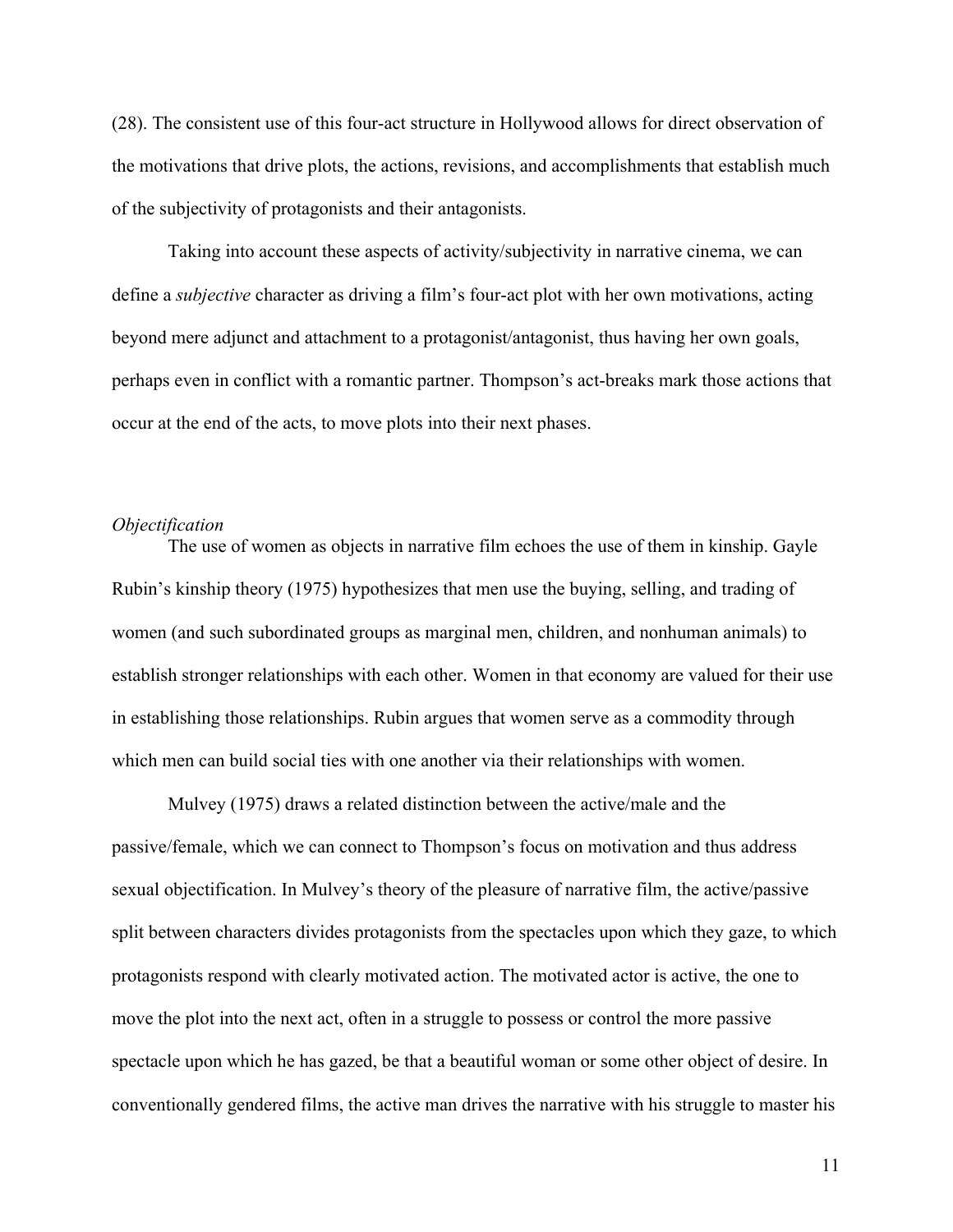(28). The consistent use of this four-act structure in Hollywood allows for direct observation of the motivations that drive plots, the actions, revisions, and accomplishments that establish much of the subjectivity of protagonists and their antagonists.

Taking into account these aspects of activity/subjectivity in narrative cinema, we can define a *subjective* character as driving a film's four-act plot with her own motivations, acting beyond mere adjunct and attachment to a protagonist/antagonist, thus having her own goals, perhaps even in conflict with a romantic partner. Thompson's act-breaks mark those actions that occur at the end of the acts, to move plots into their next phases.

### *Objectification*

The use of women as objects in narrative film echoes the use of them in kinship. Gayle Rubin's kinship theory (1975) hypothesizes that men use the buying, selling, and trading of women (and such subordinated groups as marginal men, children, and nonhuman animals) to establish stronger relationships with each other. Women in that economy are valued for their use in establishing those relationships. Rubin argues that women serve as a commodity through which men can build social ties with one another via their relationships with women.

Mulvey (1975) draws a related distinction between the active/male and the passive/female, which we can connect to Thompson's focus on motivation and thus address sexual objectification. In Mulvey's theory of the pleasure of narrative film, the active/passive split between characters divides protagonists from the spectacles upon which they gaze, to which protagonists respond with clearly motivated action. The motivated actor is active, the one to move the plot into the next act, often in a struggle to possess or control the more passive spectacle upon which he has gazed, be that a beautiful woman or some other object of desire. In conventionally gendered films, the active man drives the narrative with his struggle to master his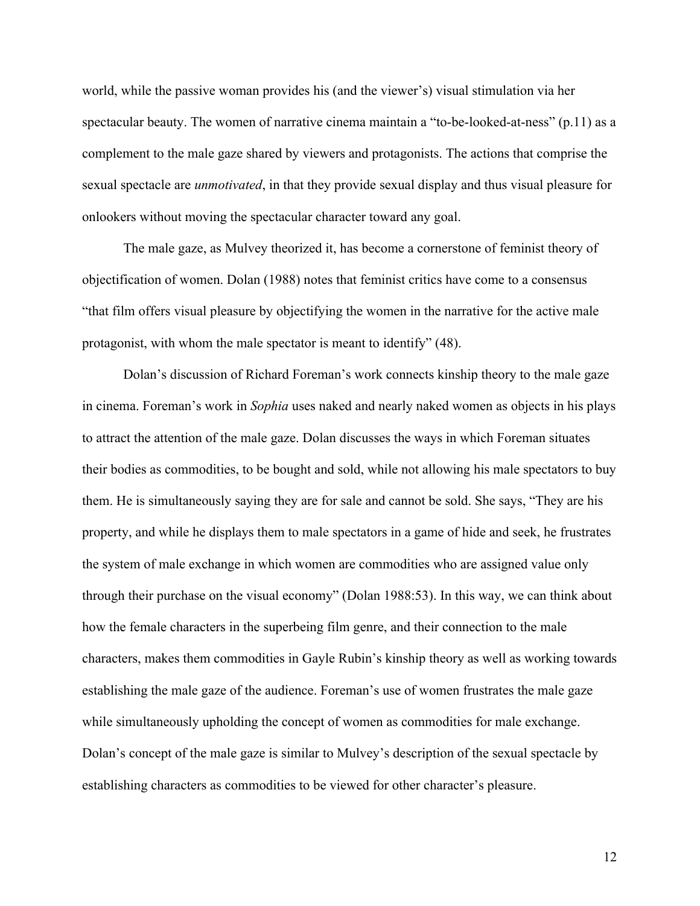world, while the passive woman provides his (and the viewer's) visual stimulation via her spectacular beauty. The women of narrative cinema maintain a "to-be-looked-at-ness" (p.11) as a complement to the male gaze shared by viewers and protagonists. The actions that comprise the sexual spectacle are *unmotivated*, in that they provide sexual display and thus visual pleasure for onlookers without moving the spectacular character toward any goal.

The male gaze, as Mulvey theorized it, has become a cornerstone of feminist theory of objectification of women. Dolan (1988) notes that feminist critics have come to a consensus "that film offers visual pleasure by objectifying the women in the narrative for the active male protagonist, with whom the male spectator is meant to identify" (48).

Dolan's discussion of Richard Foreman's work connects kinship theory to the male gaze in cinema. Foreman's work in *Sophia* uses naked and nearly naked women as objects in his plays to attract the attention of the male gaze. Dolan discusses the ways in which Foreman situates their bodies as commodities, to be bought and sold, while not allowing his male spectators to buy them. He is simultaneously saying they are for sale and cannot be sold. She says, "They are his property, and while he displays them to male spectators in a game of hide and seek, he frustrates the system of male exchange in which women are commodities who are assigned value only through their purchase on the visual economy" (Dolan 1988:53). In this way, we can think about how the female characters in the superbeing film genre, and their connection to the male characters, makes them commodities in Gayle Rubin's kinship theory as well as working towards establishing the male gaze of the audience. Foreman's use of women frustrates the male gaze while simultaneously upholding the concept of women as commodities for male exchange. Dolan's concept of the male gaze is similar to Mulvey's description of the sexual spectacle by establishing characters as commodities to be viewed for other character's pleasure.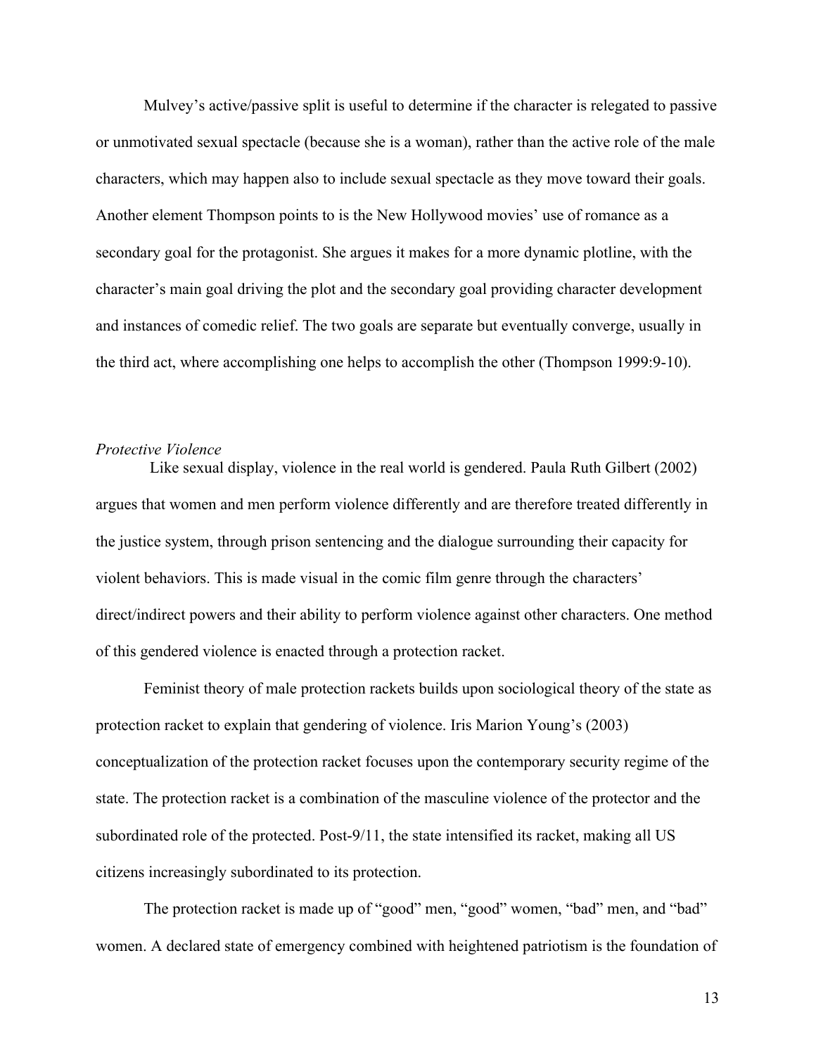Mulvey's active/passive split is useful to determine if the character is relegated to passive or unmotivated sexual spectacle (because she is a woman), rather than the active role of the male characters, which may happen also to include sexual spectacle as they move toward their goals. Another element Thompson points to is the New Hollywood movies' use of romance as a secondary goal for the protagonist. She argues it makes for a more dynamic plotline, with the character's main goal driving the plot and the secondary goal providing character development and instances of comedic relief. The two goals are separate but eventually converge, usually in the third act, where accomplishing one helps to accomplish the other (Thompson 1999:9-10).

### *Protective Violence*

Like sexual display, violence in the real world is gendered. Paula Ruth Gilbert (2002) argues that women and men perform violence differently and are therefore treated differently in the justice system, through prison sentencing and the dialogue surrounding their capacity for violent behaviors. This is made visual in the comic film genre through the characters' direct/indirect powers and their ability to perform violence against other characters. One method of this gendered violence is enacted through a protection racket.

Feminist theory of male protection rackets builds upon sociological theory of the state as protection racket to explain that gendering of violence. Iris Marion Young's (2003) conceptualization of the protection racket focuses upon the contemporary security regime of the state. The protection racket is a combination of the masculine violence of the protector and the subordinated role of the protected. Post-9/11, the state intensified its racket, making all US citizens increasingly subordinated to its protection.

The protection racket is made up of "good" men, "good" women, "bad" men, and "bad" women. A declared state of emergency combined with heightened patriotism is the foundation of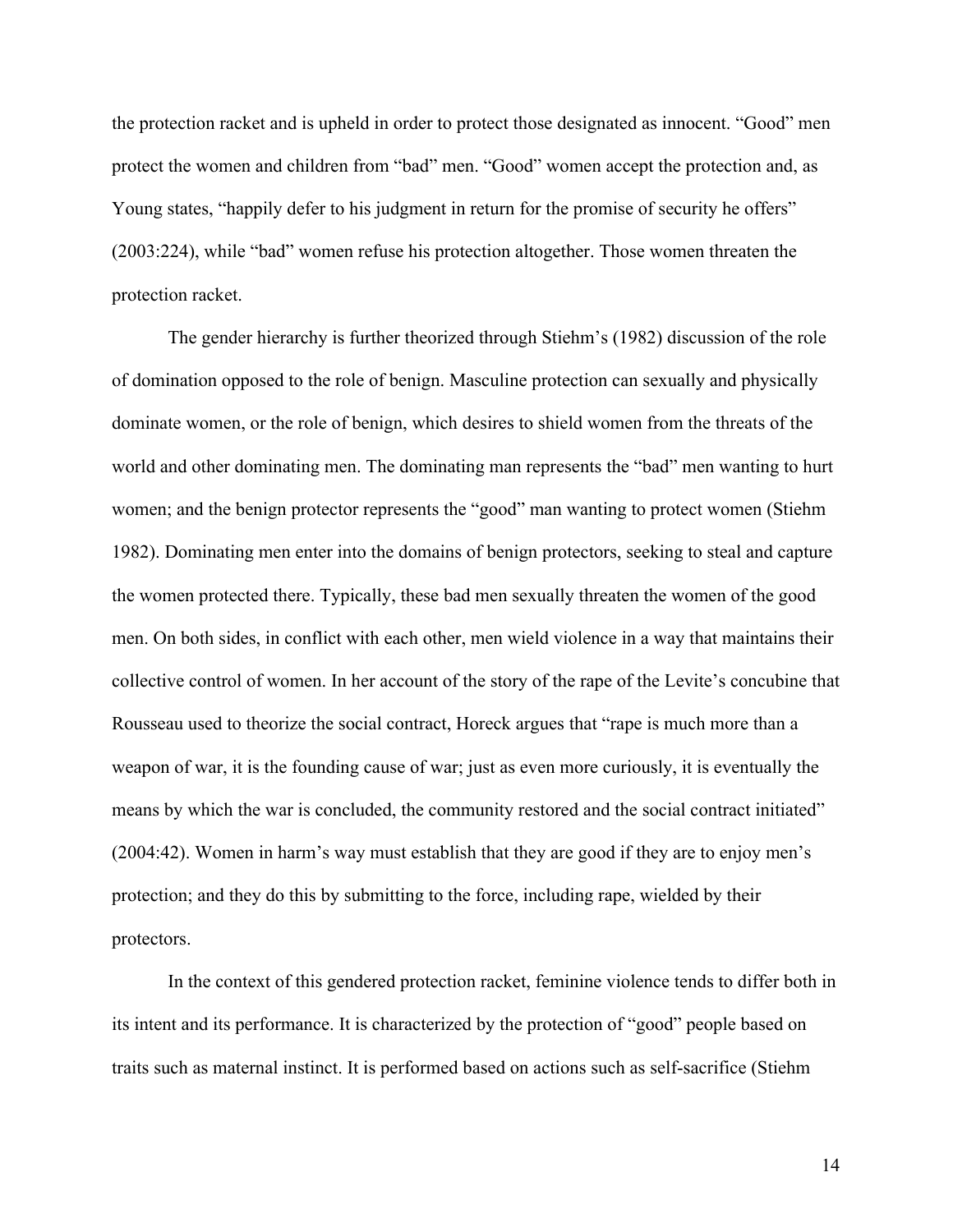the protection racket and is upheld in order to protect those designated as innocent. "Good" men protect the women and children from "bad" men. "Good" women accept the protection and, as Young states, "happily defer to his judgment in return for the promise of security he offers" (2003:224), while "bad" women refuse his protection altogether. Those women threaten the protection racket.

The gender hierarchy is further theorized through Stiehm's (1982) discussion of the role of domination opposed to the role of benign. Masculine protection can sexually and physically dominate women, or the role of benign, which desires to shield women from the threats of the world and other dominating men. The dominating man represents the "bad" men wanting to hurt women; and the benign protector represents the "good" man wanting to protect women (Stiehm 1982). Dominating men enter into the domains of benign protectors, seeking to steal and capture the women protected there. Typically, these bad men sexually threaten the women of the good men. On both sides, in conflict with each other, men wield violence in a way that maintains their collective control of women. In her account of the story of the rape of the Levite's concubine that Rousseau used to theorize the social contract, Horeck argues that "rape is much more than a weapon of war, it is the founding cause of war; just as even more curiously, it is eventually the means by which the war is concluded, the community restored and the social contract initiated" (2004:42). Women in harm's way must establish that they are good if they are to enjoy men's protection; and they do this by submitting to the force, including rape, wielded by their protectors.

In the context of this gendered protection racket, feminine violence tends to differ both in its intent and its performance. It is characterized by the protection of "good" people based on traits such as maternal instinct. It is performed based on actions such as self-sacrifice (Stiehm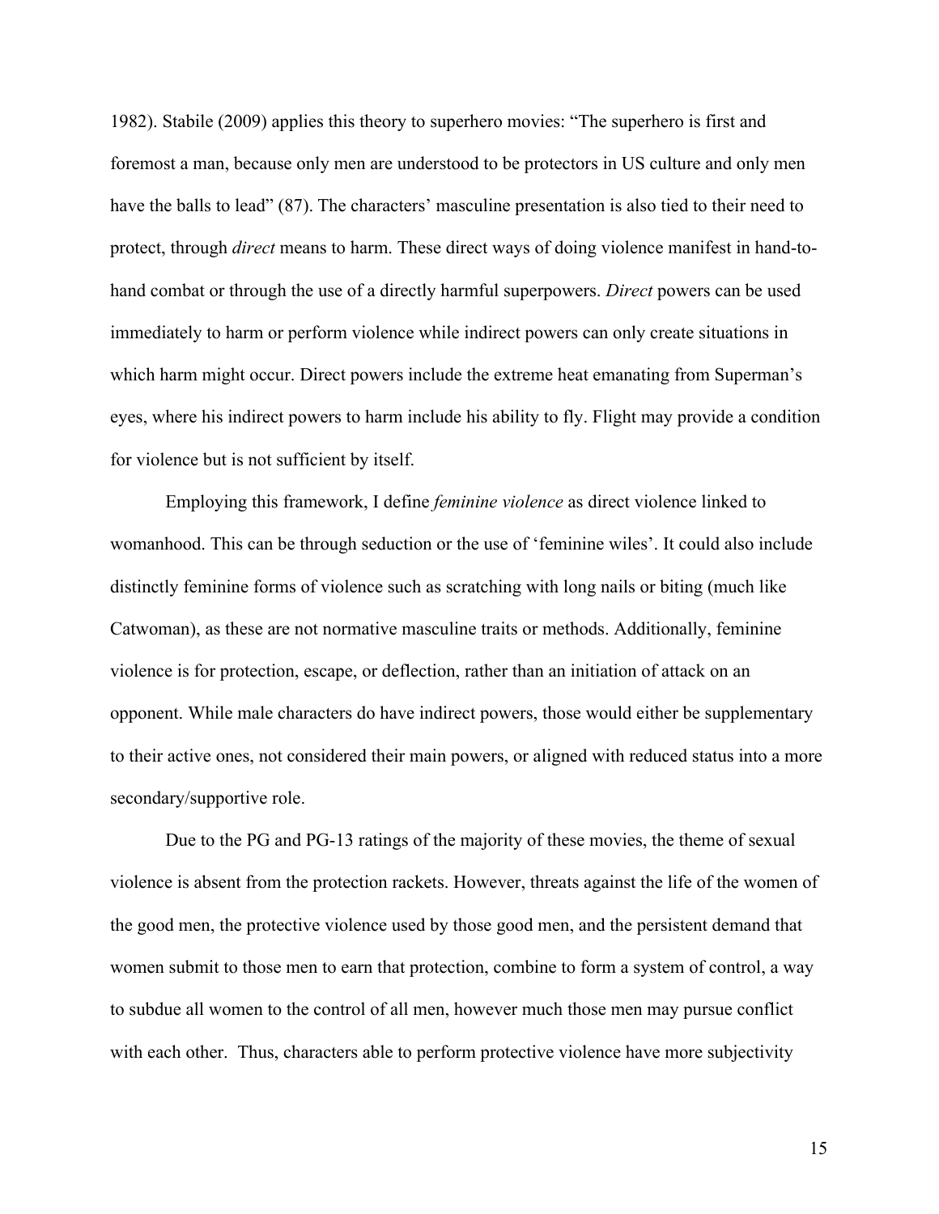1982). Stabile (2009) applies this theory to superhero movies: "The superhero is first and foremost a man, because only men are understood to be protectors in US culture and only men have the balls to lead" (87). The characters' masculine presentation is also tied to their need to protect, through *direct* means to harm. These direct ways of doing violence manifest in hand-to-hand combat or through the use of a directly harmful superpowers. *Direct* powers can be used immediately to harm or perform violence while indirect powers can only create situations in which harm might occur. Direct powers include the extreme heat emanating from Superman's eyes, where his indirect powers to harm include his ability to fly. Flight may provide a condition for violence but is not sufficient by itself.

Employing this framework, I define *feminine violence* as direct violence linked to womanhood. This can be through seduction or the use of 'feminine wiles'. It could also include distinctly feminine forms of violence such as scratching with long nails or biting (much like Catwoman), as these are not normative masculine traits or methods. Additionally, feminine violence is for protection, escape, or deflection, rather than an initiation of attack on an opponent. While male characters do have indirect powers, those would either be supplementary to their active ones, not considered their main powers, or aligned with reduced status into a more secondary/supportive role.

Due to the PG and PG-13 ratings of the majority of these movies, the theme of sexual violence is absent from the protection rackets. However, threats against the life of the women of the good men, the protective violence used by those good men, and the persistent demand that women submit to those men to earn that protection, combine to form a system of control, a way to subdue all women to the control of all men, however much those men may pursue conflict with each other. Thus, characters able to perform protective violence have more subjectivity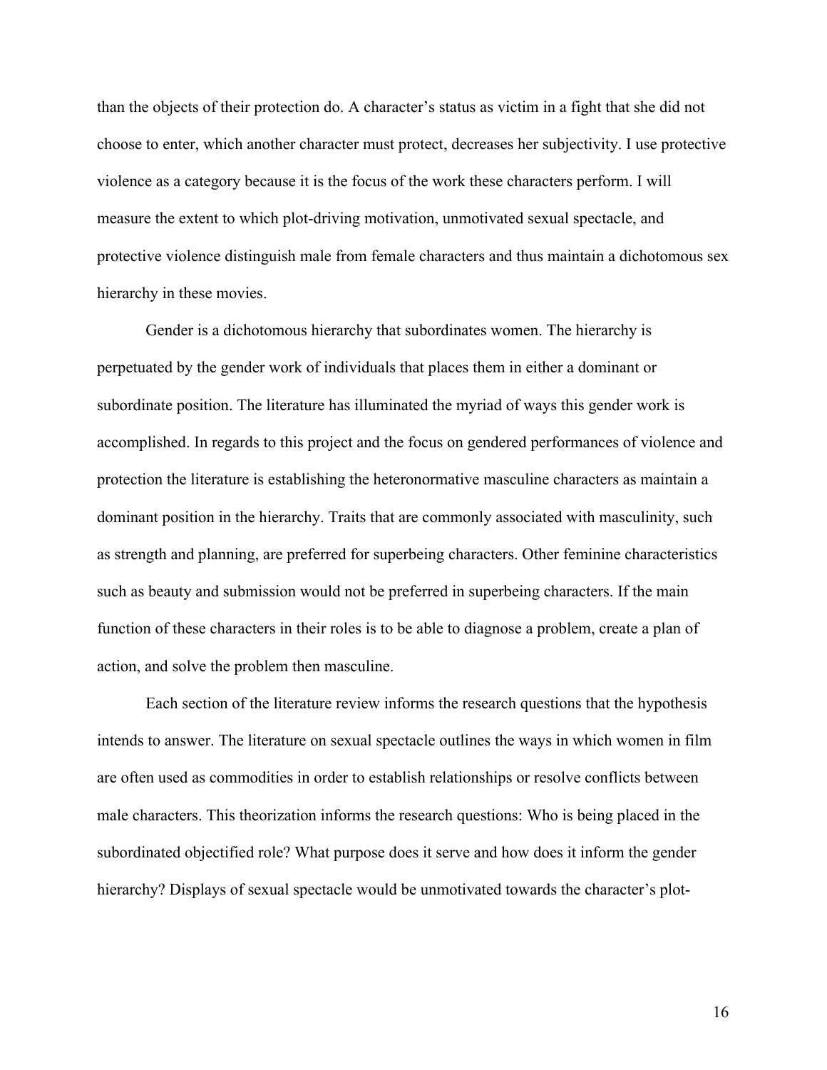than the objects of their protection do. A character's status as victim in a fight that she did not choose to enter, which another character must protect, decreases her subjectivity. I use protective violence as a category because it is the focus of the work these characters perform. I will measure the extent to which plot-driving motivation, unmotivated sexual spectacle, and protective violence distinguish male from female characters and thus maintain a dichotomous sex hierarchy in these movies.

Gender is a dichotomous hierarchy that subordinates women. The hierarchy is perpetuated by the gender work of individuals that places them in either a dominant or subordinate position. The literature has illuminated the myriad of ways this gender work is accomplished. In regards to this project and the focus on gendered performances of violence and protection the literature is establishing the heteronormative masculine characters as maintain a dominant position in the hierarchy. Traits that are commonly associated with masculinity, such as strength and planning, are preferred for superbeing characters. Other feminine characteristics such as beauty and submission would not be preferred in superbeing characters. If the main function of these characters in their roles is to be able to diagnose a problem, create a plan of action, and solve the problem then masculine.

Each section of the literature review informs the research questions that the hypothesis intends to answer. The literature on sexual spectacle outlines the ways in which women in film are often used as commodities in order to establish relationships or resolve conflicts between male characters. This theorization informs the research questions: Who is being placed in the subordinated objectified role? What purpose does it serve and how does it inform the gender hierarchy? Displays of sexual spectacle would be unmotivated towards the character's plot-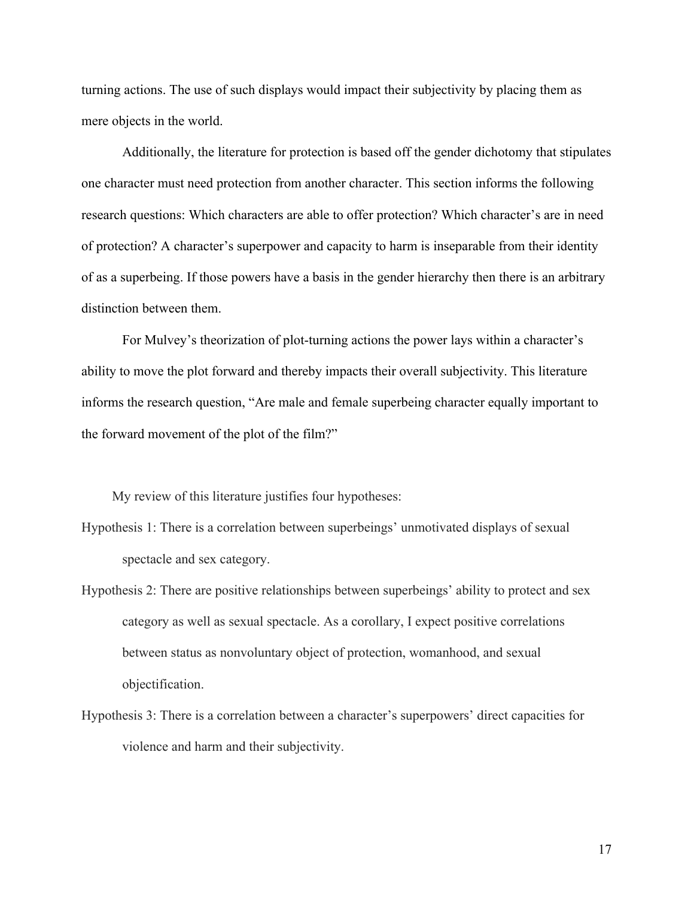turning actions. The use of such displays would impact their subjectivity by placing them as mere objects in the world.

Additionally, the literature for protection is based off the gender dichotomy that stipulates one character must need protection from another character. This section informs the following research questions: Which characters are able to offer protection? Which character's are in need of protection? A character's superpower and capacity to harm is inseparable from their identity of as a superbeing. If those powers have a basis in the gender hierarchy then there is an arbitrary distinction between them.

For Mulvey's theorization of plot-turning actions the power lays within a character's ability to move the plot forward and thereby impacts their overall subjectivity. This literature informs the research question, "Are male and female superbeing character equally important to the forward movement of the plot of the film?"

My review of this literature justifies four hypotheses:

Hypothesis 1: There is a correlation between superbeings' unmotivated displays of sexual spectacle and sex category.

Hypothesis 2: There are positive relationships between superbeings' ability to protect and sex category as well as sexual spectacle. As a corollary, I expect positive correlations between status as nonvoluntary object of protection, womanhood, and sexual objectification.

Hypothesis 3: There is a correlation between a character's superpowers' direct capacities for violence and harm and their subjectivity.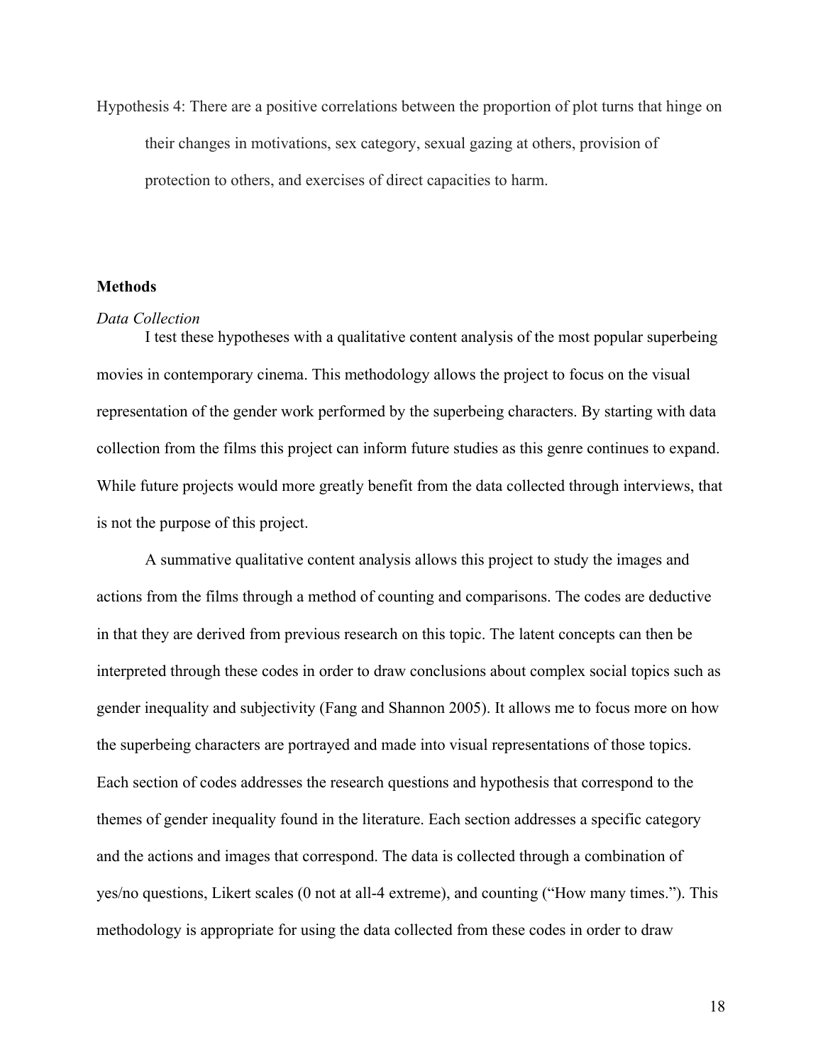Hypothesis 4: There are a positive correlations between the proportion of plot turns that hinge on their changes in motivations, sex category, sexual gazing at others, provision of protection to others, and exercises of direct capacities to harm.

## Methods

*Data Collection*

I test these hypotheses with a qualitative content analysis of the most popular superbeing movies in contemporary cinema. This methodology allows the project to focus on the visual representation of the gender work performed by the superbeing characters. By starting with data collection from the films this project can inform future studies as this genre continues to expand. While future projects would more greatly benefit from the data collected through interviews, that is not the purpose of this project.

A summative qualitative content analysis allows this project to study the images and actions from the films through a method of counting and comparisons. The codes are deductive in that they are derived from previous research on this topic. The latent concepts can then be interpreted through these codes in order to draw conclusions about complex social topics such as gender inequality and subjectivity (Fang and Shannon 2005). It allows me to focus more on how the superbeing characters are portrayed and made into visual representations of those topics. Each section of codes addresses the research questions and hypothesis that correspond to the themes of gender inequality found in the literature. Each section addresses a specific category and the actions and images that correspond. The data is collected through a combination of yes/no questions, Likert scales (0 not at all-4 extreme), and counting ("How many times."). This methodology is appropriate for using the data collected from these codes in order to draw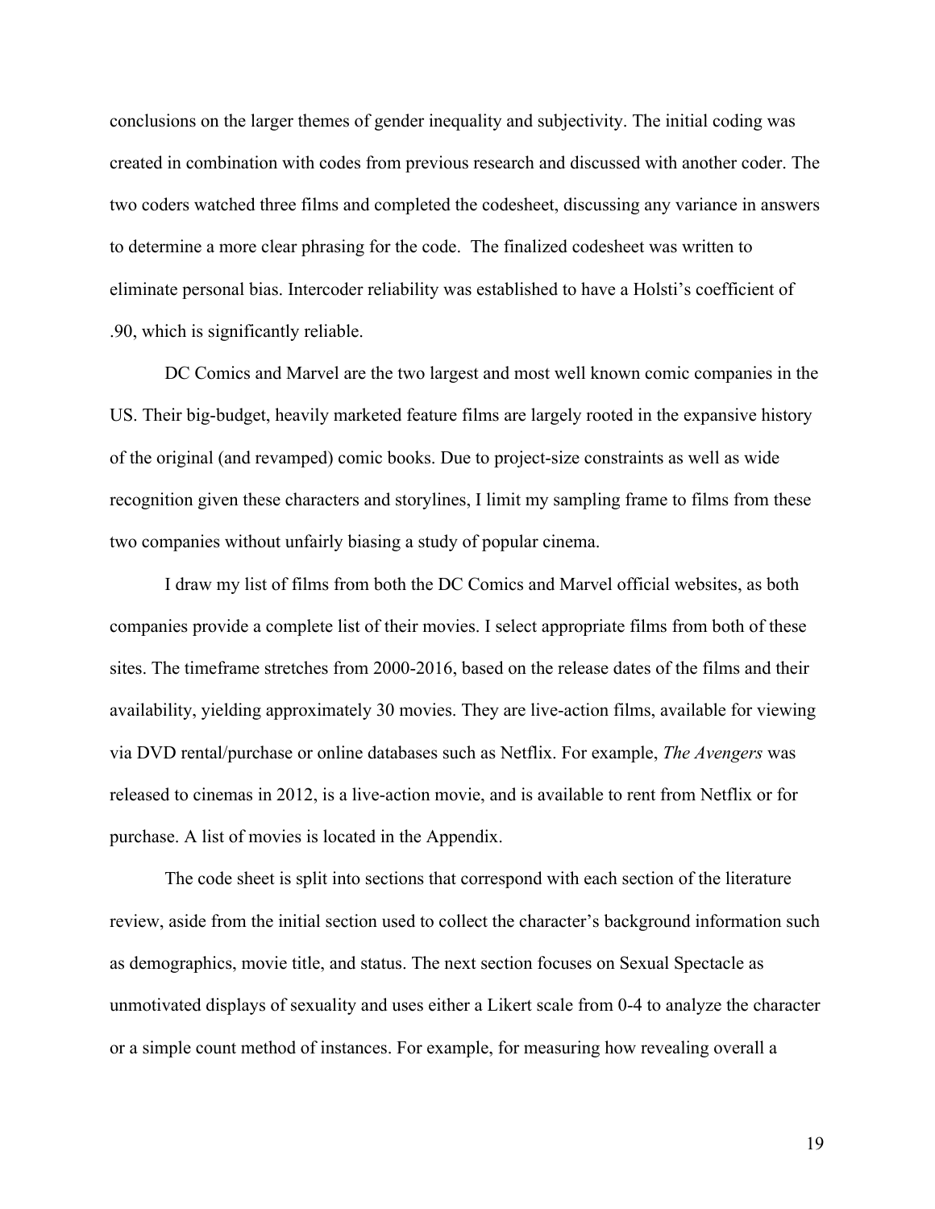conclusions on the larger themes of gender inequality and subjectivity. The initial coding was created in combination with codes from previous research and discussed with another coder. The two coders watched three films and completed the codesheet, discussing any variance in answers to determine a more clear phrasing for the code.  The finalized codesheet was written to eliminate personal bias. Intercoder reliability was established to have a Holsti's coefficient of .90, which is significantly reliable.

DC Comics and Marvel are the two largest and most well known comic companies in the US. Their big-budget, heavily marketed feature films are largely rooted in the expansive history of the original (and revamped) comic books. Due to project-size constraints as well as wide recognition given these characters and storylines, I limit my sampling frame to films from these two companies without unfairly biasing a study of popular cinema.

I draw my list of films from both the DC Comics and Marvel official websites, as both companies provide a complete list of their movies. I select appropriate films from both of these sites. The timeframe stretches from 2000-2016, based on the release dates of the films and their availability, yielding approximately 30 movies. They are live-action films, available for viewing via DVD rental/purchase or online databases such as Netflix. For example, *The Avengers* was released to cinemas in 2012, is a live-action movie, and is available to rent from Netflix or for purchase. A list of movies is located in the Appendix.

The code sheet is split into sections that correspond with each section of the literature review, aside from the initial section used to collect the character's background information such as demographics, movie title, and status. The next section focuses on Sexual Spectacle as unmotivated displays of sexuality and uses either a Likert scale from 0-4 to analyze the character or a simple count method of instances. For example, for measuring how revealing overall a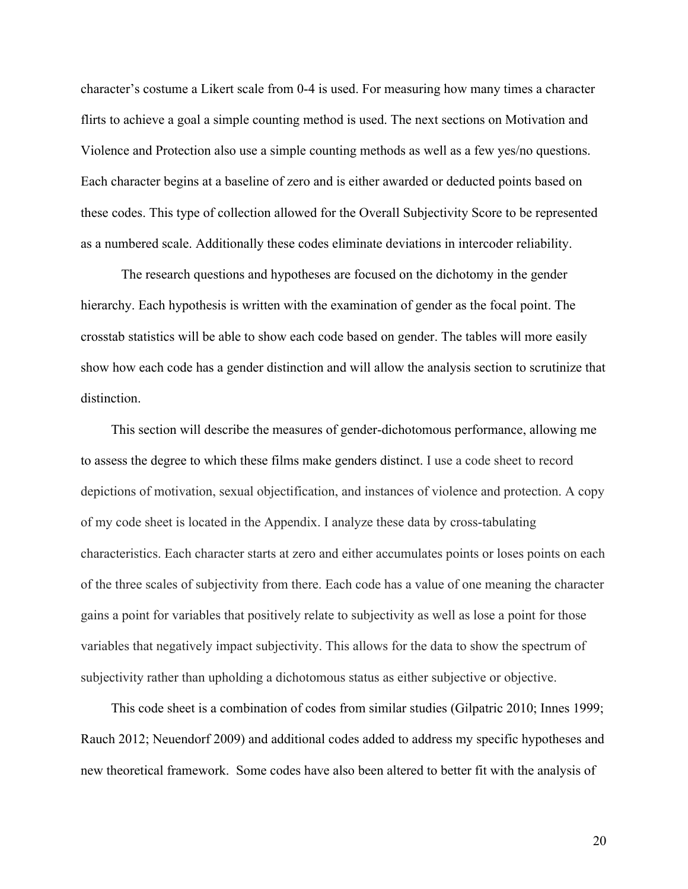character's costume a Likert scale from 0-4 is used. For measuring how many times a character flirts to achieve a goal a simple counting method is used. The next sections on Motivation and Violence and Protection also use a simple counting methods as well as a few yes/no questions. Each character begins at a baseline of zero and is either awarded or deducted points based on these codes. This type of collection allowed for the Overall Subjectivity Score to be represented as a numbered scale. Additionally these codes eliminate deviations in intercoder reliability.

The research questions and hypotheses are focused on the dichotomy in the gender hierarchy. Each hypothesis is written with the examination of gender as the focal point. The crosstab statistics will be able to show each code based on gender. The tables will more easily show how each code has a gender distinction and will allow the analysis section to scrutinize that distinction.

This section will describe the measures of gender-dichotomous performance, allowing me to assess the degree to which these films make genders distinct. I use a code sheet to record depictions of motivation, sexual objectification, and instances of violence and protection. A copy of my code sheet is located in the Appendix. I analyze these data by cross-tabulating characteristics. Each character starts at zero and either accumulates points or loses points on each of the three scales of subjectivity from there. Each code has a value of one meaning the character gains a point for variables that positively relate to subjectivity as well as lose a point for those variables that negatively impact subjectivity. This allows for the data to show the spectrum of subjectivity rather than upholding a dichotomous status as either subjective or objective.

This code sheet is a combination of codes from similar studies (Gilpatric 2010; Innes 1999; Rauch 2012; Neuendorf 2009) and additional codes added to address my specific hypotheses and new theoretical framework. Some codes have also been altered to better fit with the analysis of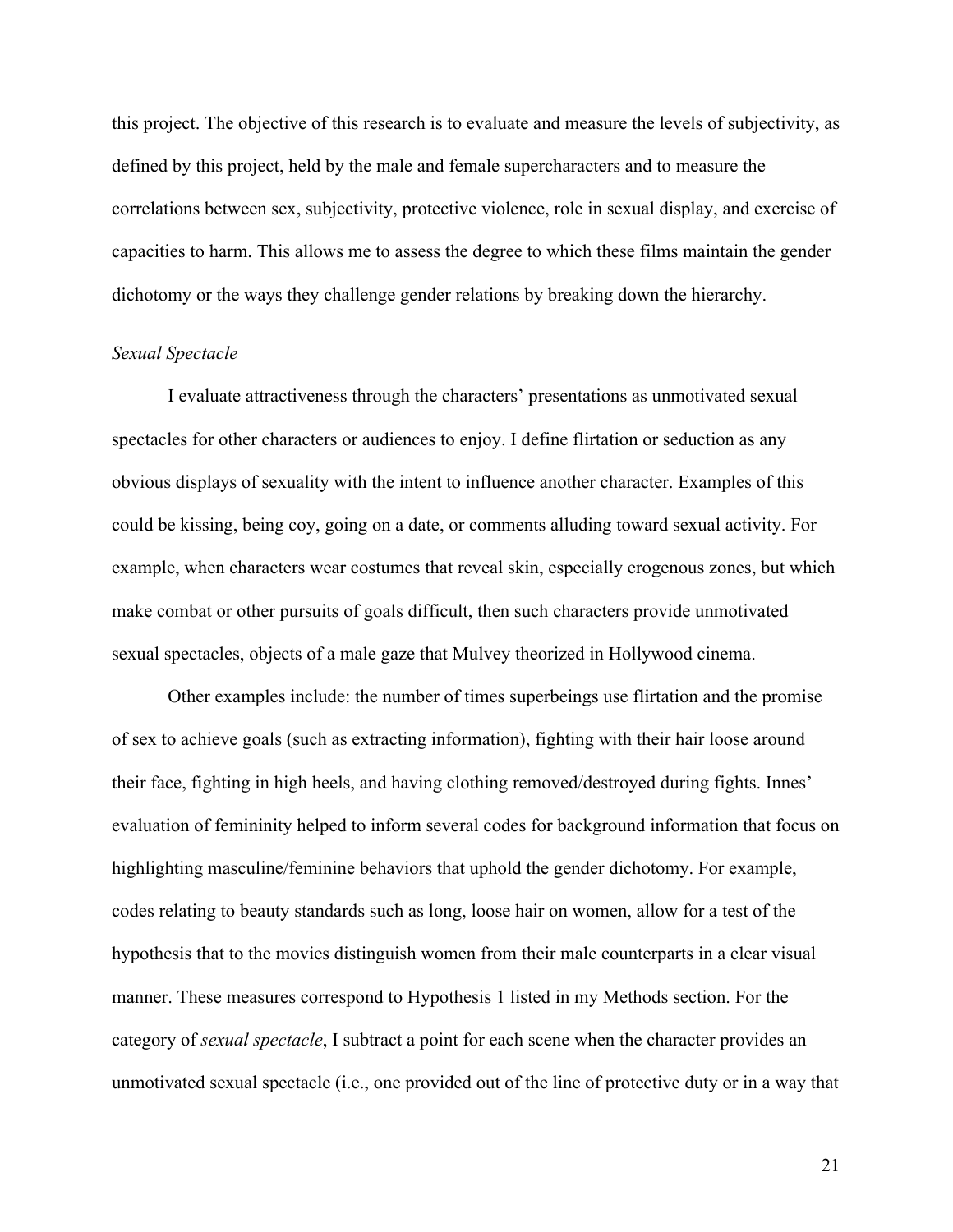this project. The objective of this research is to evaluate and measure the levels of subjectivity, as defined by this project, held by the male and female supercharacters and to measure the correlations between sex, subjectivity, protective violence, role in sexual display, and exercise of capacities to harm. This allows me to assess the degree to which these films maintain the gender dichotomy or the ways they challenge gender relations by breaking down the hierarchy.

*Sexual Spectacle*

I evaluate attractiveness through the characters' presentations as unmotivated sexual spectacles for other characters or audiences to enjoy. I define flirtation or seduction as any obvious displays of sexuality with the intent to influence another character. Examples of this could be kissing, being coy, going on a date, or comments alluding toward sexual activity. For example, when characters wear costumes that reveal skin, especially erogenous zones, but which make combat or other pursuits of goals difficult, then such characters provide unmotivated sexual spectacles, objects of a male gaze that Mulvey theorized in Hollywood cinema.

Other examples include: the number of times superbeings use flirtation and the promise of sex to achieve goals (such as extracting information), fighting with their hair loose around their face, fighting in high heels, and having clothing removed/destroyed during fights. Innes' evaluation of femininity helped to inform several codes for background information that focus on highlighting masculine/feminine behaviors that uphold the gender dichotomy. For example, codes relating to beauty standards such as long, loose hair on women, allow for a test of the hypothesis that to the movies distinguish women from their male counterparts in a clear visual manner. These measures correspond to Hypothesis 1 listed in my Methods section. For the category of *sexual spectacle*, I subtract a point for each scene when the character provides an unmotivated sexual spectacle (i.e., one provided out of the line of protective duty or in a way that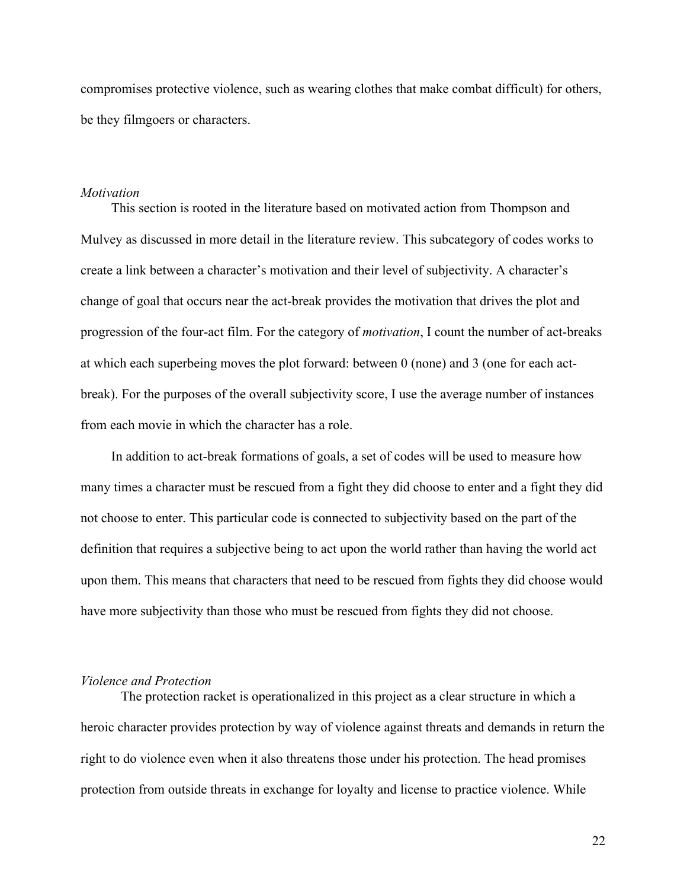compromises protective violence, such as wearing clothes that make combat difficult) for others, be they filmgoers or characters.

### *Motivation*

This section is rooted in the literature based on motivated action from Thompson and Mulvey as discussed in more detail in the literature review. This subcategory of codes works to create a link between a character's motivation and their level of subjectivity. A character's change of goal that occurs near the act-break provides the motivation that drives the plot and progression of the four-act film. For the category of *motivation*, I count the number of act-breaks at which each superbeing moves the plot forward: between 0 (none) and 3 (one for each act-break). For the purposes of the overall subjectivity score, I use the average number of instances from each movie in which the character has a role.

In addition to act-break formations of goals, a set of codes will be used to measure how many times a character must be rescued from a fight they did choose to enter and a fight they did not choose to enter. This particular code is connected to subjectivity based on the part of the definition that requires a subjective being to act upon the world rather than having the world act upon them. This means that characters that need to be rescued from fights they did choose would have more subjectivity than those who must be rescued from fights they did not choose.

### *Violence and Protection*

The protection racket is operationalized in this project as a clear structure in which a heroic character provides protection by way of violence against threats and demands in return the right to do violence even when it also threatens those under his protection. The head promises protection from outside threats in exchange for loyalty and license to practice violence. While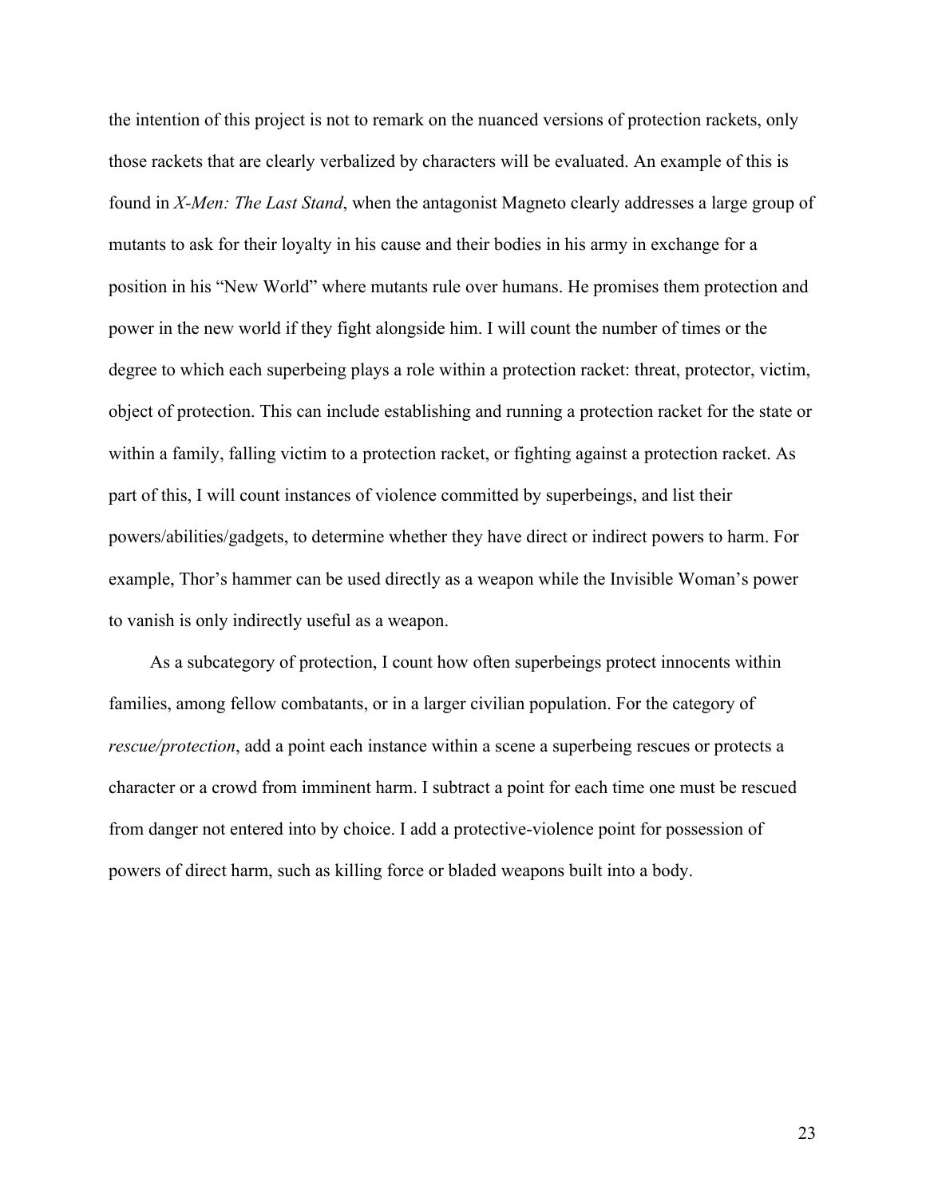the intention of this project is not to remark on the nuanced versions of protection rackets, only those rackets that are clearly verbalized by characters will be evaluated. An example of this is found in *X-Men: The Last Stand*, when the antagonist Magneto clearly addresses a large group of mutants to ask for their loyalty in his cause and their bodies in his army in exchange for a position in his "New World" where mutants rule over humans. He promises them protection and power in the new world if they fight alongside him. I will count the number of times or the degree to which each superbeing plays a role within a protection racket: threat, protector, victim, object of protection. This can include establishing and running a protection racket for the state or within a family, falling victim to a protection racket, or fighting against a protection racket. As part of this, I will count instances of violence committed by superbeings, and list their powers/abilities/gadgets, to determine whether they have direct or indirect powers to harm. For example, Thor's hammer can be used directly as a weapon while the Invisible Woman's power to vanish is only indirectly useful as a weapon.

As a subcategory of protection, I count how often superbeings protect innocents within families, among fellow combatants, or in a larger civilian population. For the category of *rescue/protection*, add a point each instance within a scene a superbeing rescues or protects a character or a crowd from imminent harm. I subtract a point for each time one must be rescued from danger not entered into by choice. I add a protective-violence point for possession of powers of direct harm, such as killing force or bladed weapons built into a body.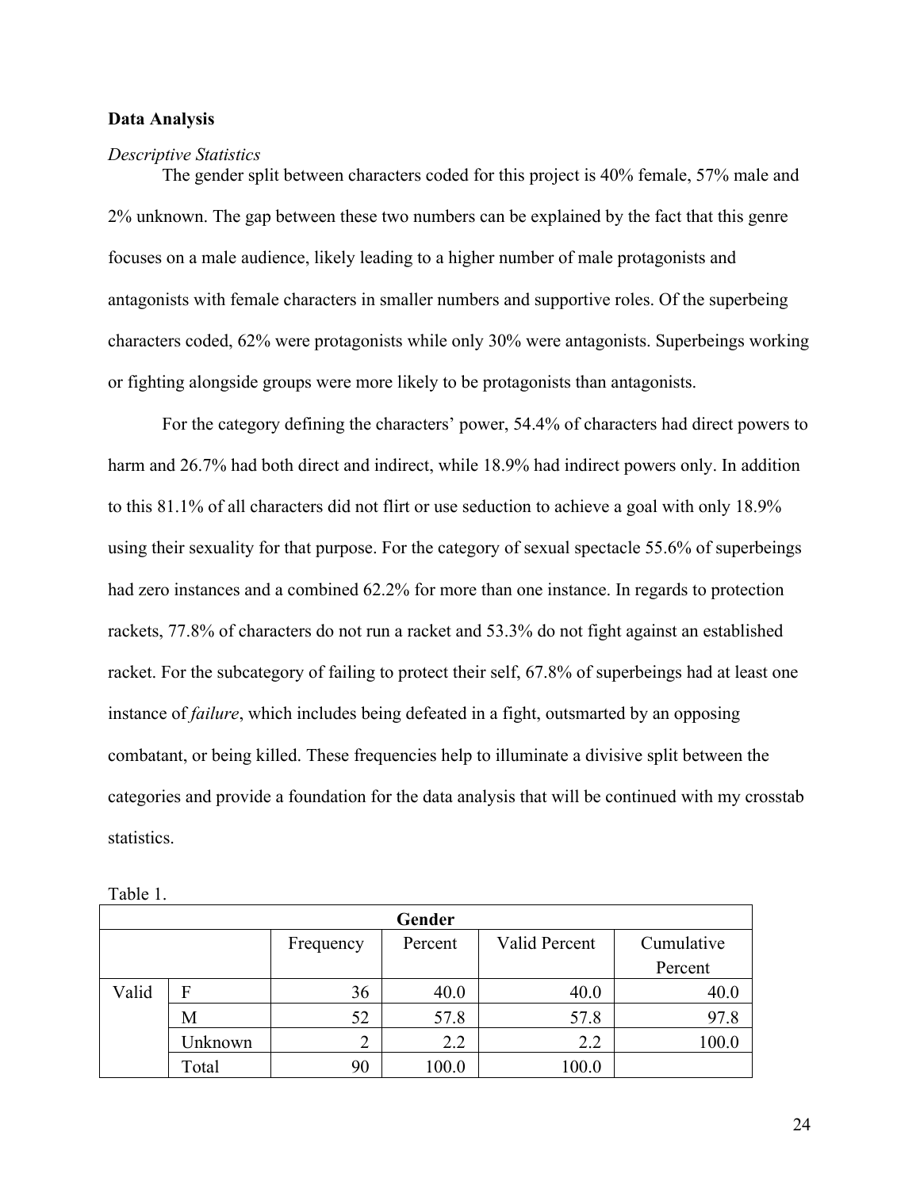**Data Analysis**

*Descriptive Statistics*

The gender split between characters coded for this project is 40% female, 57% male and 2% unknown. The gap between these two numbers can be explained by the fact that this genre focuses on a male audience, likely leading to a higher number of male protagonists and antagonists with female characters in smaller numbers and supportive roles. Of the superbeing characters coded, 62% were protagonists while only 30% were antagonists. Superbeings working or fighting alongside groups were more likely to be protagonists than antagonists.

For the category defining the characters' power, 54.4% of characters had direct powers to harm and 26.7% had both direct and indirect, while 18.9% had indirect powers only. In addition to this 81.1% of all characters did not flirt or use seduction to achieve a goal with only 18.9% using their sexuality for that purpose. For the category of sexual spectacle 55.6% of superbeings had zero instances and a combined 62.2% for more than one instance. In regards to protection rackets, 77.8% of characters do not run a racket and 53.3% do not fight against an established racket. For the subcategory of failing to protect their self, 67.8% of superbeings had at least one instance of *failure*, which includes being defeated in a fight, outsmarted by an opposing combatant, or being killed. These frequencies help to illuminate a divisive split between the categories and provide a foundation for the data analysis that will be continued with my crosstab statistics.

Table 1.

| Gender | | | | | |
|---|---|---|---|---|---|
| | | Frequency | Percent | Valid Percent | Cumulative Percent |
| Valid | F | 36 | 40.0 | 40.0 | 40.0 |
| | M | 52 | 57.8 | 57.8 | 97.8 |
| | Unknown | 2 | 2.2 | 2.2 | 100.0 |
| | Total | 90 | 100.0 | 100.0 | |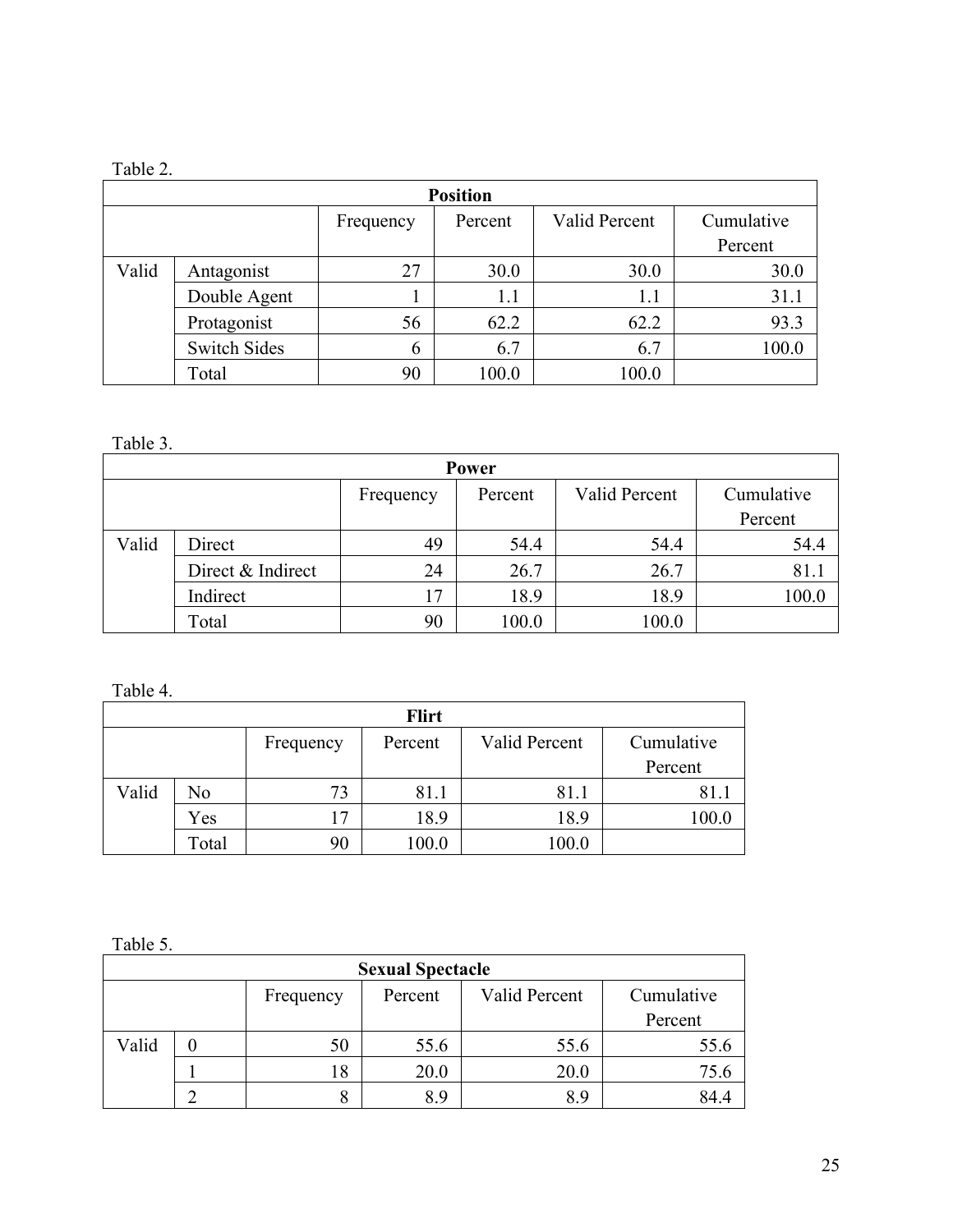Table 2.

| Position | | | | | |
|---|---|---|---|---|---|
| | | Frequency | Percent | Valid Percent | Cumulative Percent |
| Valid | Antagonist | 27 | 30.0 | 30.0 | 30.0 |
| | Double Agent | 1 | 1.1 | 1.1 | 31.1 |
| | Protagonist | 56 | 62.2 | 62.2 | 93.3 |
| | Switch Sides | 6 | 6.7 | 6.7 | 100.0 |
| | Total | 90 | 100.0 | 100.0 | |

Table 3.

| Power | | | | | |
|---|---|---|---|---|---|
| | | Frequency | Percent | Valid Percent | Cumulative Percent |
| Valid | Direct | 49 | 54.4 | 54.4 | 54.4 |
| | Direct & Indirect | 24 | 26.7 | 26.7 | 81.1 |
| | Indirect | 17 | 18.9 | 18.9 | 100.0 |
| | Total | 90 | 100.0 | 100.0 | |

Table 4.

| Flirt | | | | | |
|---|---|---|---|---|---|
| | | Frequency | Percent | Valid Percent | Cumulative Percent |
| Valid | No | 73 | 81.1 | 81.1 | 81.1 |
| | Yes | 17 | 18.9 | 18.9 | 100.0 |
| | Total | 90 | 100.0 | 100.0 | |

Table 5.

| Sexual Spectacle | | | | | |
|---|---|---|---|---|---|
| | | Frequency | Percent | Valid Percent | Cumulative Percent |
| Valid | 0 | 50 | 55.6 | 55.6 | 55.6 |
| | 1 | 18 | 20.0 | 20.0 | 75.6 |
| | 2 | 8 | 8.9 | 8.9 | 84.4 |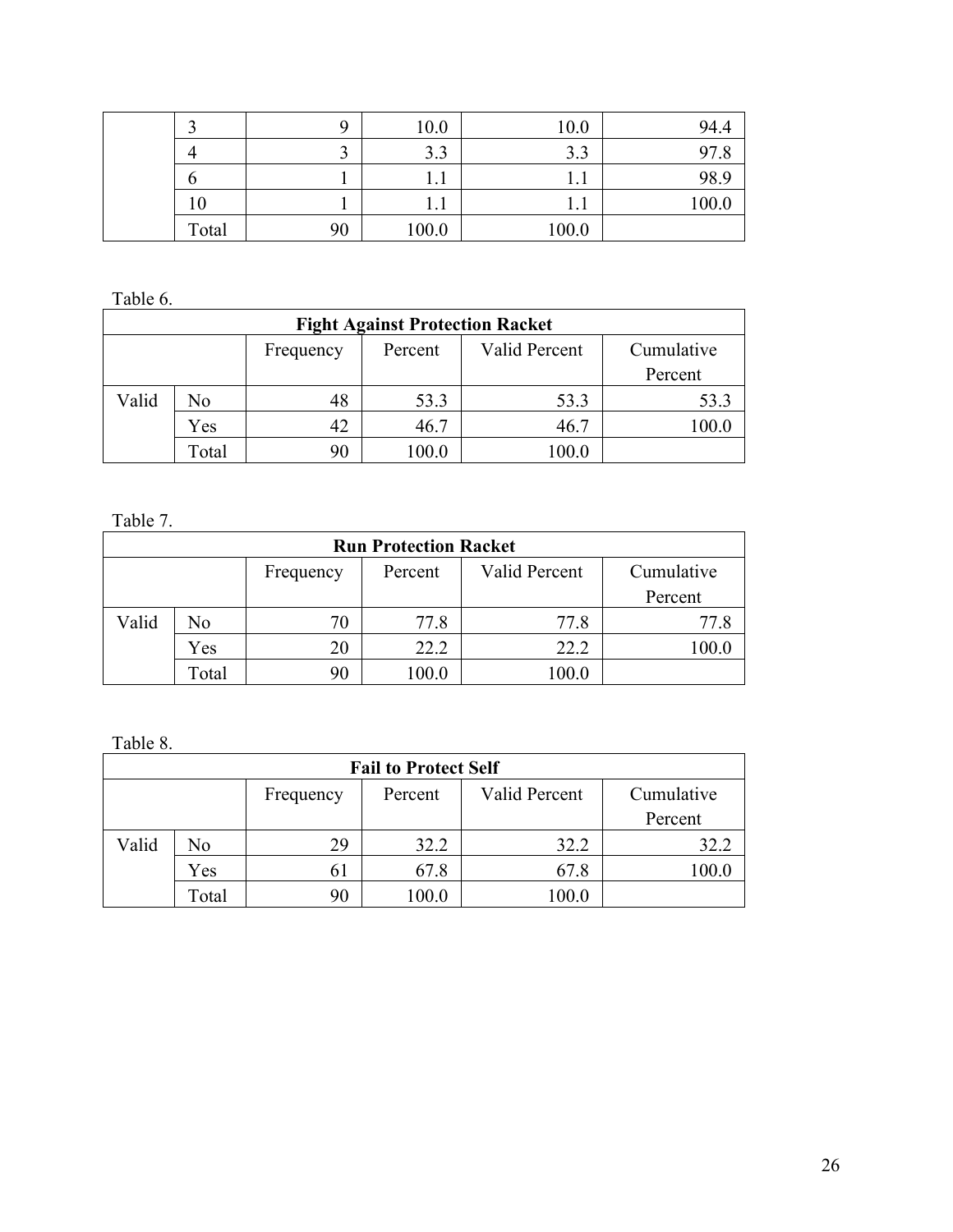|  | 3 | 9 | 10.0 | 10.0 | 94.4 |
|---|---|---|---|---|---|
|  | 4 | 3 | 3.3 | 3.3 | 97.8 |
|  | 6 | 1 | 1.1 | 1.1 | 98.9 |
|  | 10 | 1 | 1.1 | 1.1 | 100.0 |
|  | Total | 90 | 100.0 | 100.0 |  |

Table 6.

| **Fight Against Protection Racket** | | | | | |
|---|---|---|---|---|---|
|  |  | Frequency | Percent | Valid Percent | Cumulative Percent |
| Valid | No | 48 | 53.3 | 53.3 | 53.3 |
|  | Yes | 42 | 46.7 | 46.7 | 100.0 |
|  | Total | 90 | 100.0 | 100.0 |  |

Table 7.

| **Run Protection Racket** | | | | | |
|---|---|---|---|---|---|
|  |  | Frequency | Percent | Valid Percent | Cumulative Percent |
| Valid | No | 70 | 77.8 | 77.8 | 77.8 |
|  | Yes | 20 | 22.2 | 22.2 | 100.0 |
|  | Total | 90 | 100.0 | 100.0 |  |

Table 8.

| **Fail to Protect Self** | | | | | |
|---|---|---|---|---|---|
|  |  | Frequency | Percent | Valid Percent | Cumulative Percent |
| Valid | No | 29 | 32.2 | 32.2 | 32.2 |
|  | Yes | 61 | 67.8 | 67.8 | 100.0 |
|  | Total | 90 | 100.0 | 100.0 |  |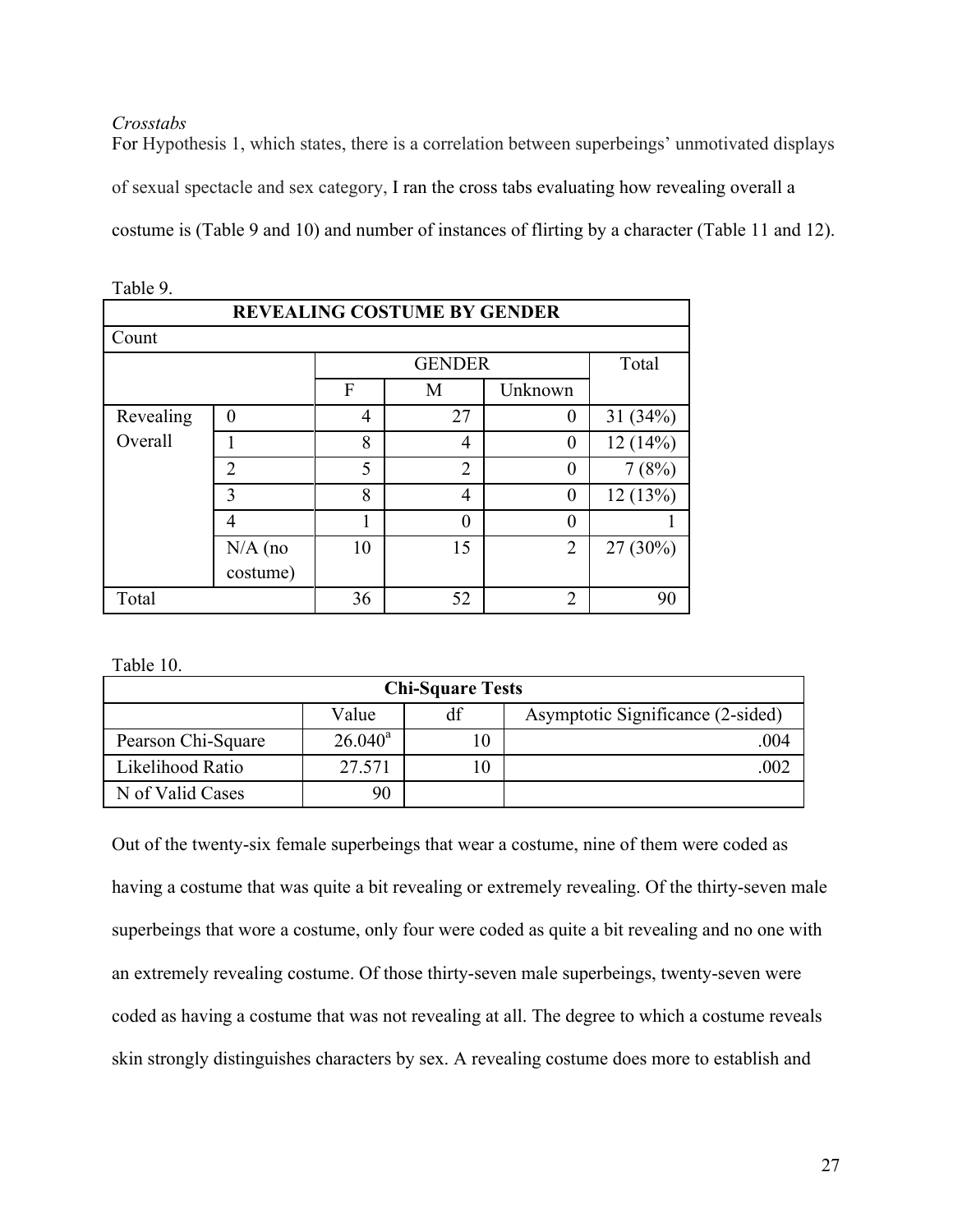*Crosstabs*

For Hypothesis 1, which states, there is a correlation between superbeings' unmotivated displays of sexual spectacle and sex category, I ran the cross tabs evaluating how revealing overall a costume is (Table 9 and 10) and number of instances of flirting by a character (Table 11 and 12).

Table 9.

| REVEALING COSTUME BY GENDER | | | | | |
|---|---|---|---|---|---|
| Count | | | | | |
| | | GENDER | | | Total |
| | | F | M | Unknown | |
| Revealing Overall | 0 | 4 | 27 | 0 | 31 (34%) |
| | 1 | 8 | 4 | 0 | 12 (14%) |
| | 2 | 5 | 2 | 0 | 7 (8%) |
| | 3 | 8 | 4 | 0 | 12 (13%) |
| | 4 | 1 | 0 | 0 | 1 |
| | N/A (no costume) | 10 | 15 | 2 | 27 (30%) |
| Total | | 36 | 52 | 2 | 90 |

Table 10.

| Chi-Square Tests | | | |
|---|---|---|---|
| | Value | df | Asymptotic Significance (2-sided) |
| Pearson Chi-Square | 26.040[a] | 10 | .004 |
| Likelihood Ratio | 27.571 | 10 | .002 |
| N of Valid Cases | 90 | | |

Out of the twenty-six female superbeings that wear a costume, nine of them were coded as having a costume that was quite a bit revealing or extremely revealing. Of the thirty-seven male superbeings that wore a costume, only four were coded as quite a bit revealing and no one with an extremely revealing costume. Of those thirty-seven male superbeings, twenty-seven were coded as having a costume that was not revealing at all. The degree to which a costume reveals skin strongly distinguishes characters by sex. A revealing costume does more to establish and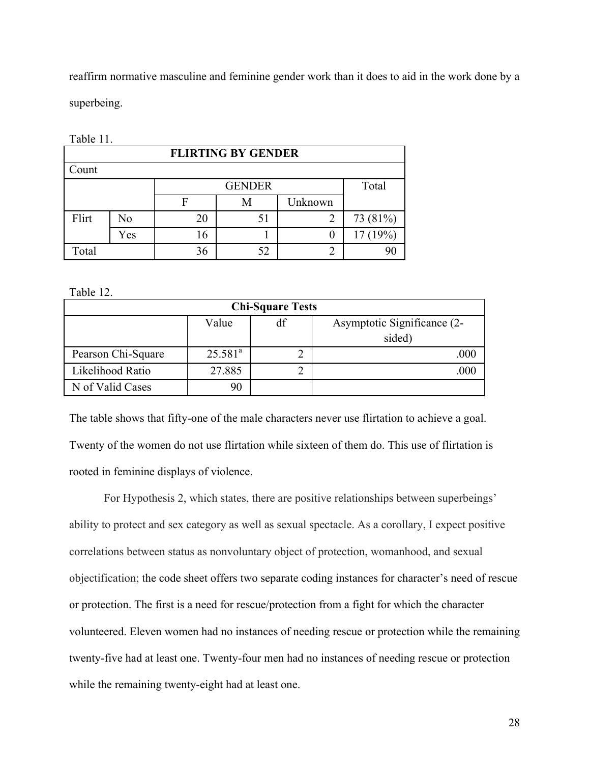reaffirm normative masculine and feminine gender work than it does to aid in the work done by a superbeing.

Table 11.

| **FLIRTING BY GENDER** | | | | | |
|---|---|---|---|---|---|
| Count | | | | | |
| | | GENDER | | | Total |
| | | F | M | Unknown | |
| Flirt | No | 20 | 51 | 2 | 73 (81%) |
| | Yes | 16 | 1 | 0 | 17 (19%) |
| Total | | 36 | 52 | 2 | 90 |

Table 12.

| **Chi-Square Tests** | | | |
|---|---|---|---|
| | Value | df | Asymptotic Significance (2-sided) |
| Pearson Chi-Square | 25.581[a] | 2 | .000 |
| Likelihood Ratio | 27.885 | 2 | .000 |
| N of Valid Cases | 90 | | |

The table shows that fifty-one of the male characters never use flirtation to achieve a goal. Twenty of the women do not use flirtation while sixteen of them do. This use of flirtation is rooted in feminine displays of violence.

For Hypothesis 2, which states, there are positive relationships between superbeings' ability to protect and sex category as well as sexual spectacle. As a corollary, I expect positive correlations between status as nonvoluntary object of protection, womanhood, and sexual objectification; the code sheet offers two separate coding instances for character's need of rescue or protection. The first is a need for rescue/protection from a fight for which the character volunteered. Eleven women had no instances of needing rescue or protection while the remaining twenty-five had at least one. Twenty-four men had no instances of needing rescue or protection while the remaining twenty-eight had at least one.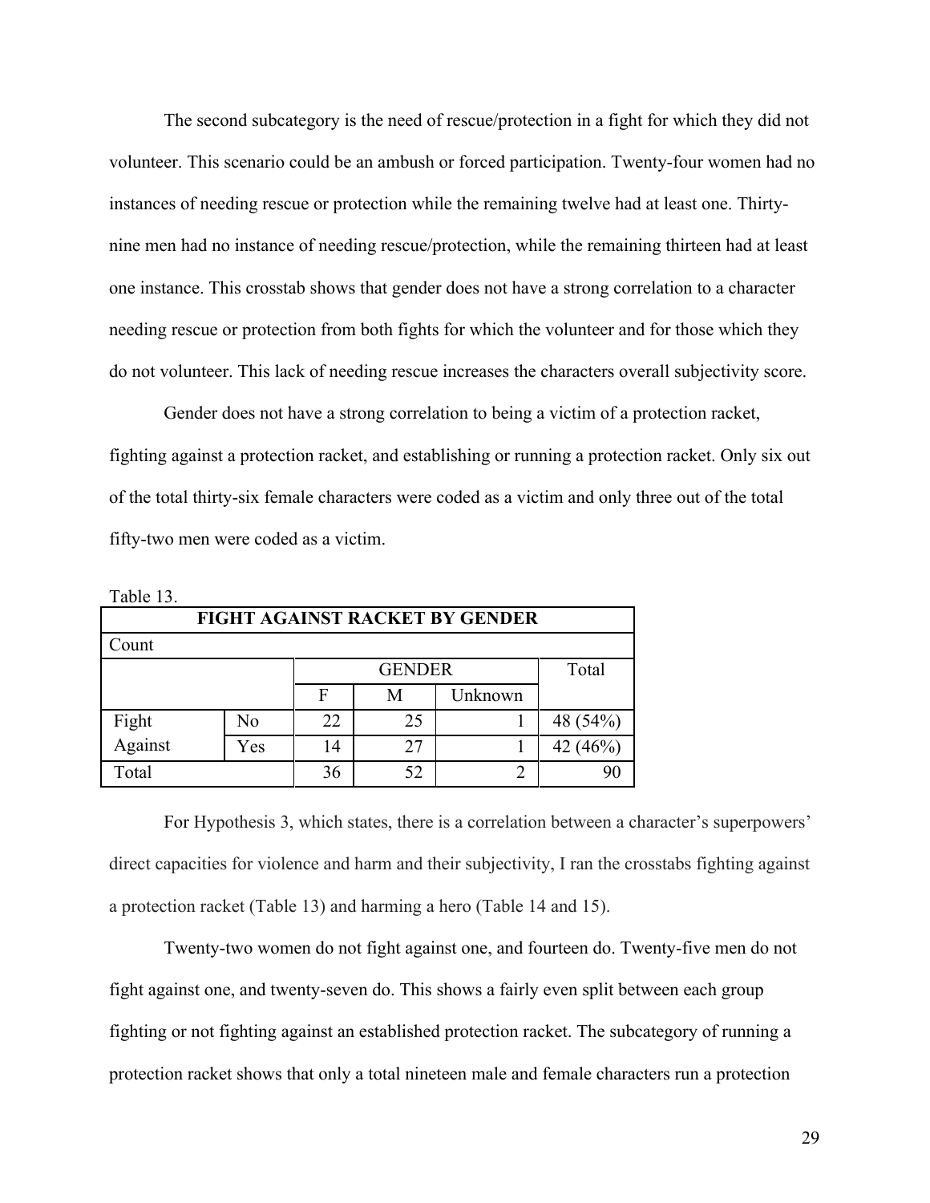The second subcategory is the need of rescue/protection in a fight for which they did not volunteer. This scenario could be an ambush or forced participation. Twenty-four women had no instances of needing rescue or protection while the remaining twelve had at least one. Thirty-nine men had no instance of needing rescue/protection, while the remaining thirteen had at least one instance. This crosstab shows that gender does not have a strong correlation to a character needing rescue or protection from both fights for which the volunteer and for those which they do not volunteer. This lack of needing rescue increases the characters overall subjectivity score.

Gender does not have a strong correlation to being a victim of a protection racket, fighting against a protection racket, and establishing or running a protection racket. Only six out of the total thirty-six female characters were coded as a victim and only three out of the total fifty-two men were coded as a victim.

Table 13.

| **FIGHT AGAINST RACKET BY GENDER** | | | | | |
|---|---|---|---|---|---|
| Count | | | | | |
| | | GENDER | | | Total |
| | | F | M | Unknown | |
| Fight Against | No | 22 | 25 | 1 | 48 (54%) |
| | Yes | 14 | 27 | 1 | 42 (46%) |
| Total | | 36 | 52 | 2 | 90 |

For Hypothesis 3, which states, there is a correlation between a character's superpowers' direct capacities for violence and harm and their subjectivity, I ran the crosstabs fighting against a protection racket (Table 13) and harming a hero (Table 14 and 15).

Twenty-two women do not fight against one, and fourteen do. Twenty-five men do not fight against one, and twenty-seven do. This shows a fairly even split between each group fighting or not fighting against an established protection racket. The subcategory of running a protection racket shows that only a total nineteen male and female characters run a protection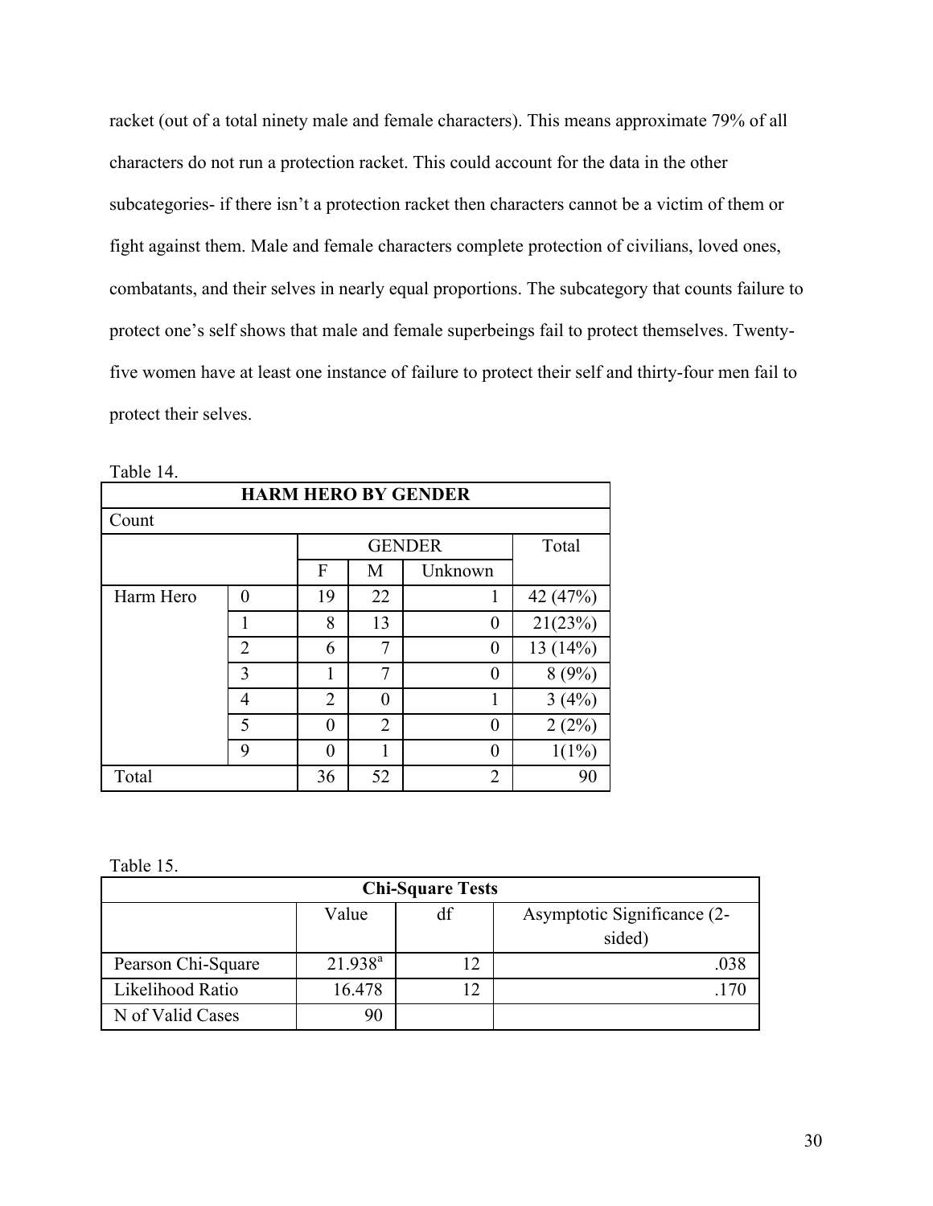racket (out of a total ninety male and female characters). This means approximate 79% of all characters do not run a protection racket. This could account for the data in the other subcategories- if there isn't a protection racket then characters cannot be a victim of them or fight against them. Male and female characters complete protection of civilians, loved ones, combatants, and their selves in nearly equal proportions. The subcategory that counts failure to protect one's self shows that male and female superbeings fail to protect themselves. Twenty-five women have at least one instance of failure to protect their self and thirty-four men fail to protect their selves.

Table 14.

| **HARM HERO BY GENDER** | | | | | |
|---|---|---|---|---|---|
| Count | | | | | |
| | | GENDER | | | Total |
| | | F | M | Unknown | |
| Harm Hero | 0 | 19 | 22 | 1 | 42 (47%) |
| | 1 | 8 | 13 | 0 | 21(23%) |
| | 2 | 6 | 7 | 0 | 13 (14%) |
| | 3 | 1 | 7 | 0 | 8 (9%) |
| | 4 | 2 | 0 | 1 | 3 (4%) |
| | 5 | 0 | 2 | 0 | 2 (2%) |
| | 9 | 0 | 1 | 0 | 1(1%) |
| Total | | 36 | 52 | 2 | 90 |

Table 15.

| **Chi-Square Tests** | | | |
|---|---|---|---|
| | Value | df | Asymptotic Significance (2-sided) |
| Pearson Chi-Square | 21.938[a] | 12 | .038 |
| Likelihood Ratio | 16.478 | 12 | .170 |
| N of Valid Cases | 90 | | |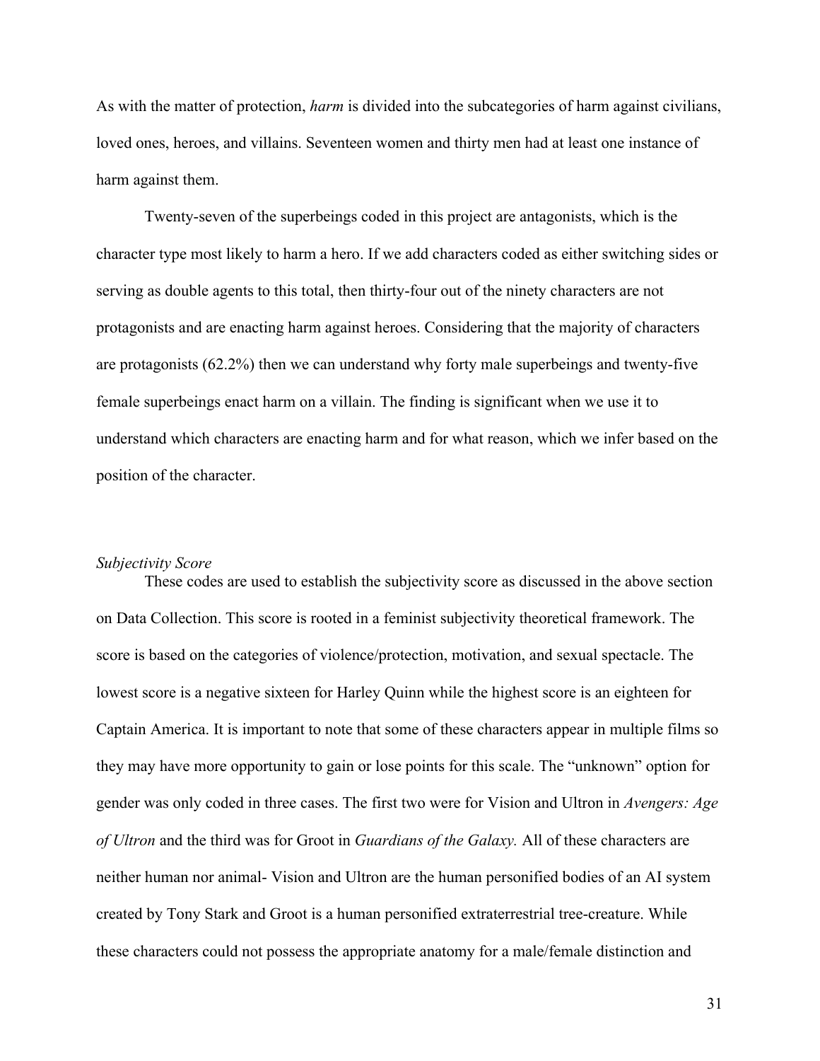As with the matter of protection, *harm* is divided into the subcategories of harm against civilians, loved ones, heroes, and villains. Seventeen women and thirty men had at least one instance of harm against them.

Twenty-seven of the superbeings coded in this project are antagonists, which is the character type most likely to harm a hero. If we add characters coded as either switching sides or serving as double agents to this total, then thirty-four out of the ninety characters are not protagonists and are enacting harm against heroes. Considering that the majority of characters are protagonists (62.2%) then we can understand why forty male superbeings and twenty-five female superbeings enact harm on a villain. The finding is significant when we use it to understand which characters are enacting harm and for what reason, which we infer based on the position of the character.

*Subjectivity Score*

These codes are used to establish the subjectivity score as discussed in the above section on Data Collection. This score is rooted in a feminist subjectivity theoretical framework. The score is based on the categories of violence/protection, motivation, and sexual spectacle. The lowest score is a negative sixteen for Harley Quinn while the highest score is an eighteen for Captain America. It is important to note that some of these characters appear in multiple films so they may have more opportunity to gain or lose points for this scale. The "unknown" option for gender was only coded in three cases. The first two were for Vision and Ultron in *Avengers: Age of Ultron* and the third was for Groot in *Guardians of the Galaxy.* All of these characters are neither human nor animal- Vision and Ultron are the human personified bodies of an AI system created by Tony Stark and Groot is a human personified extraterrestrial tree-creature. While these characters could not possess the appropriate anatomy for a male/female distinction and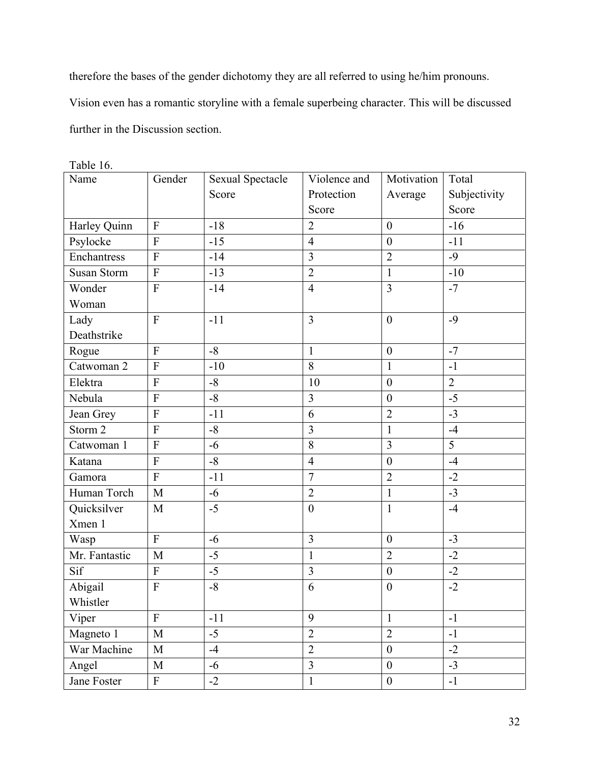therefore the bases of the gender dichotomy they are all referred to using he/him pronouns. Vision even has a romantic storyline with a female superbeing character. This will be discussed further in the Discussion section.

Table 16.

| Name | Gender | Sexual Spectacle Score | Violence and Protection Score | Motivation Average | Total Subjectivity Score |
|---|---|---|---|---|---|
| Harley Quinn | F | -18 | 2 | 0 | -16 |
| Psylocke | F | -15 | 4 | 0 | -11 |
| Enchantress | F | -14 | 3 | 2 | -9 |
| Susan Storm | F | -13 | 2 | 1 | -10 |
| Wonder Woman | F | -14 | 4 | 3 | -7 |
| Lady Deathstrike | F | -11 | 3 | 0 | -9 |
| Rogue | F | -8 | 1 | 0 | -7 |
| Catwoman 2 | F | -10 | 8 | 1 | -1 |
| Elektra | F | -8 | 10 | 0 | 2 |
| Nebula | F | -8 | 3 | 0 | -5 |
| Jean Grey | F | -11 | 6 | 2 | -3 |
| Storm 2 | F | -8 | 3 | 1 | -4 |
| Catwoman 1 | F | -6 | 8 | 3 | 5 |
| Katana | F | -8 | 4 | 0 | -4 |
| Gamora | F | -11 | 7 | 2 | -2 |
| Human Torch | M | -6 | 2 | 1 | -3 |
| Quicksilver Xmen 1 | M | -5 | 0 | 1 | -4 |
| Wasp | F | -6 | 3 | 0 | -3 |
| Mr. Fantastic | M | -5 | 1 | 2 | -2 |
| Sif | F | -5 | 3 | 0 | -2 |
| Abigail Whistler | F | -8 | 6 | 0 | -2 |
| Viper | F | -11 | 9 | 1 | -1 |
| Magneto 1 | M | -5 | 2 | 2 | -1 |
| War Machine | M | -4 | 2 | 0 | -2 |
| Angel | M | -6 | 3 | 0 | -3 |
| Jane Foster | F | -2 | 1 | 0 | -1 |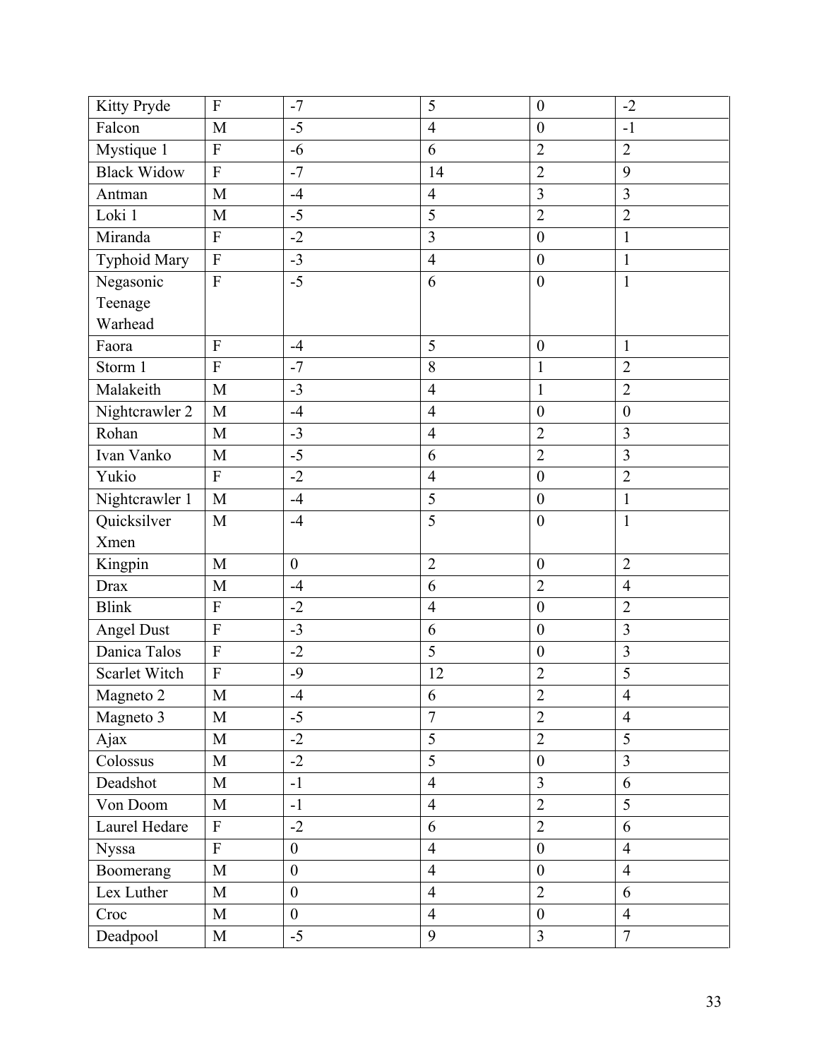| | | | | | |
|---|---|---|---|---|---|
| Kitty Pryde | F | -7 | 5 | 0 | -2 |
| Falcon | M | -5 | 4 | 0 | -1 |
| Mystique 1 | F | -6 | 6 | 2 | 2 |
| Black Widow | F | -7 | 14 | 2 | 9 |
| Antman | M | -4 | 4 | 3 | 3 |
| Loki 1 | M | -5 | 5 | 2 | 2 |
| Miranda | F | -2 | 3 | 0 | 1 |
| Typhoid Mary | F | -3 | 4 | 0 | 1 |
| Negasonic Teenage Warhead | F | -5 | 6 | 0 | 1 |
| Faora | F | -4 | 5 | 0 | 1 |
| Storm 1 | F | -7 | 8 | 1 | 2 |
| Malakeith | M | -3 | 4 | 1 | 2 |
| Nightcrawler 2 | M | -4 | 4 | 0 | 0 |
| Rohan | M | -3 | 4 | 2 | 3 |
| Ivan Vanko | M | -5 | 6 | 2 | 3 |
| Yukio | F | -2 | 4 | 0 | 2 |
| Nightcrawler 1 | M | -4 | 5 | 0 | 1 |
| Quicksilver Xmen | M | -4 | 5 | 0 | 1 |
| Kingpin | M | 0 | 2 | 0 | 2 |
| Drax | M | -4 | 6 | 2 | 4 |
| Blink | F | -2 | 4 | 0 | 2 |
| Angel Dust | F | -3 | 6 | 0 | 3 |
| Danica Talos | F | -2 | 5 | 0 | 3 |
| Scarlet Witch | F | -9 | 12 | 2 | 5 |
| Magneto 2 | M | -4 | 6 | 2 | 4 |
| Magneto 3 | M | -5 | 7 | 2 | 4 |
| Ajax | M | -2 | 5 | 2 | 5 |
| Colossus | M | -2 | 5 | 0 | 3 |
| Deadshot | M | -1 | 4 | 3 | 6 |
| Von Doom | M | -1 | 4 | 2 | 5 |
| Laurel Hedare | F | -2 | 6 | 2 | 6 |
| Nyssa | F | 0 | 4 | 0 | 4 |
| Boomerang | M | 0 | 4 | 0 | 4 |
| Lex Luther | M | 0 | 4 | 2 | 6 |
| Croc | M | 0 | 4 | 0 | 4 |
| Deadpool | M | -5 | 9 | 3 | 7 |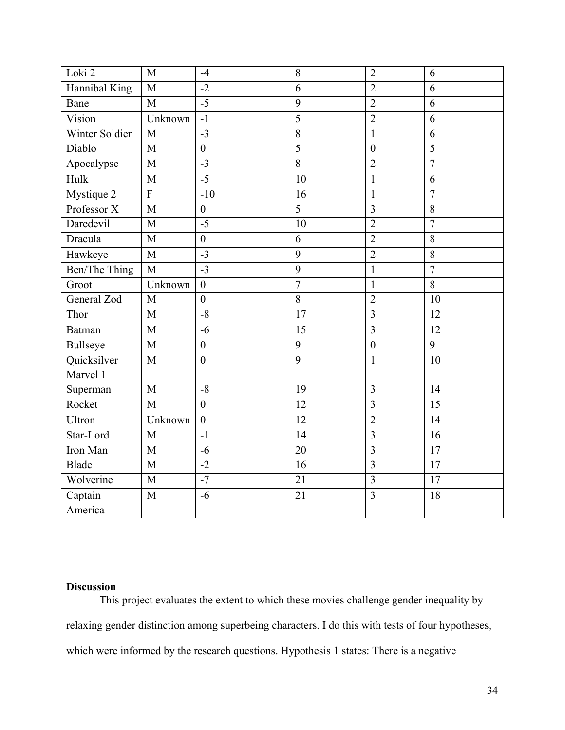| | | | | | |
|---|---|---|---|---|---|
| Loki 2 | M | -4 | 8 | 2 | 6 |
| Hannibal King | M | -2 | 6 | 2 | 6 |
| Bane | M | -5 | 9 | 2 | 6 |
| Vision | Unknown | -1 | 5 | 2 | 6 |
| Winter Soldier | M | -3 | 8 | 1 | 6 |
| Diablo | M | 0 | 5 | 0 | 5 |
| Apocalypse | M | -3 | 8 | 2 | 7 |
| Hulk | M | -5 | 10 | 1 | 6 |
| Mystique 2 | F | -10 | 16 | 1 | 7 |
| Professor X | M | 0 | 5 | 3 | 8 |
| Daredevil | M | -5 | 10 | 2 | 7 |
| Dracula | M | 0 | 6 | 2 | 8 |
| Hawkeye | M | -3 | 9 | 2 | 8 |
| Ben/The Thing | M | -3 | 9 | 1 | 7 |
| Groot | Unknown | 0 | 7 | 1 | 8 |
| General Zod | M | 0 | 8 | 2 | 10 |
| Thor | M | -8 | 17 | 3 | 12 |
| Batman | M | -6 | 15 | 3 | 12 |
| Bullseye | M | 0 | 9 | 0 | 9 |
| Quicksilver Marvel 1 | M | 0 | 9 | 1 | 10 |
| Superman | M | -8 | 19 | 3 | 14 |
| Rocket | M | 0 | 12 | 3 | 15 |
| Ultron | Unknown | 0 | 12 | 2 | 14 |
| Star-Lord | M | -1 | 14 | 3 | 16 |
| Iron Man | M | -6 | 20 | 3 | 17 |
| Blade | M | -2 | 16 | 3 | 17 |
| Wolverine | M | -7 | 21 | 3 | 17 |
| Captain America | M | -6 | 21 | 3 | 18 |

**Discussion**

This project evaluates the extent to which these movies challenge gender inequality by relaxing gender distinction among superbeing characters. I do this with tests of four hypotheses, which were informed by the research questions. Hypothesis 1 states: There is a negative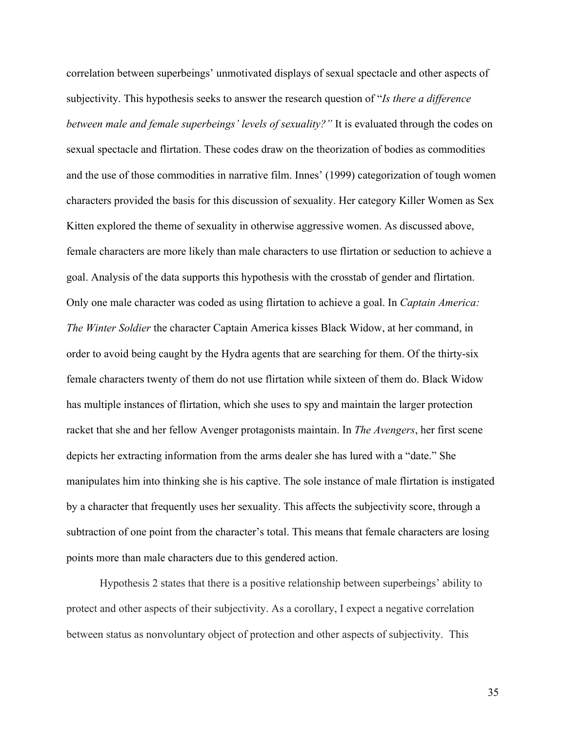correlation between superbeings' unmotivated displays of sexual spectacle and other aspects of subjectivity. This hypothesis seeks to answer the research question of "*Is there a difference between male and female superbeings' levels of sexuality?"* It is evaluated through the codes on sexual spectacle and flirtation. These codes draw on the theorization of bodies as commodities and the use of those commodities in narrative film. Innes' (1999) categorization of tough women characters provided the basis for this discussion of sexuality. Her category Killer Women as Sex Kitten explored the theme of sexuality in otherwise aggressive women. As discussed above, female characters are more likely than male characters to use flirtation or seduction to achieve a goal. Analysis of the data supports this hypothesis with the crosstab of gender and flirtation. Only one male character was coded as using flirtation to achieve a goal. In *Captain America: The Winter Soldier* the character Captain America kisses Black Widow, at her command, in order to avoid being caught by the Hydra agents that are searching for them. Of the thirty-six female characters twenty of them do not use flirtation while sixteen of them do. Black Widow has multiple instances of flirtation, which she uses to spy and maintain the larger protection racket that she and her fellow Avenger protagonists maintain. In *The Avengers*, her first scene depicts her extracting information from the arms dealer she has lured with a "date." She manipulates him into thinking she is his captive. The sole instance of male flirtation is instigated by a character that frequently uses her sexuality. This affects the subjectivity score, through a subtraction of one point from the character's total. This means that female characters are losing points more than male characters due to this gendered action.

Hypothesis 2 states that there is a positive relationship between superbeings' ability to protect and other aspects of their subjectivity. As a corollary, I expect a negative correlation between status as nonvoluntary object of protection and other aspects of subjectivity. This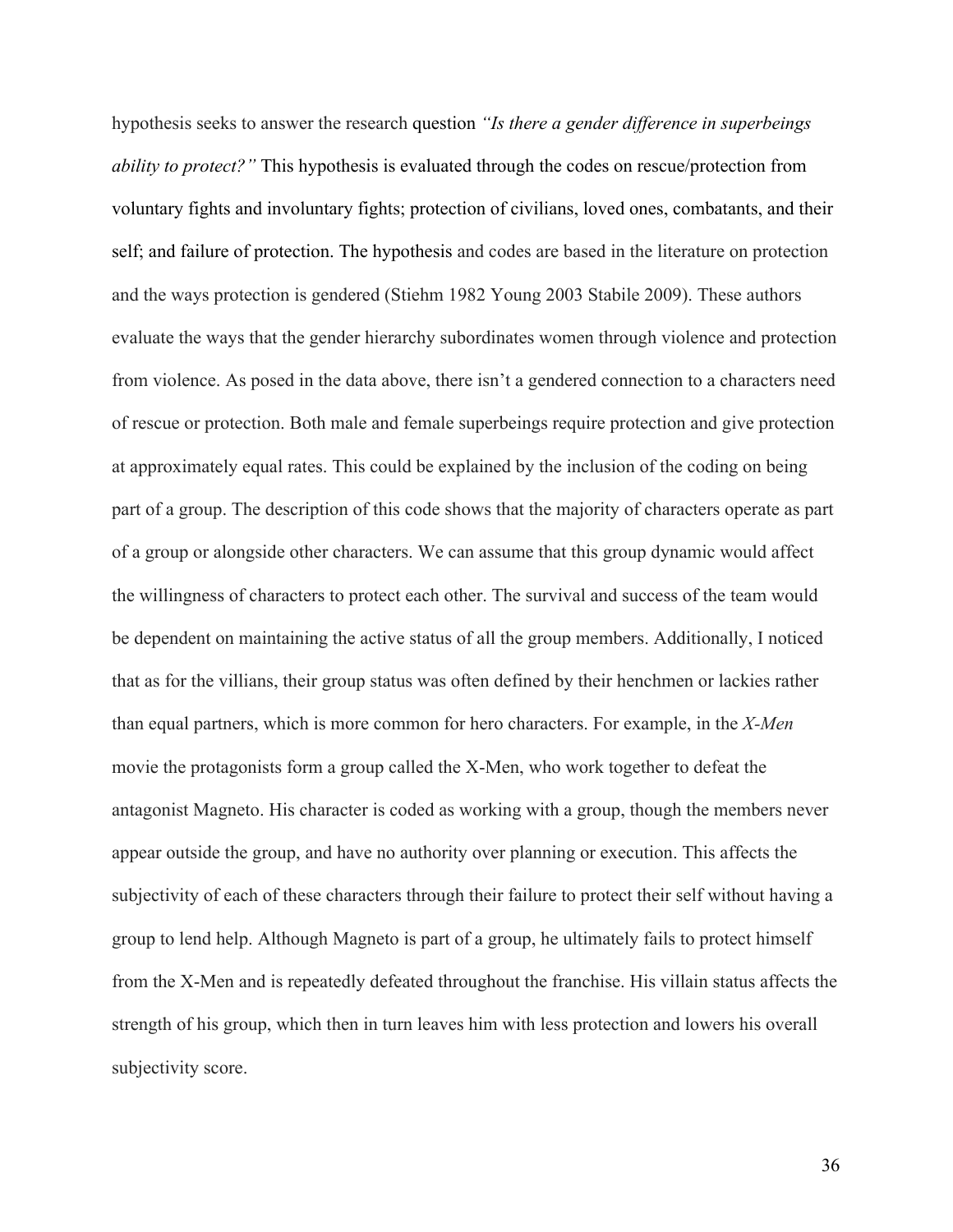hypothesis seeks to answer the research question *"Is there a gender difference in superbeings ability to protect?"* This hypothesis is evaluated through the codes on rescue/protection from voluntary fights and involuntary fights; protection of civilians, loved ones, combatants, and their self; and failure of protection. The hypothesis and codes are based in the literature on protection and the ways protection is gendered (Stiehm 1982 Young 2003 Stabile 2009). These authors evaluate the ways that the gender hierarchy subordinates women through violence and protection from violence. As posed in the data above, there isn't a gendered connection to a characters need of rescue or protection. Both male and female superbeings require protection and give protection at approximately equal rates. This could be explained by the inclusion of the coding on being part of a group. The description of this code shows that the majority of characters operate as part of a group or alongside other characters. We can assume that this group dynamic would affect the willingness of characters to protect each other. The survival and success of the team would be dependent on maintaining the active status of all the group members. Additionally, I noticed that as for the villians, their group status was often defined by their henchmen or lackies rather than equal partners, which is more common for hero characters. For example, in the *X-Men* movie the protagonists form a group called the X-Men, who work together to defeat the antagonist Magneto. His character is coded as working with a group, though the members never appear outside the group, and have no authority over planning or execution. This affects the subjectivity of each of these characters through their failure to protect their self without having a group to lend help. Although Magneto is part of a group, he ultimately fails to protect himself from the X-Men and is repeatedly defeated throughout the franchise. His villain status affects the strength of his group, which then in turn leaves him with less protection and lowers his overall subjectivity score.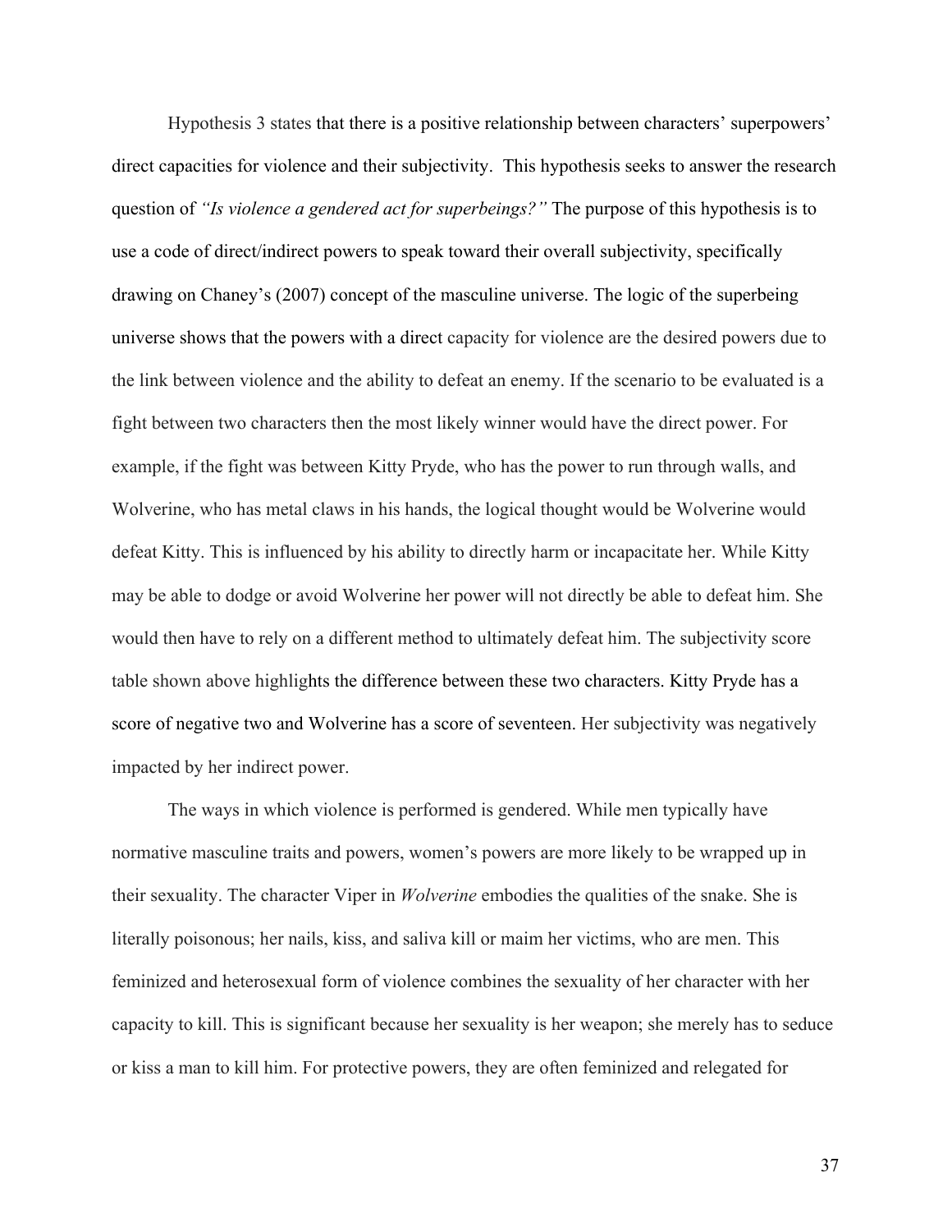Hypothesis 3 states that there is a positive relationship between characters' superpowers' direct capacities for violence and their subjectivity. This hypothesis seeks to answer the research question of *"Is violence a gendered act for superbeings?"* The purpose of this hypothesis is to use a code of direct/indirect powers to speak toward their overall subjectivity, specifically drawing on Chaney's (2007) concept of the masculine universe. The logic of the superbeing universe shows that the powers with a direct capacity for violence are the desired powers due to the link between violence and the ability to defeat an enemy. If the scenario to be evaluated is a fight between two characters then the most likely winner would have the direct power. For example, if the fight was between Kitty Pryde, who has the power to run through walls, and Wolverine, who has metal claws in his hands, the logical thought would be Wolverine would defeat Kitty. This is influenced by his ability to directly harm or incapacitate her. While Kitty may be able to dodge or avoid Wolverine her power will not directly be able to defeat him. She would then have to rely on a different method to ultimately defeat him. The subjectivity score table shown above highlights the difference between these two characters. Kitty Pryde has a score of negative two and Wolverine has a score of seventeen. Her subjectivity was negatively impacted by her indirect power.

The ways in which violence is performed is gendered. While men typically have normative masculine traits and powers, women's powers are more likely to be wrapped up in their sexuality. The character Viper in *Wolverine* embodies the qualities of the snake. She is literally poisonous; her nails, kiss, and saliva kill or maim her victims, who are men. This feminized and heterosexual form of violence combines the sexuality of her character with her capacity to kill. This is significant because her sexuality is her weapon; she merely has to seduce or kiss a man to kill him. For protective powers, they are often feminized and relegated for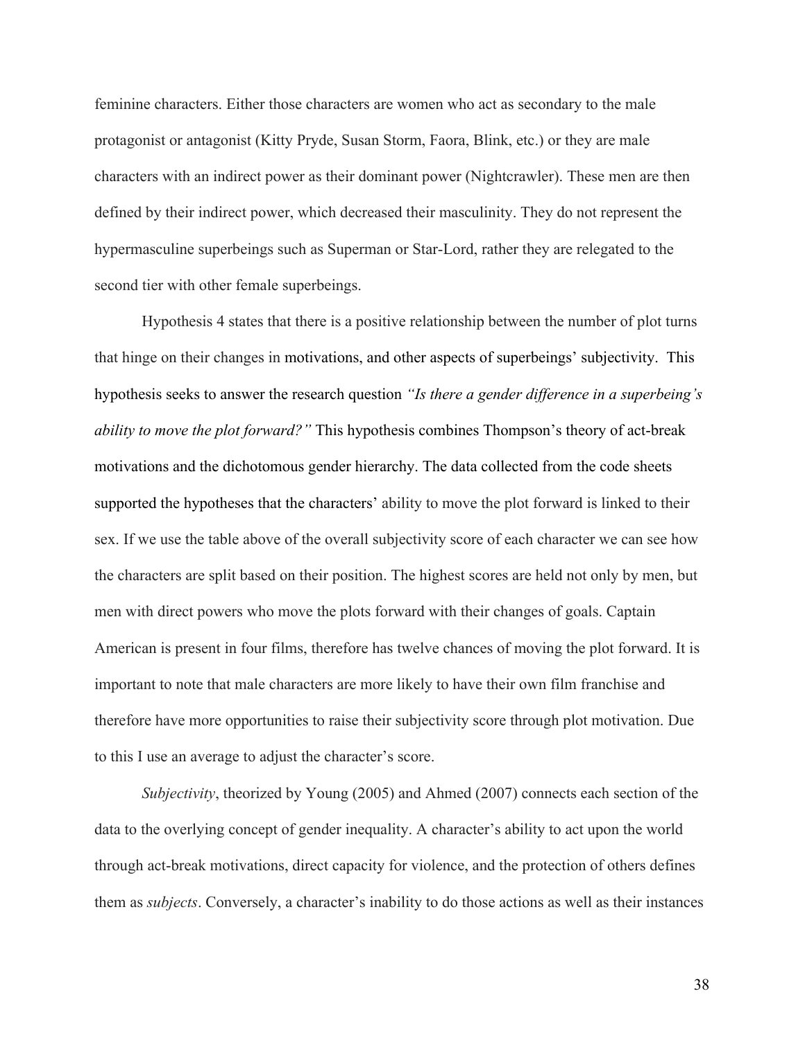feminine characters. Either those characters are women who act as secondary to the male protagonist or antagonist (Kitty Pryde, Susan Storm, Faora, Blink, etc.) or they are male characters with an indirect power as their dominant power (Nightcrawler). These men are then defined by their indirect power, which decreased their masculinity. They do not represent the hypermasculine superbeings such as Superman or Star-Lord, rather they are relegated to the second tier with other female superbeings.

Hypothesis 4 states that there is a positive relationship between the number of plot turns that hinge on their changes in motivations, and other aspects of superbeings' subjectivity. This hypothesis seeks to answer the research question *"Is there a gender difference in a superbeing's ability to move the plot forward?"* This hypothesis combines Thompson's theory of act-break motivations and the dichotomous gender hierarchy. The data collected from the code sheets supported the hypotheses that the characters' ability to move the plot forward is linked to their sex. If we use the table above of the overall subjectivity score of each character we can see how the characters are split based on their position. The highest scores are held not only by men, but men with direct powers who move the plots forward with their changes of goals. Captain American is present in four films, therefore has twelve chances of moving the plot forward. It is important to note that male characters are more likely to have their own film franchise and therefore have more opportunities to raise their subjectivity score through plot motivation. Due to this I use an average to adjust the character's score.

*Subjectivity*, theorized by Young (2005) and Ahmed (2007) connects each section of the data to the overlying concept of gender inequality. A character's ability to act upon the world through act-break motivations, direct capacity for violence, and the protection of others defines them as *subjects*. Conversely, a character's inability to do those actions as well as their instances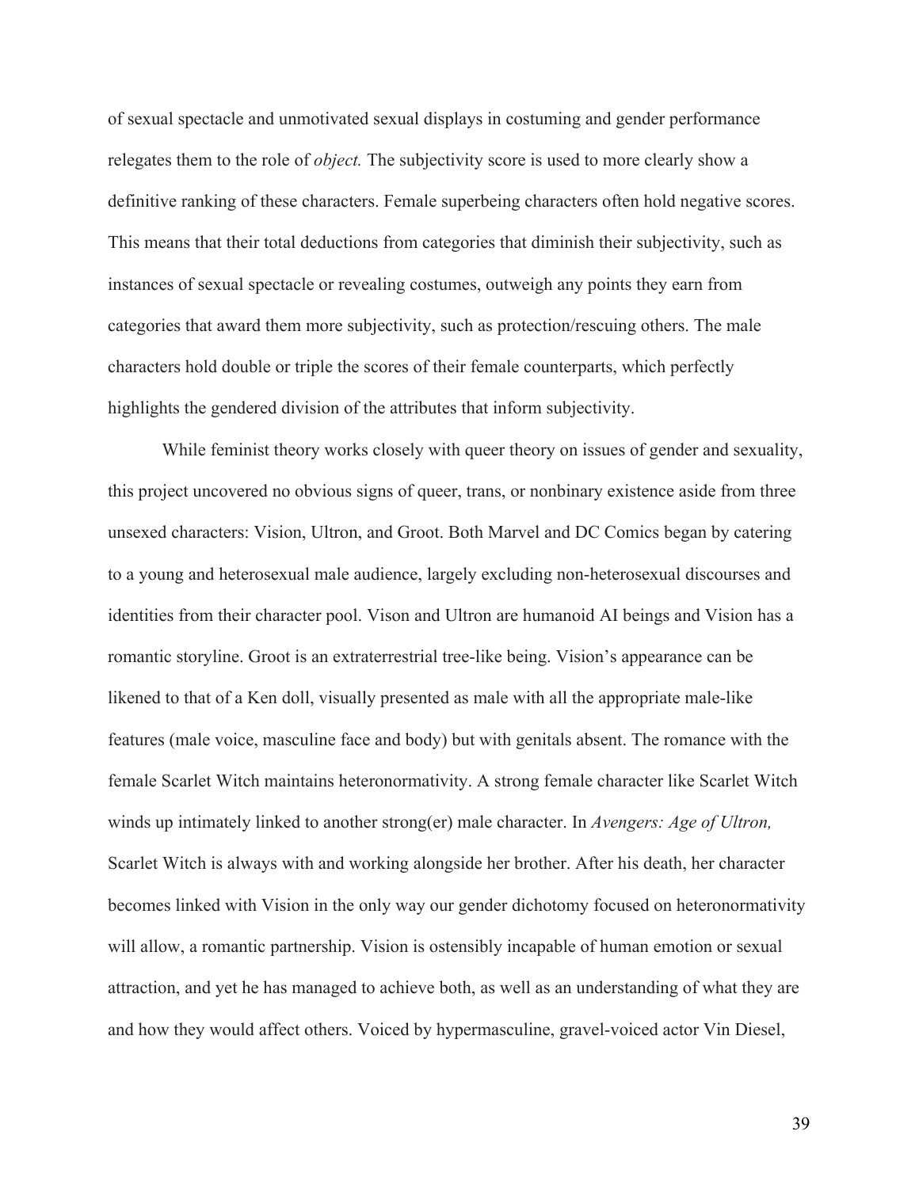of sexual spectacle and unmotivated sexual displays in costuming and gender performance relegates them to the role of *object.* The subjectivity score is used to more clearly show a definitive ranking of these characters. Female superbeing characters often hold negative scores. This means that their total deductions from categories that diminish their subjectivity, such as instances of sexual spectacle or revealing costumes, outweigh any points they earn from categories that award them more subjectivity, such as protection/rescuing others. The male characters hold double or triple the scores of their female counterparts, which perfectly highlights the gendered division of the attributes that inform subjectivity.

While feminist theory works closely with queer theory on issues of gender and sexuality, this project uncovered no obvious signs of queer, trans, or nonbinary existence aside from three unsexed characters: Vision, Ultron, and Groot. Both Marvel and DC Comics began by catering to a young and heterosexual male audience, largely excluding non-heterosexual discourses and identities from their character pool. Vison and Ultron are humanoid AI beings and Vision has a romantic storyline. Groot is an extraterrestrial tree-like being. Vision's appearance can be likened to that of a Ken doll, visually presented as male with all the appropriate male-like features (male voice, masculine face and body) but with genitals absent. The romance with the female Scarlet Witch maintains heteronormativity. A strong female character like Scarlet Witch winds up intimately linked to another strong(er) male character. In *Avengers: Age of Ultron,* Scarlet Witch is always with and working alongside her brother. After his death, her character becomes linked with Vision in the only way our gender dichotomy focused on heteronormativity will allow, a romantic partnership. Vision is ostensibly incapable of human emotion or sexual attraction, and yet he has managed to achieve both, as well as an understanding of what they are and how they would affect others. Voiced by hypermasculine, gravel-voiced actor Vin Diesel,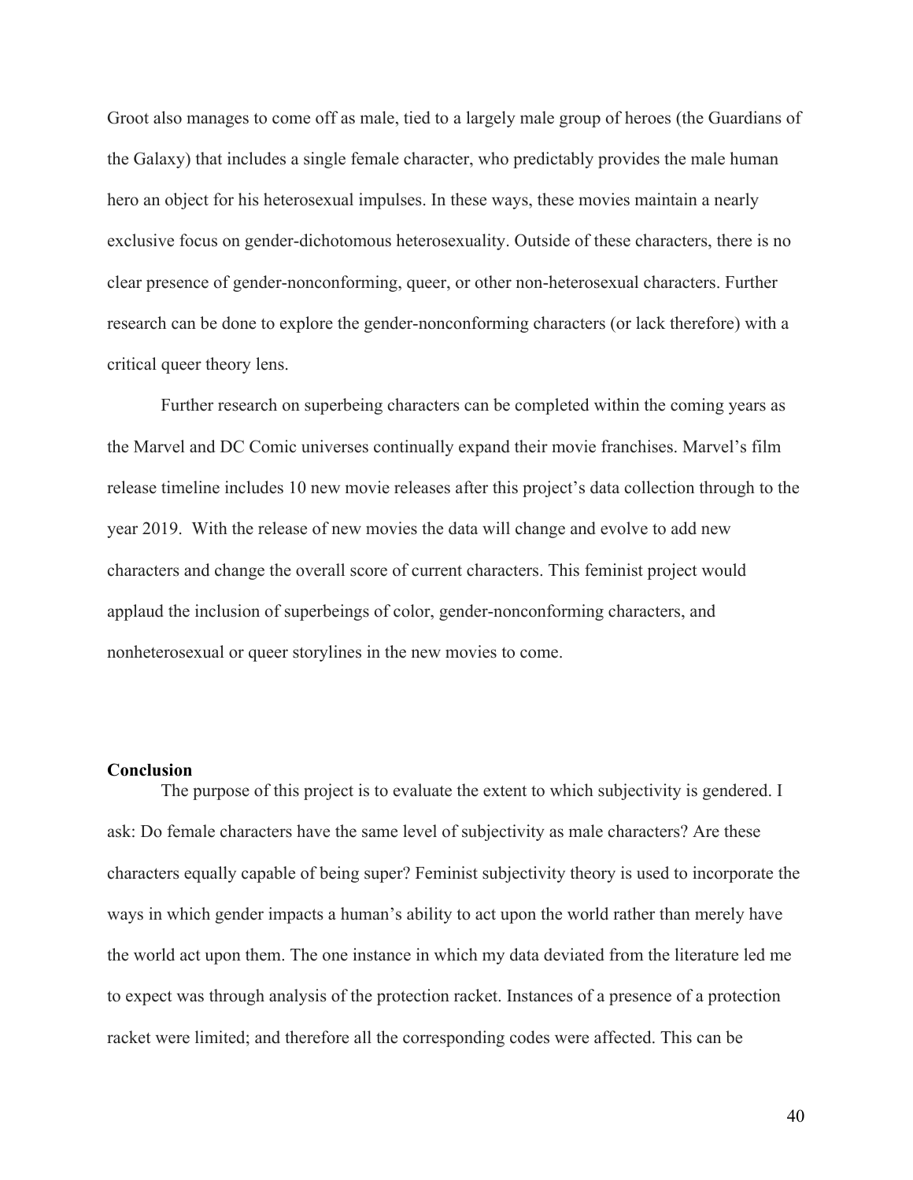Groot also manages to come off as male, tied to a largely male group of heroes (the Guardians of the Galaxy) that includes a single female character, who predictably provides the male human hero an object for his heterosexual impulses. In these ways, these movies maintain a nearly exclusive focus on gender-dichotomous heterosexuality. Outside of these characters, there is no clear presence of gender-nonconforming, queer, or other non-heterosexual characters. Further research can be done to explore the gender-nonconforming characters (or lack therefore) with a critical queer theory lens.

Further research on superbeing characters can be completed within the coming years as the Marvel and DC Comic universes continually expand their movie franchises. Marvel's film release timeline includes 10 new movie releases after this project's data collection through to the year 2019. With the release of new movies the data will change and evolve to add new characters and change the overall score of current characters. This feminist project would applaud the inclusion of superbeings of color, gender-nonconforming characters, and nonheterosexual or queer storylines in the new movies to come.

## Conclusion

The purpose of this project is to evaluate the extent to which subjectivity is gendered. I ask: Do female characters have the same level of subjectivity as male characters? Are these characters equally capable of being super? Feminist subjectivity theory is used to incorporate the ways in which gender impacts a human's ability to act upon the world rather than merely have the world act upon them. The one instance in which my data deviated from the literature led me to expect was through analysis of the protection racket. Instances of a presence of a protection racket were limited; and therefore all the corresponding codes were affected. This can be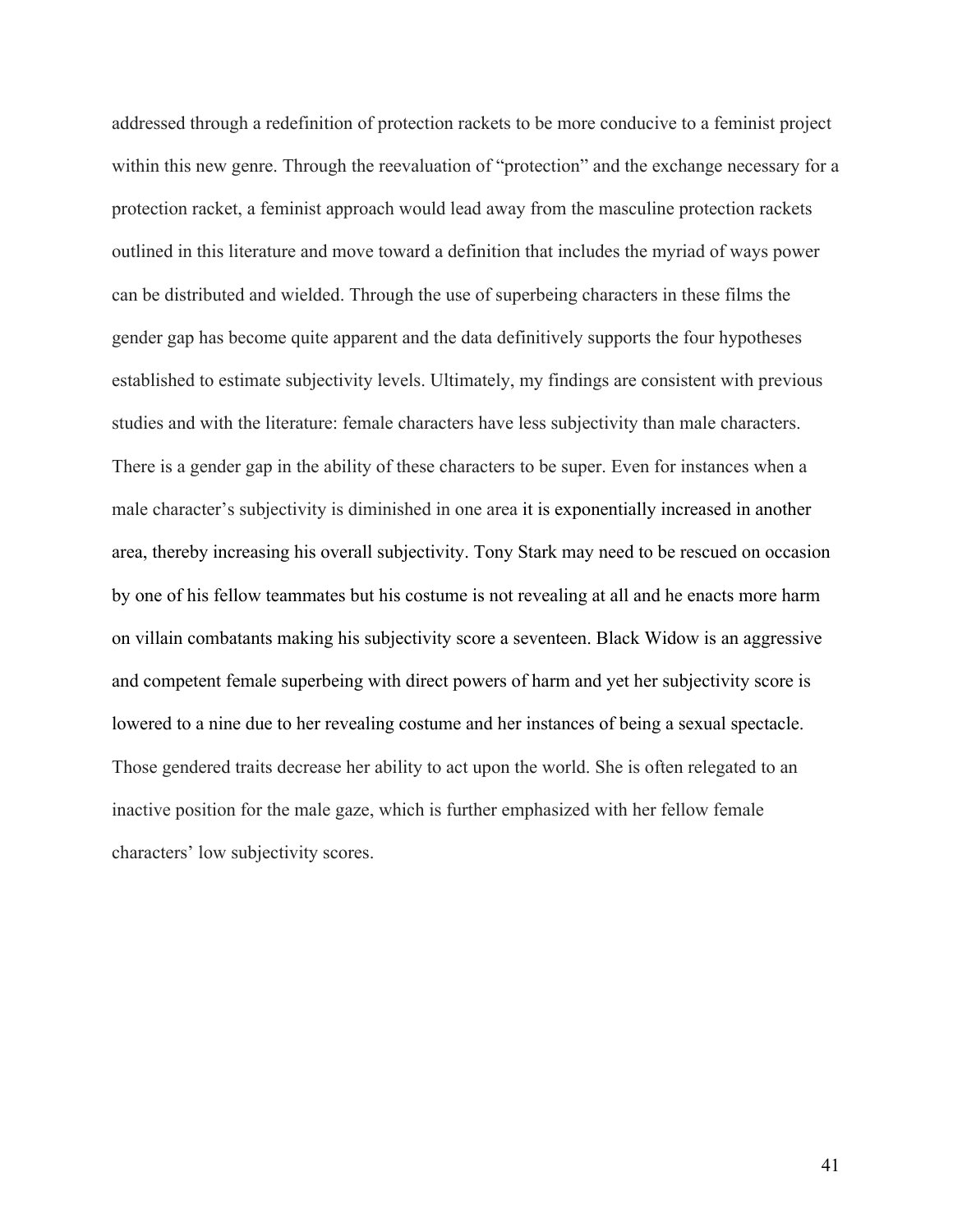addressed through a redefinition of protection rackets to be more conducive to a feminist project within this new genre. Through the reevaluation of "protection" and the exchange necessary for a protection racket, a feminist approach would lead away from the masculine protection rackets outlined in this literature and move toward a definition that includes the myriad of ways power can be distributed and wielded. Through the use of superbeing characters in these films the gender gap has become quite apparent and the data definitively supports the four hypotheses established to estimate subjectivity levels. Ultimately, my findings are consistent with previous studies and with the literature: female characters have less subjectivity than male characters. There is a gender gap in the ability of these characters to be super. Even for instances when a male character's subjectivity is diminished in one area it is exponentially increased in another area, thereby increasing his overall subjectivity. Tony Stark may need to be rescued on occasion by one of his fellow teammates but his costume is not revealing at all and he enacts more harm on villain combatants making his subjectivity score a seventeen. Black Widow is an aggressive and competent female superbeing with direct powers of harm and yet her subjectivity score is lowered to a nine due to her revealing costume and her instances of being a sexual spectacle. Those gendered traits decrease her ability to act upon the world. She is often relegated to an inactive position for the male gaze, which is further emphasized with her fellow female characters' low subjectivity scores.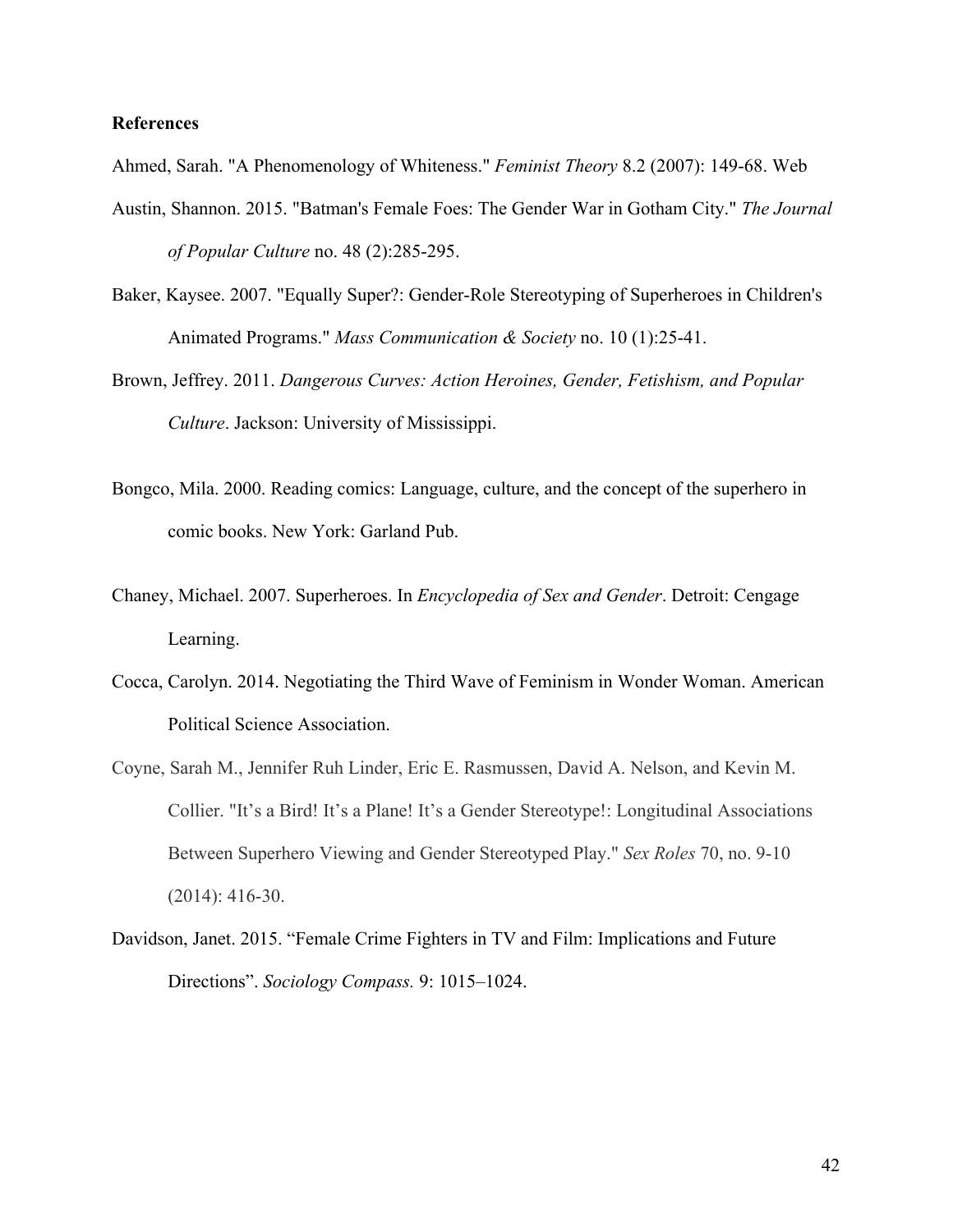**References**

Ahmed, Sarah. "A Phenomenology of Whiteness." *Feminist Theory* 8.2 (2007): 149-68. Web

Austin, Shannon. 2015. "Batman's Female Foes: The Gender War in Gotham City." *The Journal of Popular Culture* no. 48 (2):285-295.

Baker, Kaysee. 2007. "Equally Super?: Gender-Role Stereotyping of Superheroes in Children's Animated Programs." *Mass Communication & Society* no. 10 (1):25-41.

Brown, Jeffrey. 2011. *Dangerous Curves: Action Heroines, Gender, Fetishism, and Popular Culture*. Jackson: University of Mississippi.

Bongco, Mila. 2000. Reading comics: Language, culture, and the concept of the superhero in comic books. New York: Garland Pub.

Chaney, Michael. 2007. Superheroes. In *Encyclopedia of Sex and Gender*. Detroit: Cengage Learning.

Cocca, Carolyn. 2014. Negotiating the Third Wave of Feminism in Wonder Woman. American Political Science Association.

Coyne, Sarah M., Jennifer Ruh Linder, Eric E. Rasmussen, David A. Nelson, and Kevin M. Collier. "It's a Bird! It's a Plane! It's a Gender Stereotype!: Longitudinal Associations Between Superhero Viewing and Gender Stereotyped Play." *Sex Roles* 70, no. 9-10 (2014): 416-30.

Davidson, Janet. 2015. "Female Crime Fighters in TV and Film: Implications and Future Directions". *Sociology Compass.* 9: 1015–1024.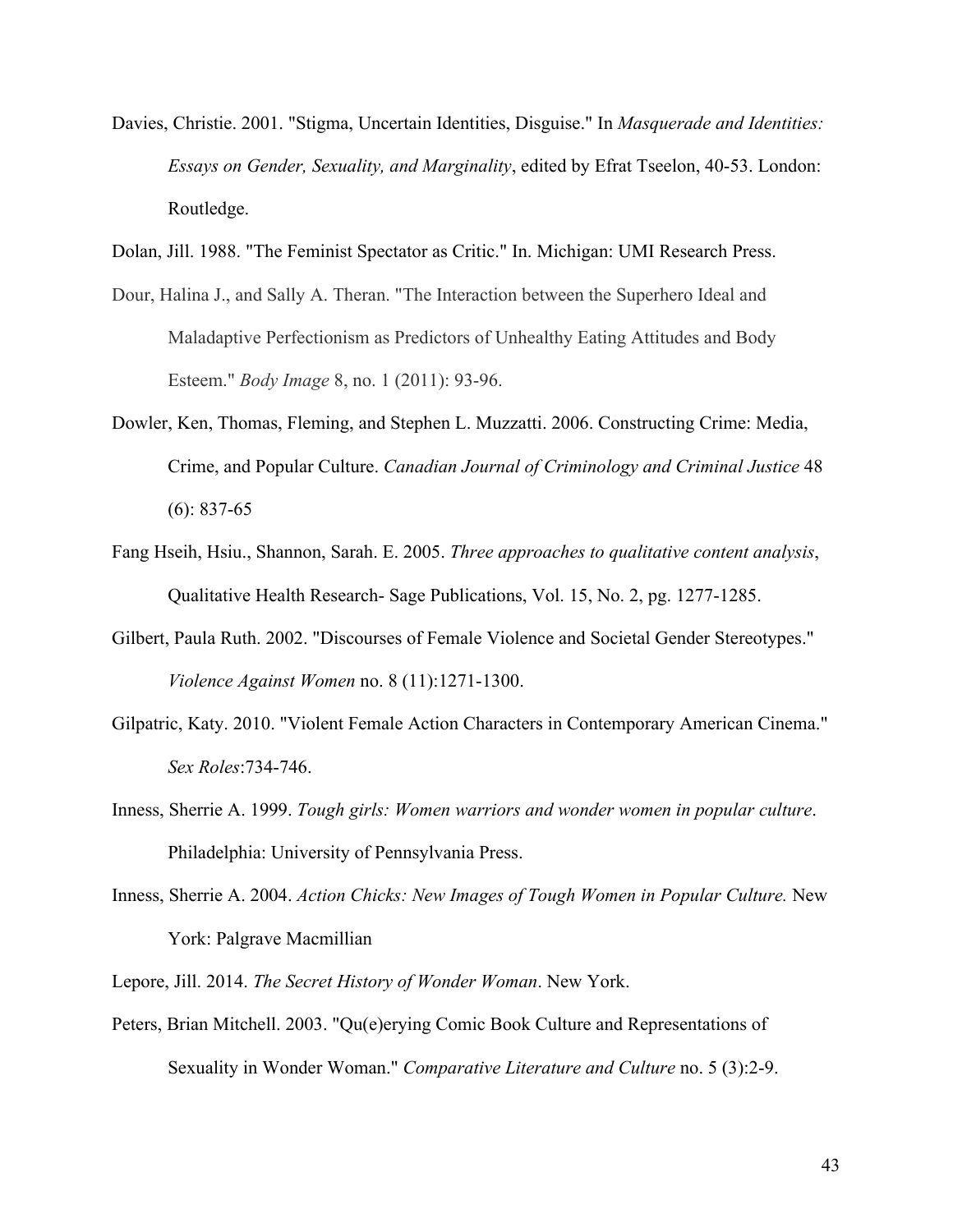Davies, Christie. 2001. "Stigma, Uncertain Identities, Disguise." In *Masquerade and Identities: Essays on Gender, Sexuality, and Marginality*, edited by Efrat Tseelon, 40-53. London: Routledge.

Dolan, Jill. 1988. "The Feminist Spectator as Critic." In. Michigan: UMI Research Press.

Dour, Halina J., and Sally A. Theran. "The Interaction between the Superhero Ideal and Maladaptive Perfectionism as Predictors of Unhealthy Eating Attitudes and Body Esteem." *Body Image* 8, no. 1 (2011): 93-96.

Dowler, Ken, Thomas, Fleming, and Stephen L. Muzzatti. 2006. Constructing Crime: Media, Crime, and Popular Culture. *Canadian Journal of Criminology and Criminal Justice* 48 (6): 837-65

Fang Hseih, Hsiu., Shannon, Sarah. E. 2005. *Three approaches to qualitative content analysis*, Qualitative Health Research- Sage Publications, Vol. 15, No. 2, pg. 1277-1285.

Gilbert, Paula Ruth. 2002. "Discourses of Female Violence and Societal Gender Stereotypes." *Violence Against Women* no. 8 (11):1271-1300.

Gilpatric, Katy. 2010. "Violent Female Action Characters in Contemporary American Cinema." *Sex Roles*:734-746.

Inness, Sherrie A. 1999. *Tough girls: Women warriors and wonder women in popular culture*. Philadelphia: University of Pennsylvania Press.

Inness, Sherrie A. 2004. *Action Chicks: New Images of Tough Women in Popular Culture.* New York: Palgrave Macmillian

Lepore, Jill. 2014. *The Secret History of Wonder Woman*. New York.

Peters, Brian Mitchell. 2003. "Qu(e)erying Comic Book Culture and Representations of Sexuality in Wonder Woman." *Comparative Literature and Culture* no. 5 (3):2-9.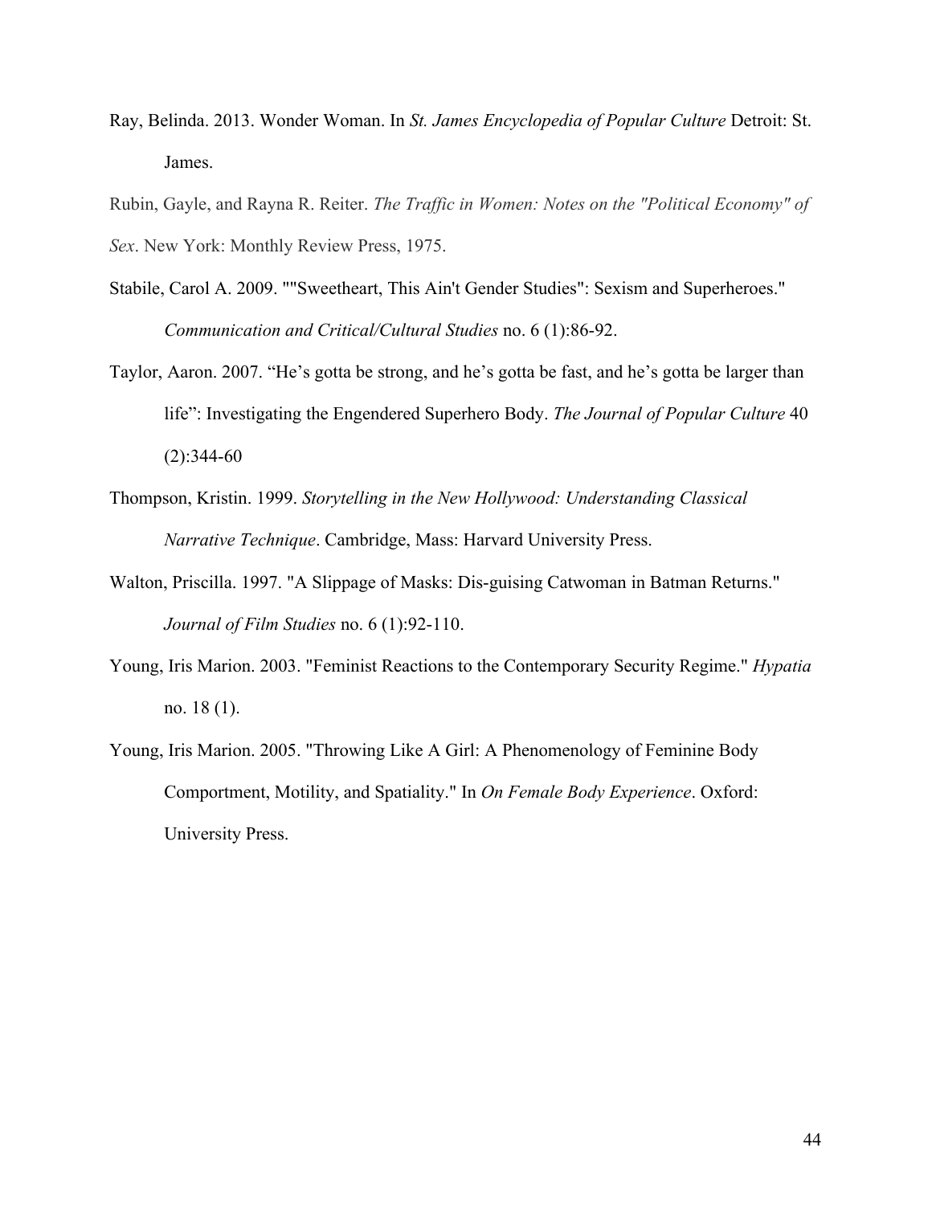Ray, Belinda. 2013. Wonder Woman. In *St. James Encyclopedia of Popular Culture* Detroit: St. James.

Rubin, Gayle, and Rayna R. Reiter. *The Traffic in Women: Notes on the "Political Economy" of Sex*. New York: Monthly Review Press, 1975.

Stabile, Carol A. 2009. ""Sweetheart, This Ain't Gender Studies": Sexism and Superheroes." *Communication and Critical/Cultural Studies* no. 6 (1):86-92.

Taylor, Aaron. 2007. "He's gotta be strong, and he's gotta be fast, and he's gotta be larger than life": Investigating the Engendered Superhero Body. *The Journal of Popular Culture* 40 (2):344-60

Thompson, Kristin. 1999. *Storytelling in the New Hollywood: Understanding Classical Narrative Technique*. Cambridge, Mass: Harvard University Press.

Walton, Priscilla. 1997. "A Slippage of Masks: Dis-guising Catwoman in Batman Returns." *Journal of Film Studies* no. 6 (1):92-110.

Young, Iris Marion. 2003. "Feminist Reactions to the Contemporary Security Regime." *Hypatia* no. 18 (1).

Young, Iris Marion. 2005. "Throwing Like A Girl: A Phenomenology of Feminine Body Comportment, Motility, and Spatiality." In *On Female Body Experience*. Oxford: University Press.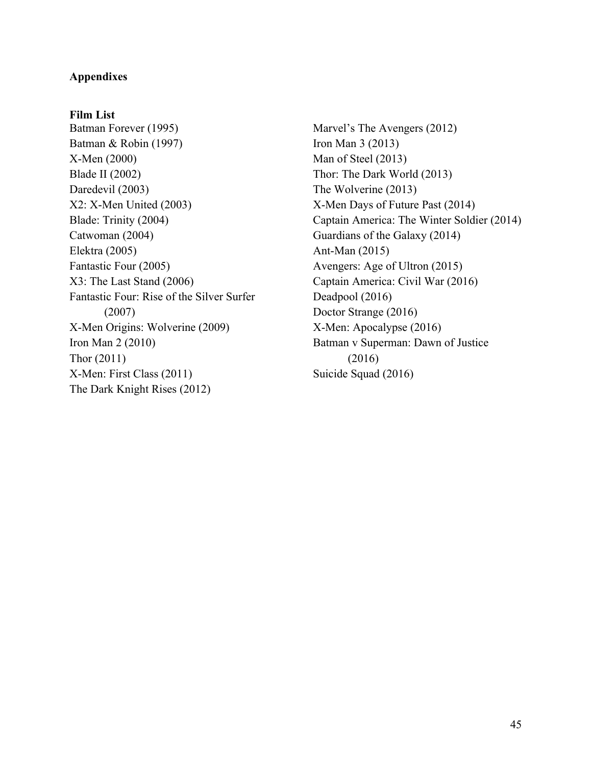**Appendixes**

**Film List**

Batman Forever (1995)
Batman & Robin (1997)
X-Men (2000)
Blade II (2002)
Daredevil (2003)
X2: X-Men United (2003)
Blade: Trinity (2004)
Catwoman (2004)
Elektra (2005)
Fantastic Four (2005)
X3: The Last Stand (2006)
Fantastic Four: Rise of the Silver Surfer (2007)
X-Men Origins: Wolverine (2009)
Iron Man 2 (2010)
Thor (2011)
X-Men: First Class (2011)
The Dark Knight Rises (2012)
Marvel's The Avengers (2012)
Iron Man 3 (2013)
Man of Steel (2013)
Thor: The Dark World (2013)
The Wolverine (2013)
X-Men Days of Future Past (2014)
Captain America: The Winter Soldier (2014)
Guardians of the Galaxy (2014)
Ant-Man (2015)
Avengers: Age of Ultron (2015)
Captain America: Civil War (2016)
Deadpool (2016)
Doctor Strange (2016)
X-Men: Apocalypse (2016)
Batman v Superman: Dawn of Justice (2016)
Suicide Squad (2016)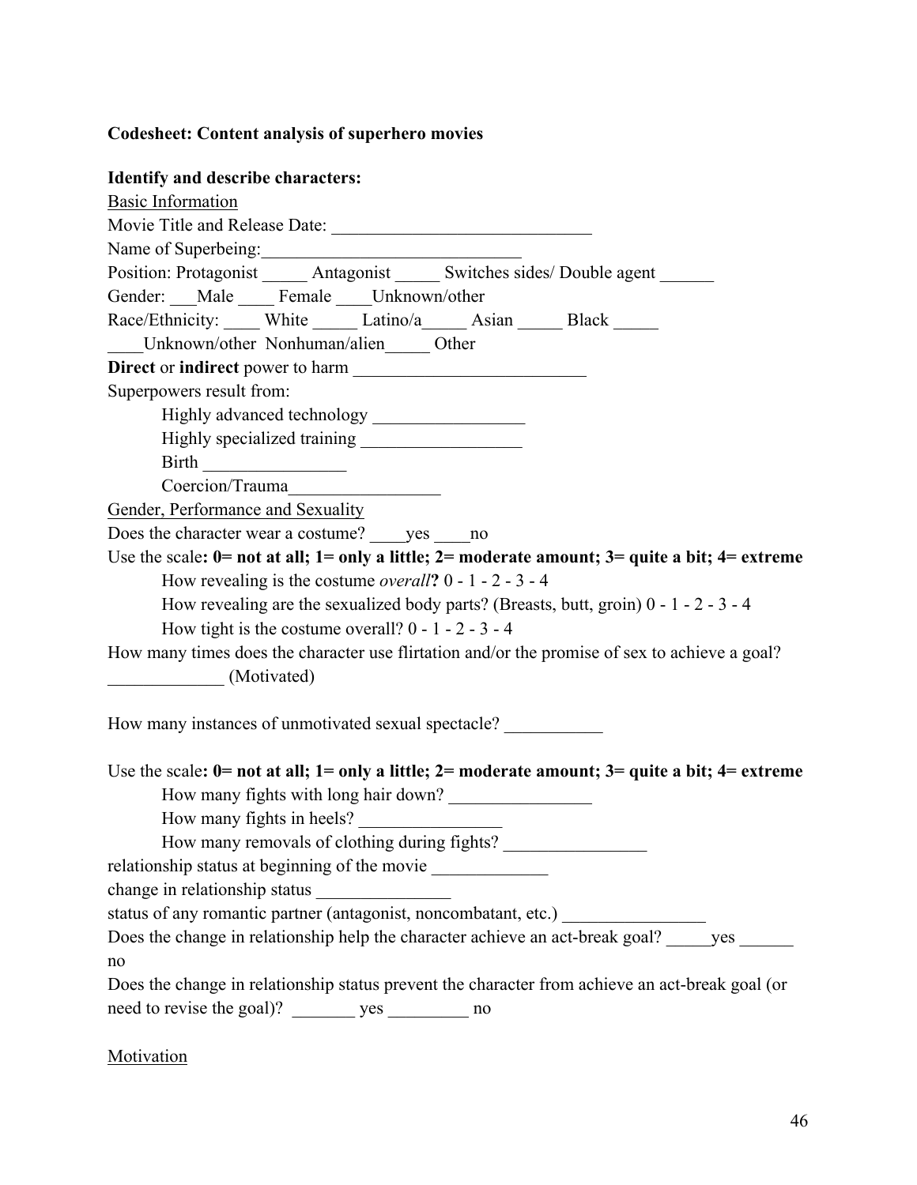**Codesheet: Content analysis of superhero movies**

**Identify and describe characters:**

Basic Information

Movie Title and Release Date: ______________________________

Name of Superbeing:______________________________

Position: Protagonist _____ Antagonist _____ Switches sides/ Double agent ______

Gender: ___Male ____ Female ____Unknown/other

Race/Ethnicity: ____ White _____ Latino/a_____ Asian _____ Black _____

____Unknown/other Nonhuman/alien_____ Other

**Direct** or **indirect** power to harm ___________________________

Superpowers result from:

- Highly advanced technology _________________
- Highly specialized training __________________
- Birth ________________
- Coercion/Trauma_________________

Gender, Performance and Sexuality

Does the character wear a costume? ____yes ____no

Use the scale**: 0= not at all; 1= only a little; 2= moderate amount; 3= quite a bit; 4= extreme**

- How revealing is the costume *overall***?** 0 - 1 - 2 - 3 - 4
- How revealing are the sexualized body parts? (Breasts, butt, groin) 0 - 1 - 2 - 3 - 4
- How tight is the costume overall? 0 - 1 - 2 - 3 - 4

How many times does the character use flirtation and/or the promise of sex to achieve a goal? _____________ (Motivated)

How many instances of unmotivated sexual spectacle? ___________

Use the scale**: 0= not at all; 1= only a little; 2= moderate amount; 3= quite a bit; 4= extreme**

- How many fights with long hair down? ________________
- How many fights in heels? ________________
- How many removals of clothing during fights? ________________

relationship status at beginning of the movie _____________

change in relationship status _______________

status of any romantic partner (antagonist, noncombatant, etc.) ________________

Does the change in relationship help the character achieve an act-break goal? _____yes ______ no

Does the change in relationship status prevent the character from achieve an act-break goal (or need to revise the goal)? _______ yes _________ no

Motivation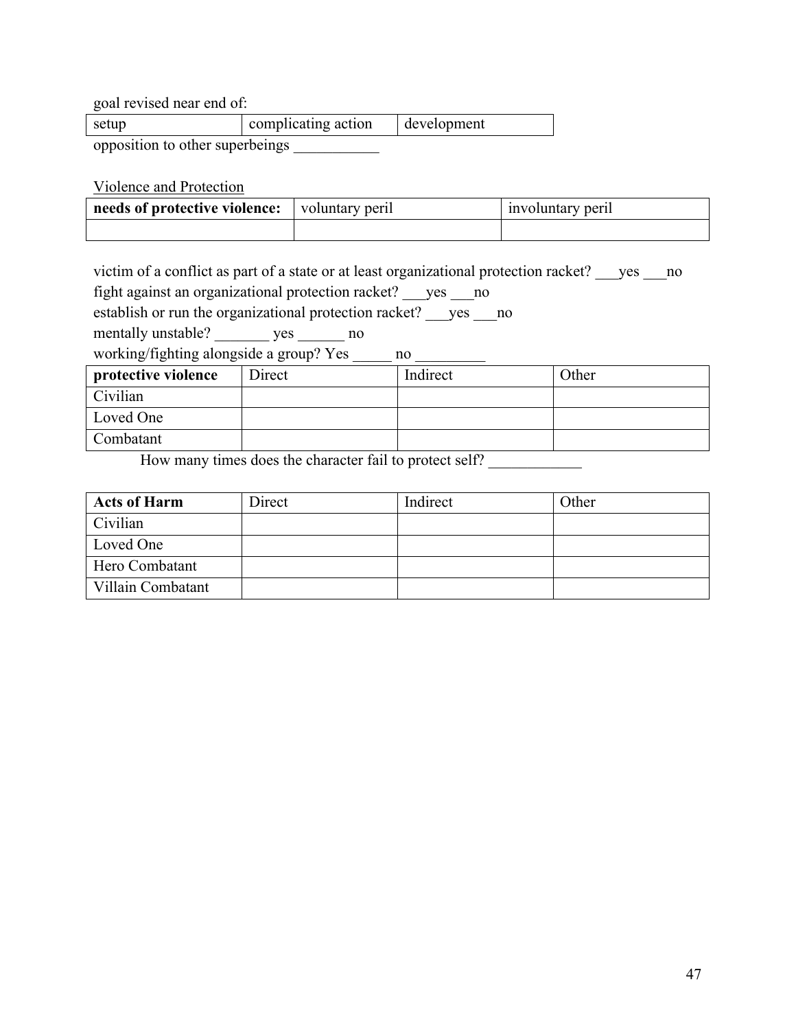goal revised near end of:

| | | |
|---|---|---|
| setup | complicating action | development |

opposition to other superbeings ___________

Violence and Protection

| **needs of protective violence:** | voluntary peril | involuntary peril |
|---|---|---|
| | | |

victim of a conflict as part of a state or at least organizational protection racket? ___yes ___no

fight against an organizational protection racket? ___yes ___no

establish or run the organizational protection racket? ___yes ___no

mentally unstable? _______ yes ______ no

working/fighting alongside a group? Yes _____ no _________

| **protective violence** | Direct | Indirect | Other |
|---|---|---|---|
| Civilian | | | |
| Loved One | | | |
| Combatant | | | |

How many times does the character fail to protect self? ____________

| **Acts of Harm** | Direct | Indirect | Other |
|---|---|---|---|
| Civilian | | | |
| Loved One | | | |
| Hero Combatant | | | |
| Villain Combatant | | | |